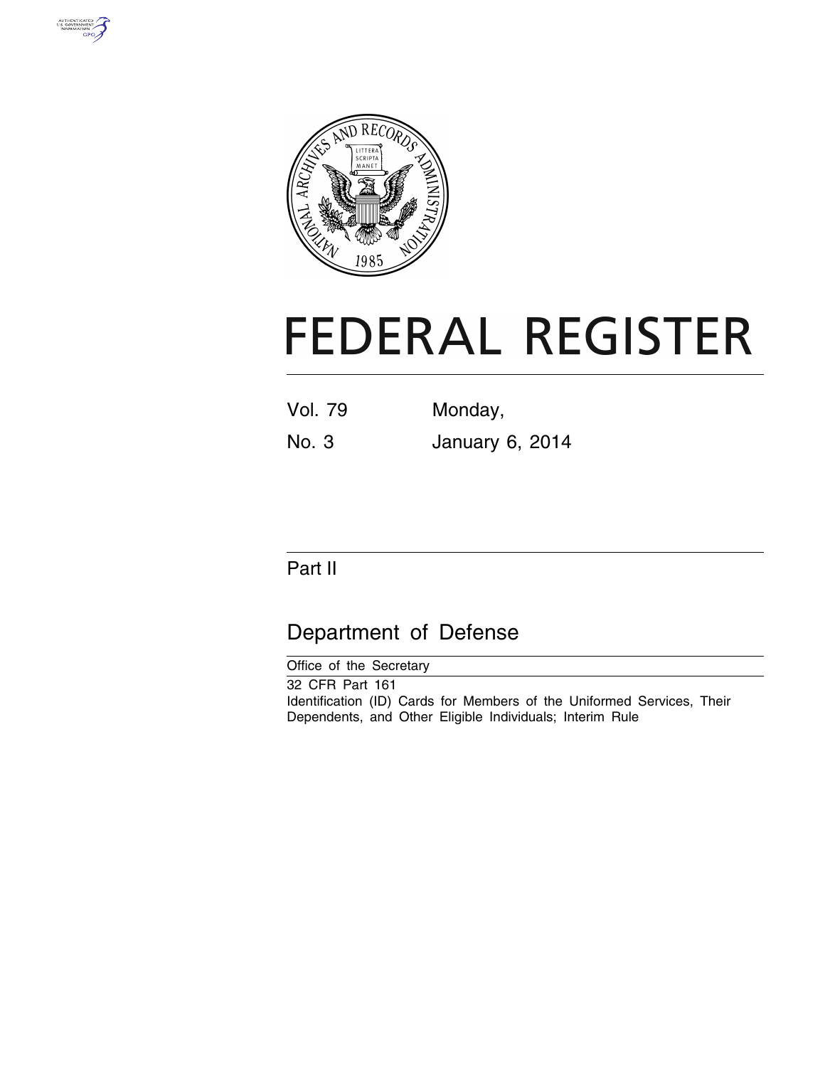# FEDERAL REGISTER

Vol. 79 Monday,

No. 3 January 6, 2014

## Part II

## Department of Defense

Office of the Secretary

32 CFR Part 161

Identification (ID) Cards for Members of the Uniformed Services, Their Dependents, and Other Eligible Individuals; Interim Rule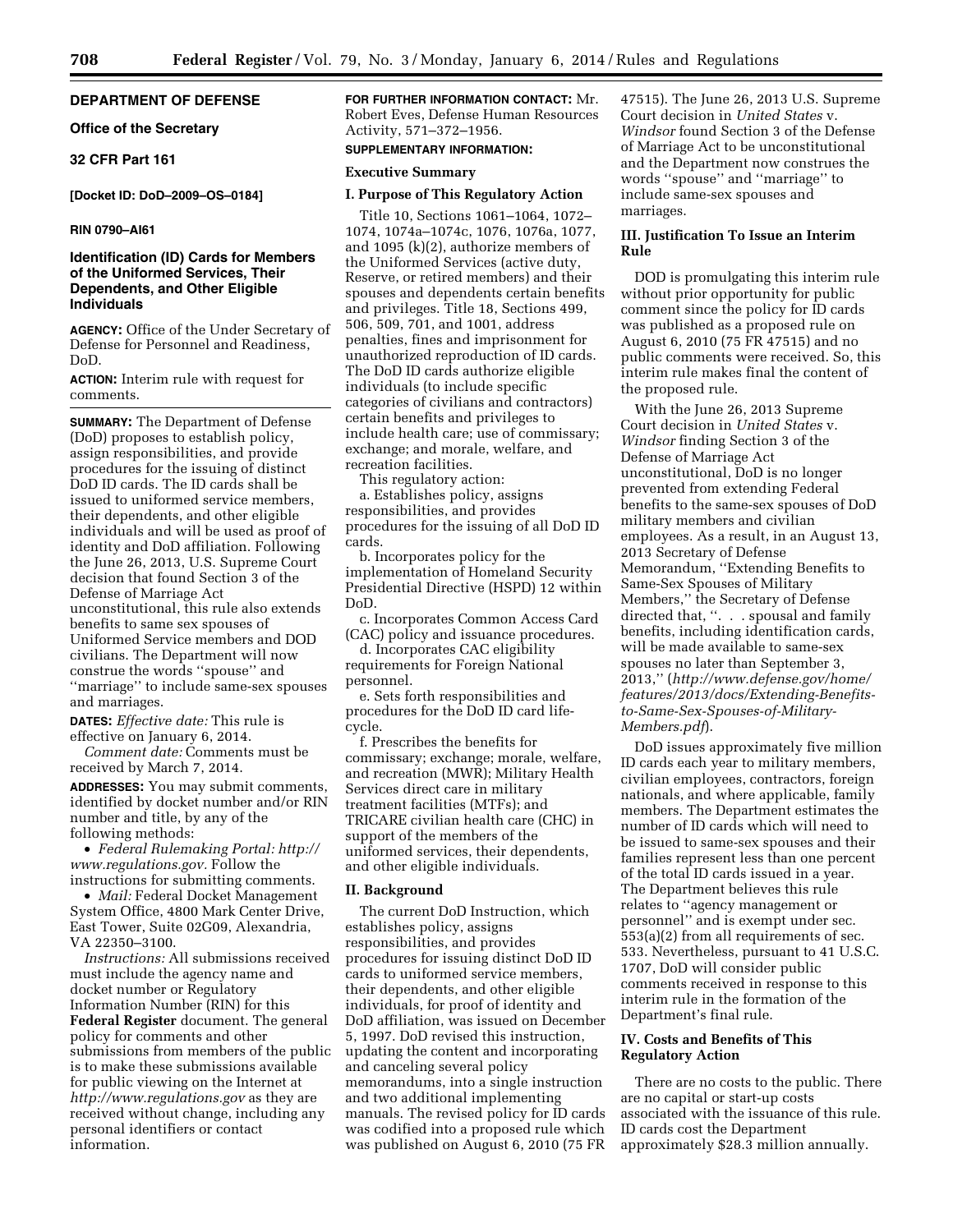## DEPARTMENT OF DEFENSE

### Office of the Secretary

### 32 CFR Part 161

**[Docket ID: DoD–2009–OS–0184]**

**RIN 0790–AI61**

### Identification (ID) Cards for Members of the Uniformed Services, Their Dependents, and Other Eligible Individuals

**AGENCY:** Office of the Under Secretary of Defense for Personnel and Readiness, DoD.

**ACTION:** Interim rule with request for comments.

**SUMMARY:** The Department of Defense (DoD) proposes to establish policy, assign responsibilities, and provide procedures for the issuing of distinct DoD ID cards. The ID cards shall be issued to uniformed service members, their dependents, and other eligible individuals and will be used as proof of identity and DoD affiliation. Following the June 26, 2013, U.S. Supreme Court decision that found Section 3 of the Defense of Marriage Act unconstitutional, this rule also extends benefits to same sex spouses of Uniformed Service members and DOD civilians. The Department will now construe the words ''spouse'' and ''marriage'' to include same-sex spouses and marriages.

**DATES:** *Effective date:* This rule is effective on January 6, 2014.

*Comment date:* Comments must be received by March 7, 2014.

**ADDRESSES:** You may submit comments, identified by docket number and/or RIN number and title, by any of the following methods:

- *Federal Rulemaking Portal: http://www.regulations.gov.* Follow the instructions for submitting comments.
- *Mail:* Federal Docket Management System Office, 4800 Mark Center Drive, East Tower, Suite 02G09, Alexandria, VA 22350–3100.

*Instructions:* All submissions received must include the agency name and docket number or Regulatory Information Number (RIN) for this **Federal Register** document. The general policy for comments and other submissions from members of the public is to make these submissions available for public viewing on the Internet at *http://www.regulations.gov* as they are received without change, including any personal identifiers or contact information.

**FOR FURTHER INFORMATION CONTACT:** Mr. Robert Eves, Defense Human Resources Activity, 571–372–1956.

**SUPPLEMENTARY INFORMATION:**

#### Executive Summary

#### I. Purpose of This Regulatory Action

Title 10, Sections 1061–1064, 1072–1074, 1074a–1074c, 1076, 1076a, 1077, and 1095 (k)(2), authorize members of the Uniformed Services (active duty, Reserve, or retired members) and their spouses and dependents certain benefits and privileges. Title 18, Sections 499, 506, 509, 701, and 1001, address penalties, fines and imprisonment for unauthorized reproduction of ID cards. The DoD ID cards authorize eligible individuals (to include specific categories of civilians and contractors) certain benefits and privileges to include health care; use of commissary; exchange; and morale, welfare, and recreation facilities.

This regulatory action:

a. Establishes policy, assigns responsibilities, and provides procedures for the issuing of all DoD ID cards.

b. Incorporates policy for the implementation of Homeland Security Presidential Directive (HSPD) 12 within DoD.

c. Incorporates Common Access Card (CAC) policy and issuance procedures.

d. Incorporates CAC eligibility requirements for Foreign National personnel.

e. Sets forth responsibilities and procedures for the DoD ID card life-cycle.

f. Prescribes the benefits for commissary; exchange; morale, welfare, and recreation (MWR); Military Health Services direct care in military treatment facilities (MTFs); and TRICARE civilian health care (CHC) in support of the members of the uniformed services, their dependents, and other eligible individuals.

#### II. Background

The current DoD Instruction, which establishes policy, assigns responsibilities, and provides procedures for issuing distinct DoD ID cards to uniformed service members, their dependents, and other eligible individuals, for proof of identity and DoD affiliation, was issued on December 5, 1997. DoD revised this instruction, updating the content and incorporating and canceling several policy memorandums, into a single instruction and two additional implementing manuals. The revised policy for ID cards was codified into a proposed rule which was published on August 6, 2010 (75 FR 47515). The June 26, 2013 U.S. Supreme Court decision in *United States* v. *Windsor* found Section 3 of the Defense of Marriage Act to be unconstitutional and the Department now construes the words ''spouse'' and ''marriage'' to include same-sex spouses and marriages.

#### III. Justification To Issue an Interim Rule

DOD is promulgating this interim rule without prior opportunity for public comment since the policy for ID cards was published as a proposed rule on August 6, 2010 (75 FR 47515) and no public comments were received. So, this interim rule makes final the content of the proposed rule.

With the June 26, 2013 Supreme Court decision in *United States* v. *Windsor* finding Section 3 of the Defense of Marriage Act unconstitutional, DoD is no longer prevented from extending Federal benefits to the same-sex spouses of DoD military members and civilian employees. As a result, in an August 13, 2013 Secretary of Defense Memorandum, ''Extending Benefits to Same-Sex Spouses of Military Members,'' the Secretary of Defense directed that, ''. . . spousal and family benefits, including identification cards, will be made available to same-sex spouses no later than September 3, 2013,'' (*http://www.defense.gov/home/features/2013/docs/Extending-Benefits-to-Same-Sex-Spouses-of-Military-Members.pdf*).

DoD issues approximately five million ID cards each year to military members, civilian employees, contractors, foreign nationals, and where applicable, family members. The Department estimates the number of ID cards which will need to be issued to same-sex spouses and their families represent less than one percent of the total ID cards issued in a year. The Department believes this rule relates to ''agency management or personnel'' and is exempt under sec. 553(a)(2) from all requirements of sec. 533. Nevertheless, pursuant to 41 U.S.C. 1707, DoD will consider public comments received in response to this interim rule in the formation of the Department's final rule.

#### IV. Costs and Benefits of This Regulatory Action

There are no costs to the public. There are no capital or start-up costs associated with the issuance of this rule. ID cards cost the Department approximately $28.3 million annually.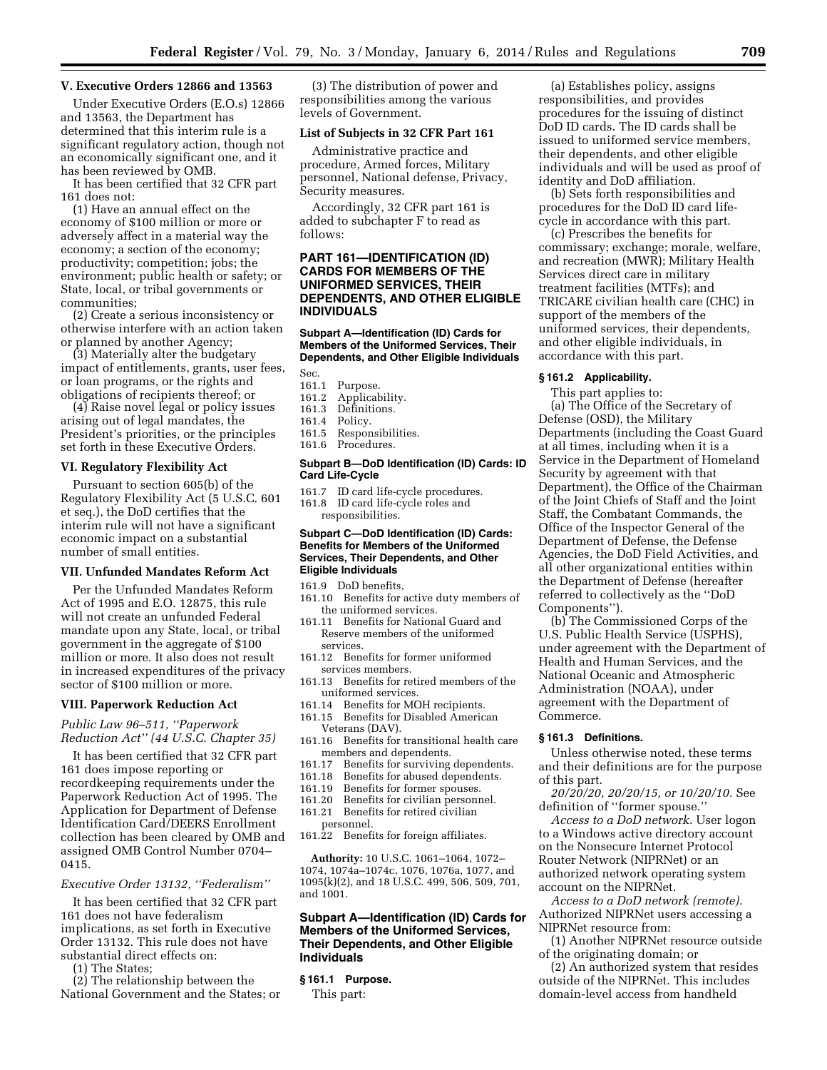### V. Executive Orders 12866 and 13563

Under Executive Orders (E.O.s) 12866 and 13563, the Department has determined that this interim rule is a significant regulatory action, though not an economically significant one, and it has been reviewed by OMB.

It has been certified that 32 CFR part 161 does not:

(1) Have an annual effect on the economy of $100 million or more or adversely affect in a material way the economy; a section of the economy; productivity; competition; jobs; the environment; public health or safety; or State, local, or tribal governments or communities;

(2) Create a serious inconsistency or otherwise interfere with an action taken or planned by another Agency;

(3) Materially alter the budgetary impact of entitlements, grants, user fees, or loan programs, or the rights and obligations of recipients thereof; or

(4) Raise novel legal or policy issues arising out of legal mandates, the President's priorities, or the principles set forth in these Executive Orders.

### VI. Regulatory Flexibility Act

Pursuant to section 605(b) of the Regulatory Flexibility Act (5 U.S.C. 601 et seq.), the DoD certifies that the interim rule will not have a significant economic impact on a substantial number of small entities.

### VII. Unfunded Mandates Reform Act

Per the Unfunded Mandates Reform Act of 1995 and E.O. 12875, this rule will not create an unfunded Federal mandate upon any State, local, or tribal government in the aggregate of $100 million or more. It also does not result in increased expenditures of the privacy sector of $100 million or more.

### VIII. Paperwork Reduction Act

*Public Law 96–511, "Paperwork Reduction Act" (44 U.S.C. Chapter 35)*

It has been certified that 32 CFR part 161 does impose reporting or recordkeeping requirements under the Paperwork Reduction Act of 1995. The Application for Department of Defense Identification Card/DEERS Enrollment collection has been cleared by OMB and assigned OMB Control Number 0704–0415.

*Executive Order 13132, "Federalism"*

It has been certified that 32 CFR part 161 does not have federalism implications, as set forth in Executive Order 13132. This rule does not have substantial direct effects on:

(1) The States;

(2) The relationship between the National Government and the States; or

(3) The distribution of power and responsibilities among the various levels of Government.

### List of Subjects in 32 CFR Part 161

Administrative practice and procedure, Armed forces, Military personnel, National defense, Privacy, Security measures.

Accordingly, 32 CFR part 161 is added to subchapter F to read as follows:

## PART 161—IDENTIFICATION (ID) CARDS FOR MEMBERS OF THE UNIFORMED SERVICES, THEIR DEPENDENTS, AND OTHER ELIGIBLE INDIVIDUALS

#### Subpart A—Identification (ID) Cards for Members of the Uniformed Services, Their Dependents, and Other Eligible Individuals

Sec.
161.1 Purpose.
161.2 Applicability.
161.3 Definitions.
161.4 Policy.
161.5 Responsibilities.
161.6 Procedures.

#### Subpart B—DoD Identification (ID) Cards: ID Card Life-Cycle

161.7 ID card life-cycle procedures.
161.8 ID card life-cycle roles and responsibilities.

#### Subpart C—DoD Identification (ID) Cards: Benefits for Members of the Uniformed Services, Their Dependents, and Other Eligible Individuals

161.9 DoD benefits,
161.10 Benefits for active duty members of the uniformed services.
161.11 Benefits for National Guard and Reserve members of the uniformed services.
161.12 Benefits for former uniformed services members.
161.13 Benefits for retired members of the uniformed services.
161.14 Benefits for MOH recipients.
161.15 Benefits for Disabled American Veterans (DAV).
161.16 Benefits for transitional health care members and dependents.
161.17 Benefits for surviving dependents.
161.18 Benefits for abused dependents.
161.19 Benefits for former spouses.
161.20 Benefits for civilian personnel.
161.21 Benefits for retired civilian personnel.
161.22 Benefits for foreign affiliates.

**Authority:** 10 U.S.C. 1061–1064, 1072–1074, 1074a–1074c, 1076, 1076a, 1077, and 1095(k)(2), and 18 U.S.C. 499, 506, 509, 701, and 1001.

### Subpart A—Identification (ID) Cards for Members of the Uniformed Services, Their Dependents, and Other Eligible Individuals

#### § 161.1 Purpose.

This part:

(a) Establishes policy, assigns responsibilities, and provides procedures for the issuing of distinct DoD ID cards. The ID cards shall be issued to uniformed service members, their dependents, and other eligible individuals and will be used as proof of identity and DoD affiliation.

(b) Sets forth responsibilities and procedures for the DoD ID card life-cycle in accordance with this part.

(c) Prescribes the benefits for commissary; exchange; morale, welfare, and recreation (MWR); Military Health Services direct care in military treatment facilities (MTFs); and TRICARE civilian health care (CHC) in support of the members of the uniformed services, their dependents, and other eligible individuals, in accordance with this part.

#### § 161.2 Applicability.

This part applies to:

(a) The Office of the Secretary of Defense (OSD), the Military Departments (including the Coast Guard at all times, including when it is a Service in the Department of Homeland Security by agreement with that Department), the Office of the Chairman of the Joint Chiefs of Staff and the Joint Staff, the Combatant Commands, the Office of the Inspector General of the Department of Defense, the Defense Agencies, the DoD Field Activities, and all other organizational entities within the Department of Defense (hereafter referred to collectively as the "DoD Components").

(b) The Commissioned Corps of the U.S. Public Health Service (USPHS), under agreement with the Department of Health and Human Services, and the National Oceanic and Atmospheric Administration (NOAA), under agreement with the Department of Commerce.

#### § 161.3 Definitions.

Unless otherwise noted, these terms and their definitions are for the purpose of this part.

*20/20/20, 20/20/15, or 10/20/10.* See definition of "former spouse."

*Access to a DoD network.* User logon to a Windows active directory account on the Nonsecure Internet Protocol Router Network (NIPRNet) or an authorized network operating system account on the NIPRNet.

*Access to a DoD network (remote).* Authorized NIPRNet users accessing a NIPRNet resource from:

(1) Another NIPRNet resource outside of the originating domain; or

(2) An authorized system that resides outside of the NIPRNet. This includes domain-level access from handheld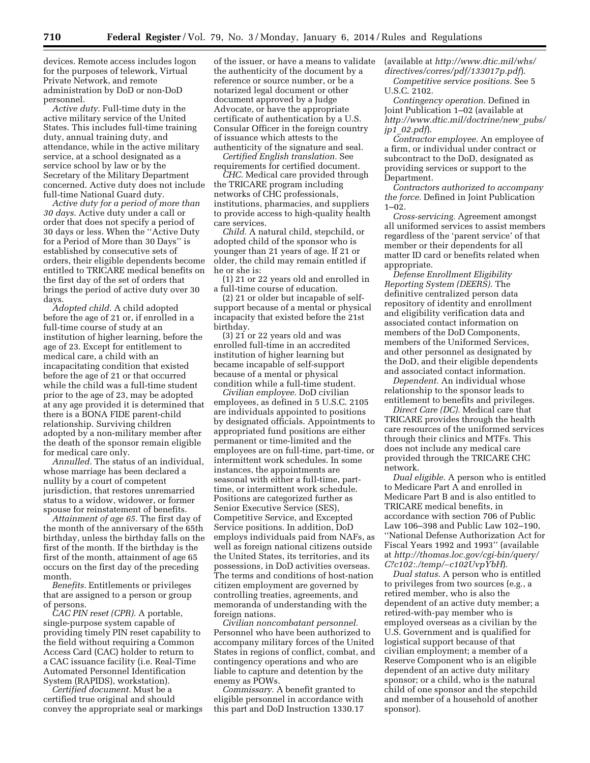devices. Remote access includes logon for the purposes of telework, Virtual Private Network, and remote administration by DoD or non-DoD personnel.

*Active duty.* Full-time duty in the active military service of the United States. This includes full-time training duty, annual training duty, and attendance, while in the active military service, at a school designated as a service school by law or by the Secretary of the Military Department concerned. Active duty does not include full-time National Guard duty.

*Active duty for a period of more than 30 days.* Active duty under a call or order that does not specify a period of 30 days or less. When the ''Active Duty for a Period of More than 30 Days'' is established by consecutive sets of orders, their eligible dependents become entitled to TRICARE medical benefits on the first day of the set of orders that brings the period of active duty over 30 days.

*Adopted child.* A child adopted before the age of 21 or, if enrolled in a full-time course of study at an institution of higher learning, before the age of 23. Except for entitlement to medical care, a child with an incapacitating condition that existed before the age of 21 or that occurred while the child was a full-time student prior to the age of 23, may be adopted at any age provided it is determined that there is a BONA FIDE parent-child relationship. Surviving children adopted by a non-military member after the death of the sponsor remain eligible for medical care only.

*Annulled.* The status of an individual, whose marriage has been declared a nullity by a court of competent jurisdiction, that restores unremarried status to a widow, widower, or former spouse for reinstatement of benefits.

*Attainment of age 65.* The first day of the month of the anniversary of the 65th birthday, unless the birthday falls on the first of the month. If the birthday is the first of the month, attainment of age 65 occurs on the first day of the preceding month.

*Benefits.* Entitlements or privileges that are assigned to a person or group of persons.

*CAC PIN reset (CPR).* A portable, single-purpose system capable of providing timely PIN reset capability to the field without requiring a Common Access Card (CAC) holder to return to a CAC issuance facility (i.e. Real-Time Automated Personnel Identification System (RAPIDS), workstation).

*Certified document.* Must be a certified true original and should convey the appropriate seal or markings of the issuer, or have a means to validate the authenticity of the document by a reference or source number, or be a notarized legal document or other document approved by a Judge Advocate, or have the appropriate certificate of authentication by a U.S. Consular Officer in the foreign country of issuance which attests to the authenticity of the signature and seal.

*Certified English translation.* See requirements for certified document.

*CHC.* Medical care provided through the TRICARE program including networks of CHC professionals, institutions, pharmacies, and suppliers to provide access to high-quality health care services.

*Child.* A natural child, stepchild, or adopted child of the sponsor who is younger than 21 years of age. If 21 or older, the child may remain entitled if he or she is:

(1) 21 or 22 years old and enrolled in a full-time course of education.

(2) 21 or older but incapable of self-support because of a mental or physical incapacity that existed before the 21st birthday.

(3) 21 or 22 years old and was enrolled full-time in an accredited institution of higher learning but became incapable of self-support because of a mental or physical condition while a full-time student.

*Civilian employee.* DoD civilian employees, as defined in 5 U.S.C. 2105 are individuals appointed to positions by designated officials. Appointments to appropriated fund positions are either permanent or time-limited and the employees are on full-time, part-time, or intermittent work schedules. In some instances, the appointments are seasonal with either a full-time, part-time, or intermittent work schedule. Positions are categorized further as Senior Executive Service (SES), Competitive Service, and Excepted Service positions. In addition, DoD employs individuals paid from NAFs, as well as foreign national citizens outside the United States, its territories, and its possessions, in DoD activities overseas. The terms and conditions of host-nation citizen employment are governed by controlling treaties, agreements, and memoranda of understanding with the foreign nations.

*Civilian noncombatant personnel.* Personnel who have been authorized to accompany military forces of the United States in regions of conflict, combat, and contingency operations and who are liable to capture and detention by the enemy as POWs.

*Commissary.* A benefit granted to eligible personnel in accordance with this part and DoD Instruction 1330.17 (available at *http://www.dtic.mil/whs/directives/corres/pdf/133017p.pdf*).

*Competitive service positions.* See 5 U.S.C. 2102.

*Contingency operation.* Defined in Joint Publication 1–02 (available at *http://www.dtic.mil/doctrine/new_pubs/jp1_02.pdf*).

*Contractor employee.* An employee of a firm, or individual under contract or subcontract to the DoD, designated as providing services or support to the Department.

*Contractors authorized to accompany the force.* Defined in Joint Publication 1–02.

*Cross-servicing.* Agreement amongst all uniformed services to assist members regardless of the 'parent service' of that member or their dependents for all matter ID card or benefits related when appropriate.

*Defense Enrollment Eligibility Reporting System (DEERS).* The definitive centralized person data repository of identity and enrollment and eligibility verification data and associated contact information on members of the DoD Components, members of the Uniformed Services, and other personnel as designated by the DoD, and their eligible dependents and associated contact information.

*Dependent.* An individual whose relationship to the sponsor leads to entitlement to benefits and privileges.

*Direct Care (DC).* Medical care that TRICARE provides through the health care resources of the uniformed services through their clinics and MTFs. This does not include any medical care provided through the TRICARE CHC network.

*Dual eligible.* A person who is entitled to Medicare Part A and enrolled in Medicare Part B and is also entitled to TRICARE medical benefits, in accordance with section 706 of Public Law 106–398 and Public Law 102–190, ''National Defense Authorization Act for Fiscal Years 1992 and 1993'' (available at *http://thomas.loc.gov/cgi-bin/query/C?c102:./temp/~c102UvpYbH*).

*Dual status.* A person who is entitled to privileges from two sources (e.g., a retired member, who is also the dependent of an active duty member; a retired-with-pay member who is employed overseas as a civilian by the U.S. Government and is qualified for logistical support because of that civilian employment; a member of a Reserve Component who is an eligible dependent of an active duty military sponsor; or a child, who is the natural child of one sponsor and the stepchild and member of a household of another sponsor).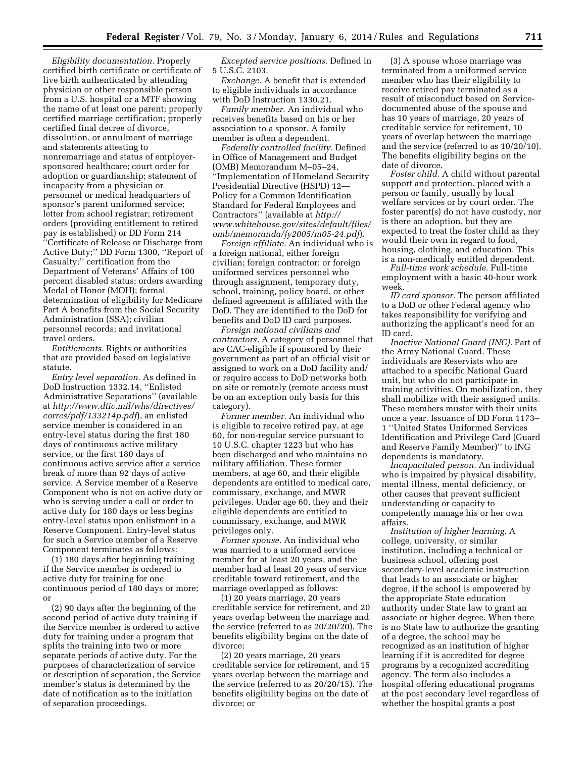*Eligibility documentation.* Properly certified birth certificate or certificate of live birth authenticated by attending physician or other responsible person from a U.S. hospital or a MTF showing the name of at least one parent; properly certified marriage certification; properly certified final decree of divorce, dissolution, or annulment of marriage and statements attesting to nonremarriage and status of employer-sponsored healthcare; court order for adoption or guardianship; statement of incapacity from a physician or personnel or medical headquarters of sponsor's parent uniformed service; letter from school registrar; retirement orders (providing entitlement to retired pay is established) or DD Form 214 ''Certificate of Release or Discharge from Active Duty;'' DD Form 1300, ''Report of Casualty;'' certification from the Department of Veterans' Affairs of 100 percent disabled status; orders awarding Medal of Honor (MOH); formal determination of eligibility for Medicare Part A benefits from the Social Security Administration (SSA); civilian personnel records; and invitational travel orders.

*Entitlements.* Rights or authorities that are provided based on legislative statute.

*Entry level separation.* As defined in DoD Instruction 1332.14, ''Enlisted Administrative Separations'' (available at *http://www.dtic.mil/whs/directives/corres/pdf/133214p.pdf*), an enlisted service member is considered in an entry-level status during the first 180 days of continuous active military service, or the first 180 days of continuous active service after a service break of more than 92 days of active service. A Service member of a Reserve Component who is not on active duty or who is serving under a call or order to active duty for 180 days or less begins entry-level status upon enlistment in a Reserve Component. Entry-level status for such a Service member of a Reserve Component terminates as follows:

(1) 180 days after beginning training if the Service member is ordered to active duty for training for one continuous period of 180 days or more; or

(2) 90 days after the beginning of the second period of active duty training if the Service member is ordered to active duty for training under a program that splits the training into two or more separate periods of active duty. For the purposes of characterization of service or description of separation, the Service member's status is determined by the date of notification as to the initiation of separation proceedings.

*Excepted service positions.* Defined in 5 U.S.C. 2103.

*Exchange.* A benefit that is extended to eligible individuals in accordance with DoD Instruction 1330.21.

*Family member.* An individual who receives benefits based on his or her association to a sponsor. A family member is often a dependent.

*Federally controlled facility.* Defined in Office of Management and Budget (OMB) Memorandum M–05–24, ''Implementation of Homeland Security Presidential Directive (HSPD) 12—Policy for a Common Identification Standard for Federal Employees and Contractors'' (available at *http://www.whitehouse.gov/sites/default/files/omb/memoranda/fy2005/m05-24.pdf*).

*Foreign affiliate.* An individual who is a foreign national, either foreign civilian; foreign contractor; or foreign uniformed services personnel who through assignment, temporary duty, school, training, policy board, or other defined agreement is affiliated with the DoD. They are identified to the DoD for benefits and DoD ID card purposes.

*Foreign national civilians and contractors.* A category of personnel that are CAC-eligible if sponsored by their government as part of an official visit or assigned to work on a DoD facility and/or require access to DoD networks both on site or remotely (remote access must be on an exception only basis for this category).

*Former member.* An individual who is eligible to receive retired pay, at age 60, for non-regular service pursuant to 10 U.S.C. chapter 1223 but who has been discharged and who maintains no military affiliation. These former members, at age 60, and their eligible dependents are entitled to medical care, commissary, exchange, and MWR privileges. Under age 60, they and their eligible dependents are entitled to commissary, exchange, and MWR privileges only.

*Former spouse.* An individual who was married to a uniformed services member for at least 20 years, and the member had at least 20 years of service creditable toward retirement, and the marriage overlapped as follows:

(1) 20 years marriage, 20 years creditable service for retirement, and 20 years overlap between the marriage and the service (referred to as 20/20/20). The benefits eligibility begins on the date of divorce;

(2) 20 years marriage, 20 years creditable service for retirement, and 15 years overlap between the marriage and the service (referred to as 20/20/15). The benefits eligibility begins on the date of divorce; or

(3) A spouse whose marriage was terminated from a uniformed service member who has their eligibility to receive retired pay terminated as a result of misconduct based on Service-documented abuse of the spouse and has 10 years of marriage, 20 years of creditable service for retirement, 10 years of overlap between the marriage and the service (referred to as 10/20/10). The benefits eligibility begins on the date of divorce.

*Foster child.* A child without parental support and protection, placed with a person or family, usually by local welfare services or by court order. The foster parent(s) do not have custody, nor is there an adoption, but they are expected to treat the foster child as they would their own in regard to food, housing, clothing, and education. This is a non-medically entitled dependent.

*Full-time work schedule.* Full-time employment with a basic 40-hour work week.

*ID card sponsor.* The person affiliated to a DoD or other Federal agency who takes responsibility for verifying and authorizing the applicant's need for an ID card.

*Inactive National Guard (ING).* Part of the Army National Guard. These individuals are Reservists who are attached to a specific National Guard unit, but who do not participate in training activities. On mobilization, they shall mobilize with their assigned units. These members muster with their units once a year. Issuance of DD Form 1173–1 ''United States Uniformed Services Identification and Privilege Card (Guard and Reserve Family Member)'' to ING dependents is mandatory.

*Incapacitated person.* An individual who is impaired by physical disability, mental illness, mental deficiency, or other causes that prevent sufficient understanding or capacity to competently manage his or her own affairs.

*Institution of higher learning.* A college, university, or similar institution, including a technical or business school, offering post secondary-level academic instruction that leads to an associate or higher degree, if the school is empowered by the appropriate State education authority under State law to grant an associate or higher degree. When there is no State law to authorize the granting of a degree, the school may be recognized as an institution of higher learning if it is accredited for degree programs by a recognized accrediting agency. The term also includes a hospital offering educational programs at the post secondary level regardless of whether the hospital grants a post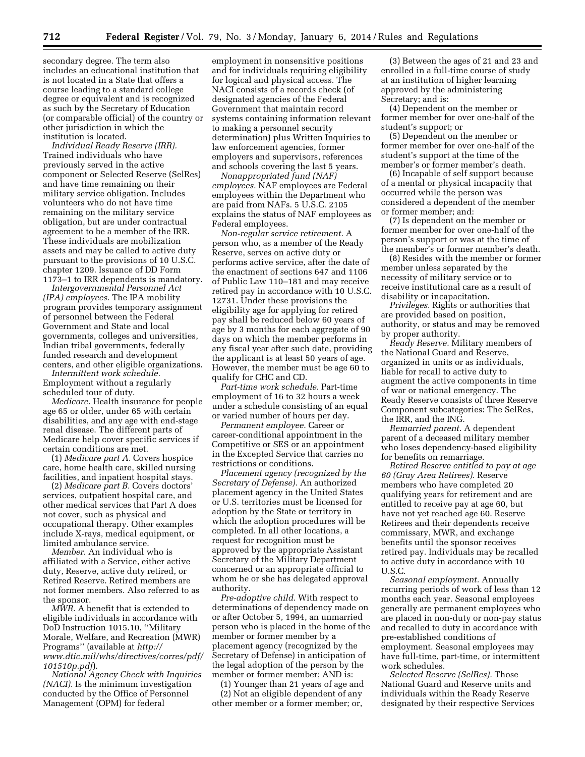secondary degree. The term also includes an educational institution that is not located in a State that offers a course leading to a standard college degree or equivalent and is recognized as such by the Secretary of Education (or comparable official) of the country or other jurisdiction in which the institution is located.

*Individual Ready Reserve (IRR).* Trained individuals who have previously served in the active component or Selected Reserve (SelRes) and have time remaining on their military service obligation. Includes volunteers who do not have time remaining on the military service obligation, but are under contractual agreement to be a member of the IRR. These individuals are mobilization assets and may be called to active duty pursuant to the provisions of 10 U.S.C. chapter 1209. Issuance of DD Form 1173–1 to IRR dependents is mandatory.

*Intergovernmental Personnel Act (IPA) employees.* The IPA mobility program provides temporary assignment of personnel between the Federal Government and State and local governments, colleges and universities, Indian tribal governments, federally funded research and development centers, and other eligible organizations.

*Intermittent work schedule.* Employment without a regularly scheduled tour of duty.

*Medicare.* Health insurance for people age 65 or older, under 65 with certain disabilities, and any age with end-stage renal disease. The different parts of Medicare help cover specific services if certain conditions are met.

(1) *Medicare part A.* Covers hospice care, home health care, skilled nursing facilities, and inpatient hospital stays.

(2) *Medicare part B.* Covers doctors' services, outpatient hospital care, and other medical services that Part A does not cover, such as physical and occupational therapy. Other examples include X-rays, medical equipment, or limited ambulance service.

*Member.* An individual who is affiliated with a Service, either active duty, Reserve, active duty retired, or Retired Reserve. Retired members are not former members. Also referred to as the sponsor.

*MWR.* A benefit that is extended to eligible individuals in accordance with DoD Instruction 1015.10, ''Military Morale, Welfare, and Recreation (MWR) Programs'' (available at *http://www.dtic.mil/whs/directives/corres/pdf/101510p.pdf*).

*National Agency Check with Inquiries (NACI).* Is the minimum investigation conducted by the Office of Personnel Management (OPM) for federal employment in nonsensitive positions and for individuals requiring eligibility for logical and physical access. The NACI consists of a records check (of designated agencies of the Federal Government that maintain record systems containing information relevant to making a personnel security determination) plus Written Inquiries to law enforcement agencies, former employers and supervisors, references and schools covering the last 5 years.

*Nonappropriated fund (NAF) employees.* NAF employees are Federal employees within the Department who are paid from NAFs. 5 U.S.C. 2105 explains the status of NAF employees as Federal employees.

*Non-regular service retirement.* A person who, as a member of the Ready Reserve, serves on active duty or performs active service, after the date of the enactment of sections 647 and 1106 of Public Law 110–181 and may receive retired pay in accordance with 10 U.S.C. 12731. Under these provisions the eligibility age for applying for retired pay shall be reduced below 60 years of age by 3 months for each aggregate of 90 days on which the member performs in any fiscal year after such date, providing the applicant is at least 50 years of age. However, the member must be age 60 to qualify for CHC and CD.

*Part-time work schedule.* Part-time employment of 16 to 32 hours a week under a schedule consisting of an equal or varied number of hours per day.

*Permanent employee.* Career or career-conditional appointment in the Competitive or SES or an appointment in the Excepted Service that carries no restrictions or conditions.

*Placement agency (recognized by the Secretary of Defense).* An authorized placement agency in the United States or U.S. territories must be licensed for adoption by the State or territory in which the adoption procedures will be completed. In all other locations, a request for recognition must be approved by the appropriate Assistant Secretary of the Military Department concerned or an appropriate official to whom he or she has delegated approval authority.

*Pre-adoptive child.* With respect to determinations of dependency made on or after October 5, 1994, an unmarried person who is placed in the home of the member or former member by a placement agency (recognized by the Secretary of Defense) in anticipation of the legal adoption of the person by the member or former member; AND is:

(1) Younger than 21 years of age and

(2) Not an eligible dependent of any other member or a former member; or,

(3) Between the ages of 21 and 23 and enrolled in a full-time course of study at an institution of higher learning approved by the administering Secretary; and is:

(4) Dependent on the member or former member for over one-half of the student's support; or

(5) Dependent on the member or former member for over one-half of the student's support at the time of the member's or former member's death.

(6) Incapable of self support because of a mental or physical incapacity that occurred while the person was considered a dependent of the member or former member; and:

(7) Is dependent on the member or former member for over one-half of the person's support or was at the time of the member's or former member's death.

(8) Resides with the member or former member unless separated by the necessity of military service or to receive institutional care as a result of disability or incapacitation.

*Privileges.* Rights or authorities that are provided based on position, authority, or status and may be removed by proper authority.

*Ready Reserve.* Military members of the National Guard and Reserve, organized in units or as individuals, liable for recall to active duty to augment the active components in time of war or national emergency. The Ready Reserve consists of three Reserve Component subcategories: The SelRes, the IRR, and the ING.

*Remarried parent.* A dependent parent of a deceased military member who loses dependency-based eligibility for benefits on remarriage.

*Retired Reserve entitled to pay at age 60 (Gray Area Retirees).* Reserve members who have completed 20 qualifying years for retirement and are entitled to receive pay at age 60, but have not yet reached age 60. Reserve Retirees and their dependents receive commissary, MWR, and exchange benefits until the sponsor receives retired pay. Individuals may be recalled to active duty in accordance with 10 U.S.C.

*Seasonal employment.* Annually recurring periods of work of less than 12 months each year. Seasonal employees generally are permanent employees who are placed in non-duty or non-pay status and recalled to duty in accordance with pre-established conditions of employment. Seasonal employees may have full-time, part-time, or intermittent work schedules.

*Selected Reserve (SelRes).* Those National Guard and Reserve units and individuals within the Ready Reserve designated by their respective Services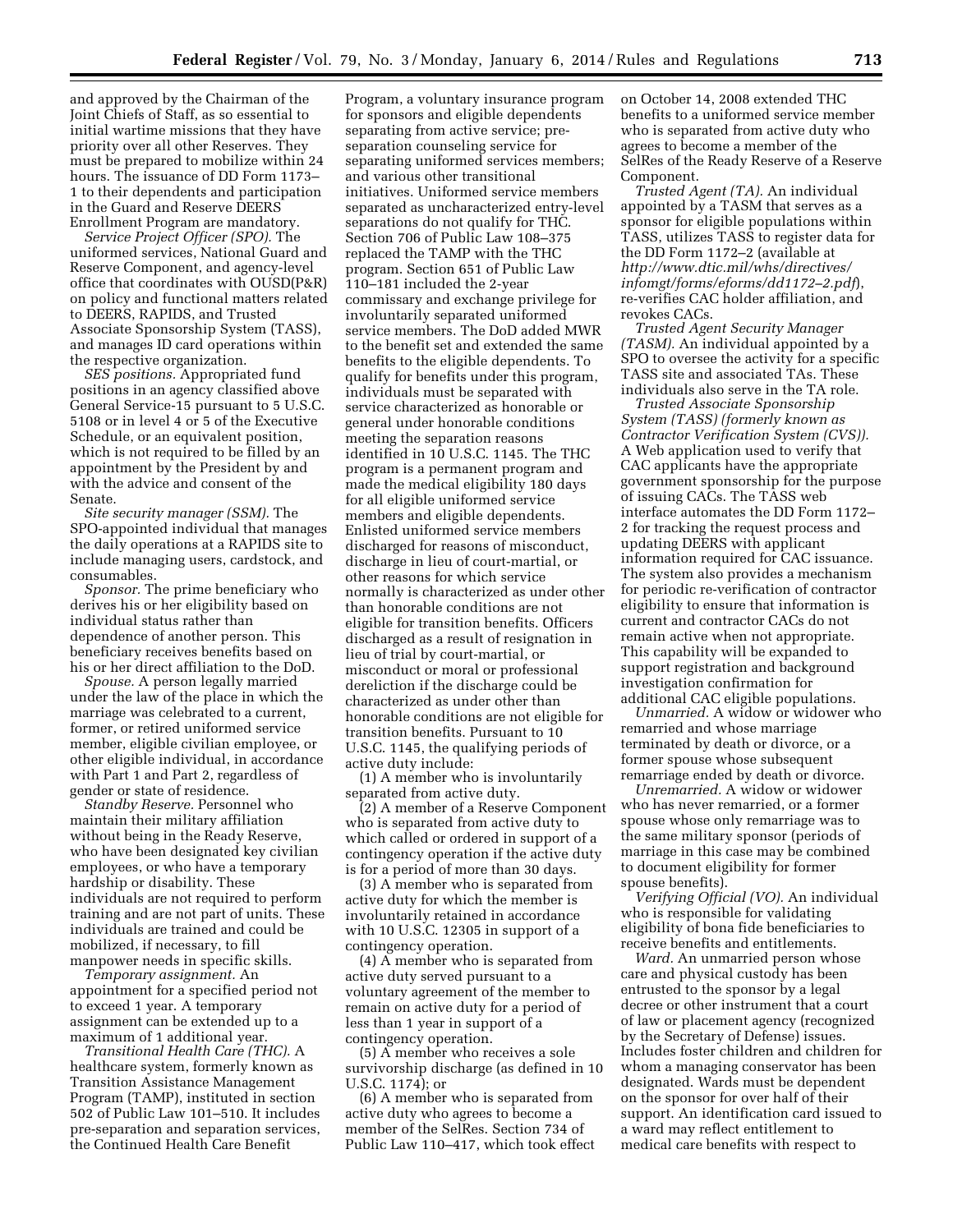and approved by the Chairman of the Joint Chiefs of Staff, as so essential to initial wartime missions that they have priority over all other Reserves. They must be prepared to mobilize within 24 hours. The issuance of DD Form 1173–1 to their dependents and participation in the Guard and Reserve DEERS Enrollment Program are mandatory.

*Service Project Officer (SPO).* The uniformed services, National Guard and Reserve Component, and agency-level office that coordinates with OUSD(P&R) on policy and functional matters related to DEERS, RAPIDS, and Trusted Associate Sponsorship System (TASS), and manages ID card operations within the respective organization.

*SES positions.* Appropriated fund positions in an agency classified above General Service-15 pursuant to 5 U.S.C. 5108 or in level 4 or 5 of the Executive Schedule, or an equivalent position, which is not required to be filled by an appointment by the President by and with the advice and consent of the Senate.

*Site security manager (SSM).* The SPO-appointed individual that manages the daily operations at a RAPIDS site to include managing users, cardstock, and consumables.

*Sponsor.* The prime beneficiary who derives his or her eligibility based on individual status rather than dependence of another person. This beneficiary receives benefits based on his or her direct affiliation to the DoD.

*Spouse.* A person legally married under the law of the place in which the marriage was celebrated to a current, former, or retired uniformed service member, eligible civilian employee, or other eligible individual, in accordance with Part 1 and Part 2, regardless of gender or state of residence.

*Standby Reserve.* Personnel who maintain their military affiliation without being in the Ready Reserve, who have been designated key civilian employees, or who have a temporary hardship or disability. These individuals are not required to perform training and are not part of units. These individuals are trained and could be mobilized, if necessary, to fill manpower needs in specific skills.

*Temporary assignment.* An appointment for a specified period not to exceed 1 year. A temporary assignment can be extended up to a maximum of 1 additional year.

*Transitional Health Care (THC).* A healthcare system, formerly known as Transition Assistance Management Program (TAMP), instituted in section 502 of Public Law 101–510. It includes pre-separation and separation services, the Continued Health Care Benefit Program, a voluntary insurance program for sponsors and eligible dependents separating from active service; pre-separation counseling service for separating uniformed services members; and various other transitional initiatives. Uniformed service members separated as uncharacterized entry-level separations do not qualify for THC. Section 706 of Public Law 108–375 replaced the TAMP with the THC program. Section 651 of Public Law 110–181 included the 2-year commissary and exchange privilege for involuntarily separated uniformed service members. The DoD added MWR to the benefit set and extended the same benefits to the eligible dependents. To qualify for benefits under this program, individuals must be separated with service characterized as honorable or general under honorable conditions meeting the separation reasons identified in 10 U.S.C. 1145. The THC program is a permanent program and made the medical eligibility 180 days for all eligible uniformed service members and eligible dependents. Enlisted uniformed service members discharged for reasons of misconduct, discharge in lieu of court-martial, or other reasons for which service normally is characterized as under other than honorable conditions are not eligible for transition benefits. Officers discharged as a result of resignation in lieu of trial by court-martial, or misconduct or moral or professional dereliction if the discharge could be characterized as under other than honorable conditions are not eligible for transition benefits. Pursuant to 10 U.S.C. 1145, the qualifying periods of active duty include:

(1) A member who is involuntarily separated from active duty.

(2) A member of a Reserve Component who is separated from active duty to which called or ordered in support of a contingency operation if the active duty is for a period of more than 30 days.

(3) A member who is separated from active duty for which the member is involuntarily retained in accordance with 10 U.S.C. 12305 in support of a contingency operation.

(4) A member who is separated from active duty served pursuant to a voluntary agreement of the member to remain on active duty for a period of less than 1 year in support of a contingency operation.

(5) A member who receives a sole survivorship discharge (as defined in 10 U.S.C. 1174); or

(6) A member who is separated from active duty who agrees to become a member of the SelRes. Section 734 of Public Law 110–417, which took effect on October 14, 2008 extended THC benefits to a uniformed service member who is separated from active duty who agrees to become a member of the SelRes of the Ready Reserve of a Reserve Component.

*Trusted Agent (TA).* An individual appointed by a TASM that serves as a sponsor for eligible populations within TASS, utilizes TASS to register data for the DD Form 1172–2 (available at *http://www.dtic.mil/whs/directives/infomgt/forms/eforms/dd1172–2.pdf*), re-verifies CAC holder affiliation, and revokes CACs.

*Trusted Agent Security Manager (TASM).* An individual appointed by a SPO to oversee the activity for a specific TASS site and associated TAs. These individuals also serve in the TA role.

*Trusted Associate Sponsorship System (TASS) (formerly known as Contractor Verification System (CVS)).* A Web application used to verify that CAC applicants have the appropriate government sponsorship for the purpose of issuing CACs. The TASS web interface automates the DD Form 1172–2 for tracking the request process and updating DEERS with applicant information required for CAC issuance. The system also provides a mechanism for periodic re-verification of contractor eligibility to ensure that information is current and contractor CACs do not remain active when not appropriate. This capability will be expanded to support registration and background investigation confirmation for additional CAC eligible populations.

*Unmarried.* A widow or widower who remarried and whose marriage terminated by death or divorce, or a former spouse whose subsequent remarriage ended by death or divorce.

*Unremarried.* A widow or widower who has never remarried, or a former spouse whose only remarriage was to the same military sponsor (periods of marriage in this case may be combined to document eligibility for former spouse benefits).

*Verifying Official (VO).* An individual who is responsible for validating eligibility of bona fide beneficiaries to receive benefits and entitlements.

*Ward.* An unmarried person whose care and physical custody has been entrusted to the sponsor by a legal decree or other instrument that a court of law or placement agency (recognized by the Secretary of Defense) issues. Includes foster children and children for whom a managing conservator has been designated. Wards must be dependent on the sponsor for over half of their support. An identification card issued to a ward may reflect entitlement to medical care benefits with respect to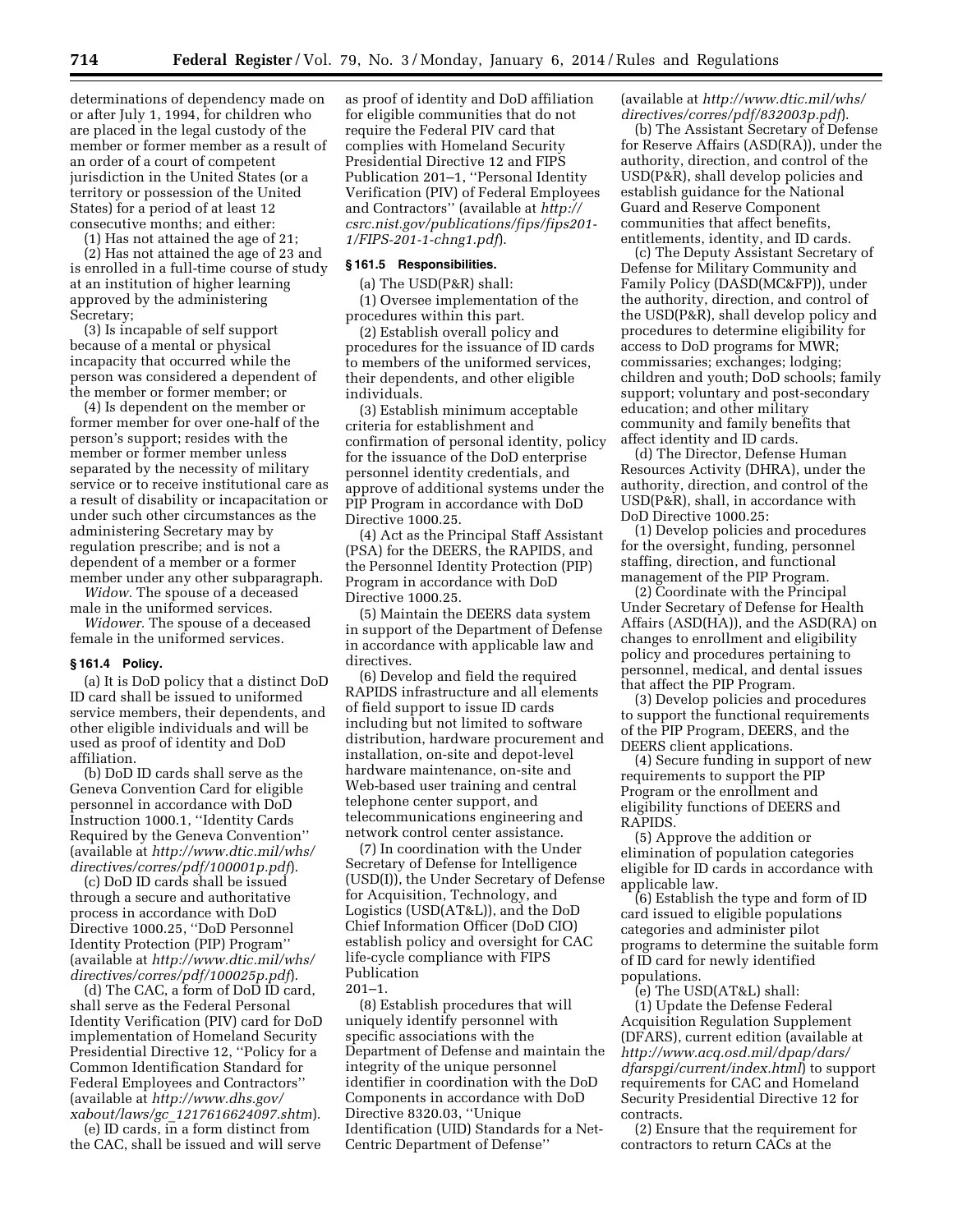determinations of dependency made on or after July 1, 1994, for children who are placed in the legal custody of the member or former member as a result of an order of a court of competent jurisdiction in the United States (or a territory or possession of the United States) for a period of at least 12 consecutive months; and either:

(1) Has not attained the age of 21;

(2) Has not attained the age of 23 and is enrolled in a full-time course of study at an institution of higher learning approved by the administering Secretary;

(3) Is incapable of self support because of a mental or physical incapacity that occurred while the person was considered a dependent of the member or former member; or

(4) Is dependent on the member or former member for over one-half of the person's support; resides with the member or former member unless separated by the necessity of military service or to receive institutional care as a result of disability or incapacitation or under such other circumstances as the administering Secretary may by regulation prescribe; and is not a dependent of a member or a former member under any other subparagraph.

*Widow.* The spouse of a deceased male in the uniformed services.

*Widower.* The spouse of a deceased female in the uniformed services.

### § 161.4 Policy.

(a) It is DoD policy that a distinct DoD ID card shall be issued to uniformed service members, their dependents, and other eligible individuals and will be used as proof of identity and DoD affiliation.

(b) DoD ID cards shall serve as the Geneva Convention Card for eligible personnel in accordance with DoD Instruction 1000.1, ''Identity Cards Required by the Geneva Convention'' (available at *http://www.dtic.mil/whs/directives/corres/pdf/100001p.pdf*).

(c) DoD ID cards shall be issued through a secure and authoritative process in accordance with DoD Directive 1000.25, ''DoD Personnel Identity Protection (PIP) Program'' (available at *http://www.dtic.mil/whs/directives/corres/pdf/100025p.pdf*).

(d) The CAC, a form of DoD ID card, shall serve as the Federal Personal Identity Verification (PIV) card for DoD implementation of Homeland Security Presidential Directive 12, ''Policy for a Common Identification Standard for Federal Employees and Contractors'' (available at *http://www.dhs.gov/xabout/laws/gc_1217616624097.shtm*).

(e) ID cards, in a form distinct from the CAC, shall be issued and will serve as proof of identity and DoD affiliation for eligible communities that do not require the Federal PIV card that complies with Homeland Security Presidential Directive 12 and FIPS Publication 201–1, ''Personal Identity Verification (PIV) of Federal Employees and Contractors'' (available at *http://csrc.nist.gov/publications/fips/fips201-1/FIPS-201-1-chng1.pdf*).

### § 161.5 Responsibilities.

(a) The USD(P&R) shall:

(1) Oversee implementation of the procedures within this part.

(2) Establish overall policy and procedures for the issuance of ID cards to members of the uniformed services, their dependents, and other eligible individuals.

(3) Establish minimum acceptable criteria for establishment and confirmation of personal identity, policy for the issuance of the DoD enterprise personnel identity credentials, and approve of additional systems under the PIP Program in accordance with DoD Directive 1000.25.

(4) Act as the Principal Staff Assistant (PSA) for the DEERS, the RAPIDS, and the Personnel Identity Protection (PIP) Program in accordance with DoD Directive 1000.25.

(5) Maintain the DEERS data system in support of the Department of Defense in accordance with applicable law and directives.

(6) Develop and field the required RAPIDS infrastructure and all elements of field support to issue ID cards including but not limited to software distribution, hardware procurement and installation, on-site and depot-level hardware maintenance, on-site and Web-based user training and central telephone center support, and telecommunications engineering and network control center assistance.

(7) In coordination with the Under Secretary of Defense for Intelligence (USD(I)), the Under Secretary of Defense for Acquisition, Technology, and Logistics (USD(AT&L)), and the DoD Chief Information Officer (DoD CIO) establish policy and oversight for CAC life-cycle compliance with FIPS Publication 201–1.

(8) Establish procedures that will uniquely identify personnel with specific associations with the Department of Defense and maintain the integrity of the unique personnel identifier in coordination with the DoD Components in accordance with DoD Directive 8320.03, ''Unique Identification (UID) Standards for a Net-Centric Department of Defense'' (available at *http://www.dtic.mil/whs/directives/corres/pdf/832003p.pdf*).

(b) The Assistant Secretary of Defense for Reserve Affairs (ASD(RA)), under the authority, direction, and control of the USD(P&R), shall develop policies and establish guidance for the National Guard and Reserve Component communities that affect benefits, entitlements, identity, and ID cards.

(c) The Deputy Assistant Secretary of Defense for Military Community and Family Policy (DASD(MC&FP)), under the authority, direction, and control of the USD(P&R), shall develop policy and procedures to determine eligibility for access to DoD programs for MWR; commissaries; exchanges; lodging; children and youth; DoD schools; family support; voluntary and post-secondary education; and other military community and family benefits that affect identity and ID cards.

(d) The Director, Defense Human Resources Activity (DHRA), under the authority, direction, and control of the USD(P&R), shall, in accordance with DoD Directive 1000.25:

(1) Develop policies and procedures for the oversight, funding, personnel staffing, direction, and functional management of the PIP Program.

(2) Coordinate with the Principal Under Secretary of Defense for Health Affairs (ASD(HA)), and the ASD(RA) on changes to enrollment and eligibility policy and procedures pertaining to personnel, medical, and dental issues that affect the PIP Program.

(3) Develop policies and procedures to support the functional requirements of the PIP Program, DEERS, and the DEERS client applications.

(4) Secure funding in support of new requirements to support the PIP Program or the enrollment and eligibility functions of DEERS and RAPIDS.

(5) Approve the addition or elimination of population categories eligible for ID cards in accordance with applicable law.

(6) Establish the type and form of ID card issued to eligible populations categories and administer pilot programs to determine the suitable form of ID card for newly identified populations.

(e) The USD(AT&L) shall:

(1) Update the Defense Federal Acquisition Regulation Supplement (DFARS), current edition (available at *http://www.acq.osd.mil/dpap/dars/dfarspgi/current/index.html*) to support requirements for CAC and Homeland Security Presidential Directive 12 for contracts.

(2) Ensure that the requirement for contractors to return CACs at the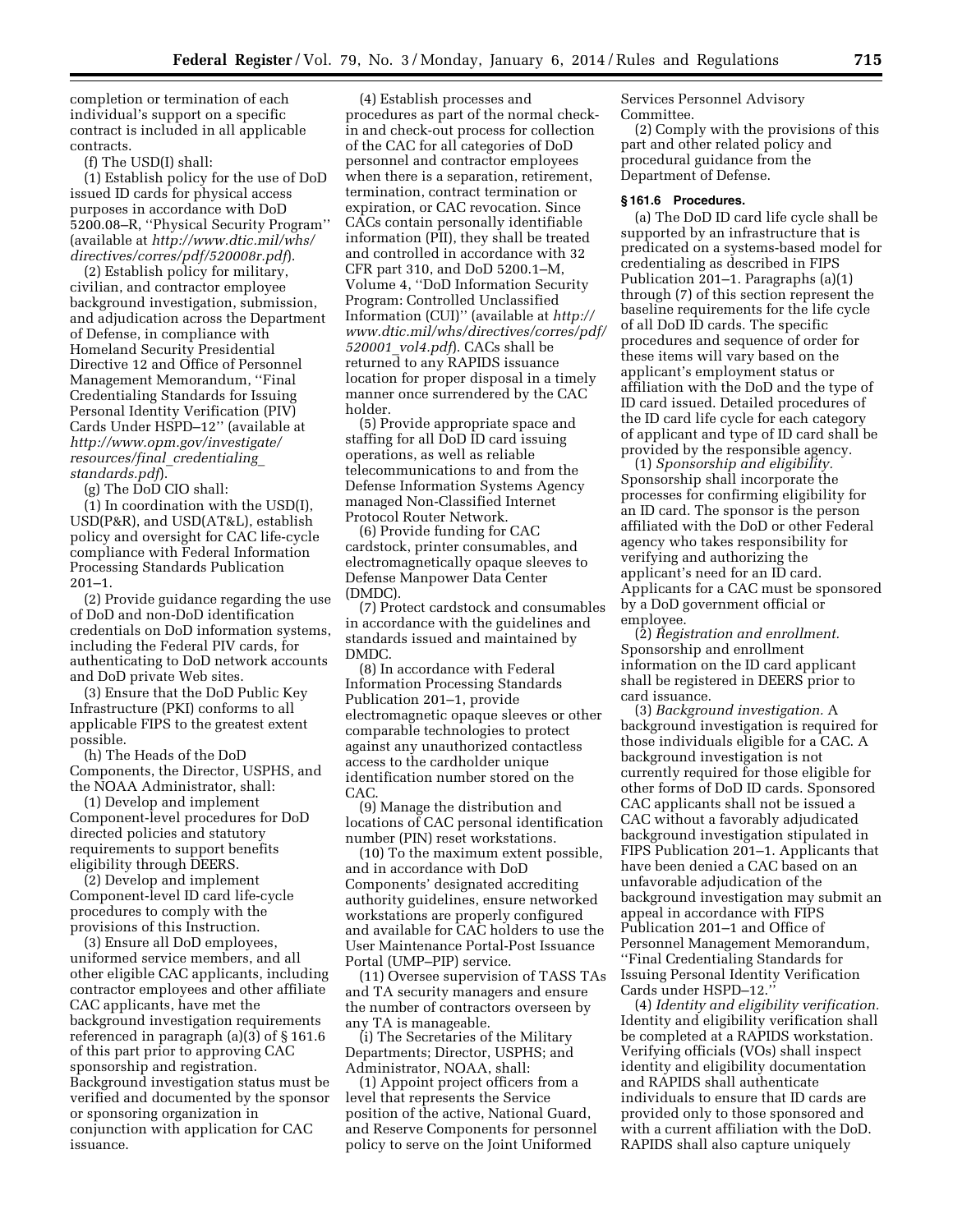completion or termination of each individual's support on a specific contract is included in all applicable contracts.

(f) The USD(I) shall:

(1) Establish policy for the use of DoD issued ID cards for physical access purposes in accordance with DoD 5200.08–R, ''Physical Security Program'' (available at *http://www.dtic.mil/whs/directives/corres/pdf/520008r.pdf*).

(2) Establish policy for military, civilian, and contractor employee background investigation, submission, and adjudication across the Department of Defense, in compliance with Homeland Security Presidential Directive 12 and Office of Personnel Management Memorandum, ''Final Credentialing Standards for Issuing Personal Identity Verification (PIV) Cards Under HSPD–12'' (available at *http://www.opm.gov/investigate/resources/final_credentialing_standards.pdf*).

(g) The DoD CIO shall:

(1) In coordination with the USD(I), USD(P&R), and USD(AT&L), establish policy and oversight for CAC life-cycle compliance with Federal Information Processing Standards Publication 201–1.

(2) Provide guidance regarding the use of DoD and non-DoD identification credentials on DoD information systems, including the Federal PIV cards, for authenticating to DoD network accounts and DoD private Web sites.

(3) Ensure that the DoD Public Key Infrastructure (PKI) conforms to all applicable FIPS to the greatest extent possible.

(h) The Heads of the DoD Components, the Director, USPHS, and the NOAA Administrator, shall:

(1) Develop and implement Component-level procedures for DoD directed policies and statutory requirements to support benefits eligibility through DEERS.

(2) Develop and implement Component-level ID card life-cycle procedures to comply with the provisions of this Instruction.

(3) Ensure all DoD employees, uniformed service members, and all other eligible CAC applicants, including contractor employees and other affiliate CAC applicants, have met the background investigation requirements referenced in paragraph (a)(3) of § 161.6 of this part prior to approving CAC sponsorship and registration. Background investigation status must be verified and documented by the sponsor or sponsoring organization in conjunction with application for CAC issuance.

(4) Establish processes and procedures as part of the normal check-in and check-out process for collection of the CAC for all categories of DoD personnel and contractor employees when there is a separation, retirement, termination, contract termination or expiration, or CAC revocation. Since CACs contain personally identifiable information (PII), they shall be treated and controlled in accordance with 32 CFR part 310, and DoD 5200.1–M, Volume 4, ''DoD Information Security Program: Controlled Unclassified Information (CUI)'' (available at *http://www.dtic.mil/whs/directives/corres/pdf/520001_vol4.pdf*). CACs shall be returned to any RAPIDS issuance location for proper disposal in a timely manner once surrendered by the CAC holder.

(5) Provide appropriate space and staffing for all DoD ID card issuing operations, as well as reliable telecommunications to and from the Defense Information Systems Agency managed Non-Classified Internet Protocol Router Network.

(6) Provide funding for CAC cardstock, printer consumables, and electromagnetically opaque sleeves to Defense Manpower Data Center (DMDC).

(7) Protect cardstock and consumables in accordance with the guidelines and standards issued and maintained by DMDC.

(8) In accordance with Federal Information Processing Standards Publication 201–1, provide electromagnetic opaque sleeves or other comparable technologies to protect against any unauthorized contactless access to the cardholder unique identification number stored on the CAC.

(9) Manage the distribution and locations of CAC personal identification number (PIN) reset workstations.

(10) To the maximum extent possible, and in accordance with DoD Components' designated accrediting authority guidelines, ensure networked workstations are properly configured and available for CAC holders to use the User Maintenance Portal-Post Issuance Portal (UMP–PIP) service.

(11) Oversee supervision of TASS TAs and TA security managers and ensure the number of contractors overseen by any TA is manageable.

(i) The Secretaries of the Military Departments; Director, USPHS; and Administrator, NOAA, shall:

(1) Appoint project officers from a level that represents the Service position of the active, National Guard, and Reserve Components for personnel policy to serve on the Joint Uniformed Services Personnel Advisory Committee.

(2) Comply with the provisions of this part and other related policy and procedural guidance from the Department of Defense.

### § 161.6 Procedures.

(a) The DoD ID card life cycle shall be supported by an infrastructure that is predicated on a systems-based model for credentialing as described in FIPS Publication 201–1. Paragraphs (a)(1) through (7) of this section represent the baseline requirements for the life cycle of all DoD ID cards. The specific procedures and sequence of order for these items will vary based on the applicant's employment status or affiliation with the DoD and the type of ID card issued. Detailed procedures of the ID card life cycle for each category of applicant and type of ID card shall be provided by the responsible agency.

(1) *Sponsorship and eligibility.* Sponsorship shall incorporate the processes for confirming eligibility for an ID card. The sponsor is the person affiliated with the DoD or other Federal agency who takes responsibility for verifying and authorizing the applicant's need for an ID card. Applicants for a CAC must be sponsored by a DoD government official or employee.

(2) *Registration and enrollment.* Sponsorship and enrollment information on the ID card applicant shall be registered in DEERS prior to card issuance.

(3) *Background investigation.* A background investigation is required for those individuals eligible for a CAC. A background investigation is not currently required for those eligible for other forms of DoD ID cards. Sponsored CAC applicants shall not be issued a CAC without a favorably adjudicated background investigation stipulated in FIPS Publication 201–1. Applicants that have been denied a CAC based on an unfavorable adjudication of the background investigation may submit an appeal in accordance with FIPS Publication 201–1 and Office of Personnel Management Memorandum, ''Final Credentialing Standards for Issuing Personal Identity Verification Cards under HSPD–12.''

(4) *Identity and eligibility verification.* Identity and eligibility verification shall be completed at a RAPIDS workstation. Verifying officials (VOs) shall inspect identity and eligibility documentation and RAPIDS shall authenticate individuals to ensure that ID cards are provided only to those sponsored and with a current affiliation with the DoD. RAPIDS shall also capture uniquely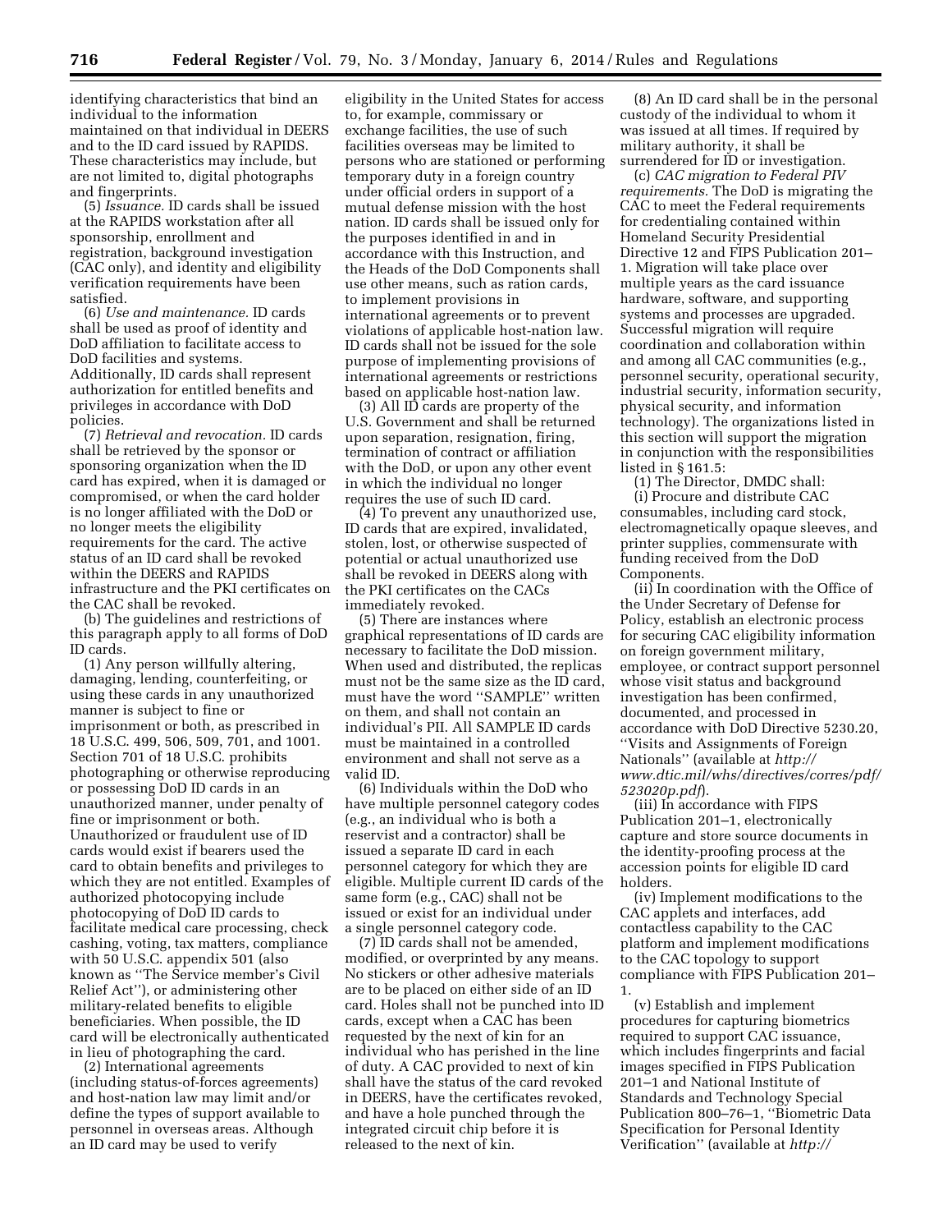identifying characteristics that bind an individual to the information maintained on that individual in DEERS and to the ID card issued by RAPIDS. These characteristics may include, but are not limited to, digital photographs and fingerprints.

(5) *Issuance.* ID cards shall be issued at the RAPIDS workstation after all sponsorship, enrollment and registration, background investigation (CAC only), and identity and eligibility verification requirements have been satisfied.

(6) *Use and maintenance.* ID cards shall be used as proof of identity and DoD affiliation to facilitate access to DoD facilities and systems. Additionally, ID cards shall represent authorization for entitled benefits and privileges in accordance with DoD policies.

(7) *Retrieval and revocation.* ID cards shall be retrieved by the sponsor or sponsoring organization when the ID card has expired, when it is damaged or compromised, or when the card holder is no longer affiliated with the DoD or no longer meets the eligibility requirements for the card. The active status of an ID card shall be revoked within the DEERS and RAPIDS infrastructure and the PKI certificates on the CAC shall be revoked.

(b) The guidelines and restrictions of this paragraph apply to all forms of DoD ID cards.

(1) Any person willfully altering, damaging, lending, counterfeiting, or using these cards in any unauthorized manner is subject to fine or imprisonment or both, as prescribed in 18 U.S.C. 499, 506, 509, 701, and 1001. Section 701 of 18 U.S.C. prohibits photographing or otherwise reproducing or possessing DoD ID cards in an unauthorized manner, under penalty of fine or imprisonment or both. Unauthorized or fraudulent use of ID cards would exist if bearers used the card to obtain benefits and privileges to which they are not entitled. Examples of authorized photocopying include photocopying of DoD ID cards to facilitate medical care processing, check cashing, voting, tax matters, compliance with 50 U.S.C. appendix 501 (also known as ''The Service member's Civil Relief Act''), or administering other military-related benefits to eligible beneficiaries. When possible, the ID card will be electronically authenticated in lieu of photographing the card.

(2) International agreements (including status-of-forces agreements) and host-nation law may limit and/or define the types of support available to personnel in overseas areas. Although an ID card may be used to verify eligibility in the United States for access to, for example, commissary or exchange facilities, the use of such facilities overseas may be limited to persons who are stationed or performing temporary duty in a foreign country under official orders in support of a mutual defense mission with the host nation. ID cards shall be issued only for the purposes identified in and in accordance with this Instruction, and the Heads of the DoD Components shall use other means, such as ration cards, to implement provisions in international agreements or to prevent violations of applicable host-nation law. ID cards shall not be issued for the sole purpose of implementing provisions of international agreements or restrictions based on applicable host-nation law.

(3) All ID cards are property of the U.S. Government and shall be returned upon separation, resignation, firing, termination of contract or affiliation with the DoD, or upon any other event in which the individual no longer requires the use of such ID card.

(4) To prevent any unauthorized use, ID cards that are expired, invalidated, stolen, lost, or otherwise suspected of potential or actual unauthorized use shall be revoked in DEERS along with the PKI certificates on the CACs immediately revoked.

(5) There are instances where graphical representations of ID cards are necessary to facilitate the DoD mission. When used and distributed, the replicas must not be the same size as the ID card, must have the word ''SAMPLE'' written on them, and shall not contain an individual's PII. All SAMPLE ID cards must be maintained in a controlled environment and shall not serve as a valid ID.

(6) Individuals within the DoD who have multiple personnel category codes (e.g., an individual who is both a reservist and a contractor) shall be issued a separate ID card in each personnel category for which they are eligible. Multiple current ID cards of the same form (e.g., CAC) shall not be issued or exist for an individual under a single personnel category code.

(7) ID cards shall not be amended, modified, or overprinted by any means. No stickers or other adhesive materials are to be placed on either side of an ID card. Holes shall not be punched into ID cards, except when a CAC has been requested by the next of kin for an individual who has perished in the line of duty. A CAC provided to next of kin shall have the status of the card revoked in DEERS, have the certificates revoked, and have a hole punched through the integrated circuit chip before it is released to the next of kin.

(8) An ID card shall be in the personal custody of the individual to whom it was issued at all times. If required by military authority, it shall be surrendered for ID or investigation.

(c) *CAC migration to Federal PIV requirements.* The DoD is migrating the CAC to meet the Federal requirements for credentialing contained within Homeland Security Presidential Directive 12 and FIPS Publication 201–1. Migration will take place over multiple years as the card issuance hardware, software, and supporting systems and processes are upgraded. Successful migration will require coordination and collaboration within and among all CAC communities (e.g., personnel security, operational security, industrial security, information security, physical security, and information technology). The organizations listed in this section will support the migration in conjunction with the responsibilities listed in § 161.5:

(1) The Director, DMDC shall:

(i) Procure and distribute CAC consumables, including card stock, electromagnetically opaque sleeves, and printer supplies, commensurate with funding received from the DoD Components.

(ii) In coordination with the Office of the Under Secretary of Defense for Policy, establish an electronic process for securing CAC eligibility information on foreign government military, employee, or contract support personnel whose visit status and background investigation has been confirmed, documented, and processed in accordance with DoD Directive 5230.20, ''Visits and Assignments of Foreign Nationals'' (available at *http://www.dtic.mil/whs/directives/corres/pdf/523020p.pdf*).

(iii) In accordance with FIPS Publication 201–1, electronically capture and store source documents in the identity-proofing process at the accession points for eligible ID card holders.

(iv) Implement modifications to the CAC applets and interfaces, add contactless capability to the CAC platform and implement modifications to the CAC topology to support compliance with FIPS Publication 201–1.

(v) Establish and implement procedures for capturing biometrics required to support CAC issuance, which includes fingerprints and facial images specified in FIPS Publication 201–1 and National Institute of Standards and Technology Special Publication 800–76–1, ''Biometric Data Specification for Personal Identity Verification'' (available at *http://*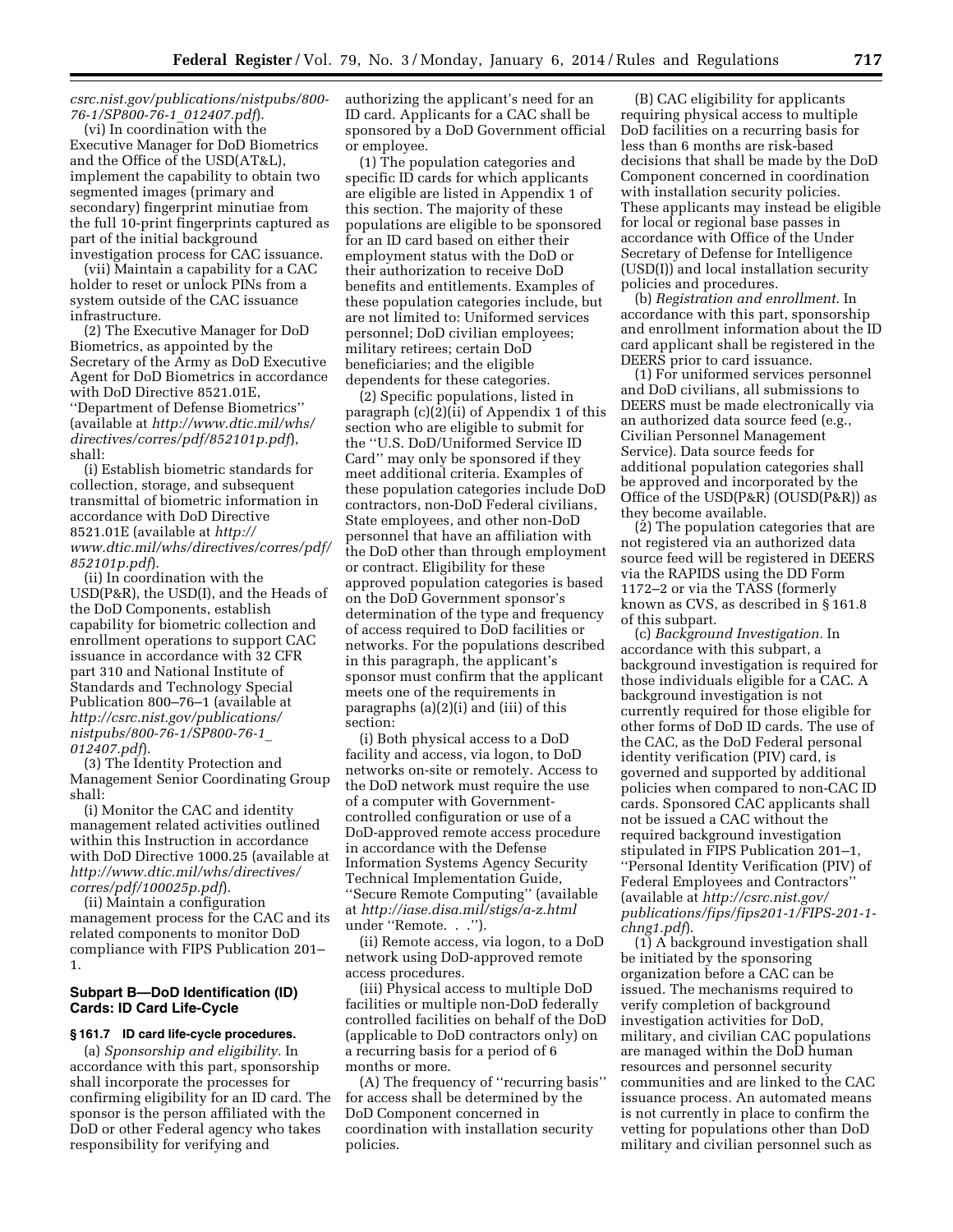*csrc.nist.gov/publications/nistpubs/800-76-1/SP800-76-1_012407.pdf*).

(vi) In coordination with the Executive Manager for DoD Biometrics and the Office of the USD(AT&L), implement the capability to obtain two segmented images (primary and secondary) fingerprint minutiae from the full 10-print fingerprints captured as part of the initial background investigation process for CAC issuance.

(vii) Maintain a capability for a CAC holder to reset or unlock PINs from a system outside of the CAC issuance infrastructure.

(2) The Executive Manager for DoD Biometrics, as appointed by the Secretary of the Army as DoD Executive Agent for DoD Biometrics in accordance with DoD Directive 8521.01E, ''Department of Defense Biometrics'' (available at *http://www.dtic.mil/whs/directives/corres/pdf/852101p.pdf*), shall:

(i) Establish biometric standards for collection, storage, and subsequent transmittal of biometric information in accordance with DoD Directive 8521.01E (available at *http://www.dtic.mil/whs/directives/corres/pdf/852101p.pdf*).

(ii) In coordination with the USD(P&R), the USD(I), and the Heads of the DoD Components, establish capability for biometric collection and enrollment operations to support CAC issuance in accordance with 32 CFR part 310 and National Institute of Standards and Technology Special Publication 800–76–1 (available at *http://csrc.nist.gov/publications/nistpubs/800-76-1/SP800-76-1_012407.pdf*).

(3) The Identity Protection and Management Senior Coordinating Group shall:

(i) Monitor the CAC and identity management related activities outlined within this Instruction in accordance with DoD Directive 1000.25 (available at *http://www.dtic.mil/whs/directives/corres/pdf/100025p.pdf*).

(ii) Maintain a configuration management process for the CAC and its related components to monitor DoD compliance with FIPS Publication 201–1.

## Subpart B—DoD Identification (ID) Cards: ID Card Life-Cycle

### § 161.7 ID card life-cycle procedures.

(a) *Sponsorship and eligibility.* In accordance with this part, sponsorship shall incorporate the processes for confirming eligibility for an ID card. The sponsor is the person affiliated with the DoD or other Federal agency who takes responsibility for verifying and authorizing the applicant's need for an ID card. Applicants for a CAC shall be sponsored by a DoD Government official or employee.

(1) The population categories and specific ID cards for which applicants are eligible are listed in Appendix 1 of this section. The majority of these populations are eligible to be sponsored for an ID card based on either their employment status with the DoD or their authorization to receive DoD benefits and entitlements. Examples of these population categories include, but are not limited to: Uniformed services personnel; DoD civilian employees; military retirees; certain DoD beneficiaries; and the eligible dependents for these categories.

(2) Specific populations, listed in paragraph (c)(2)(ii) of Appendix 1 of this section who are eligible to submit for the ''U.S. DoD/Uniformed Service ID Card'' may only be sponsored if they meet additional criteria. Examples of these population categories include DoD contractors, non-DoD Federal civilians, State employees, and other non-DoD personnel that have an affiliation with the DoD other than through employment or contract. Eligibility for these approved population categories is based on the DoD Government sponsor's determination of the type and frequency of access required to DoD facilities or networks. For the populations described in this paragraph, the applicant's sponsor must confirm that the applicant meets one of the requirements in paragraphs (a)(2)(i) and (iii) of this section:

(i) Both physical access to a DoD facility and access, via logon, to DoD networks on-site or remotely. Access to the DoD network must require the use of a computer with Government-controlled configuration or use of a DoD-approved remote access procedure in accordance with the Defense Information Systems Agency Security Technical Implementation Guide, ''Secure Remote Computing'' (available at *http://iase.disa.mil/stigs/a-z.html* under ''Remote. . .'').

(ii) Remote access, via logon, to a DoD network using DoD-approved remote access procedures.

(iii) Physical access to multiple DoD facilities or multiple non-DoD federally controlled facilities on behalf of the DoD (applicable to DoD contractors only) on a recurring basis for a period of 6 months or more.

(A) The frequency of ''recurring basis'' for access shall be determined by the DoD Component concerned in coordination with installation security policies.

(B) CAC eligibility for applicants requiring physical access to multiple DoD facilities on a recurring basis for less than 6 months are risk-based decisions that shall be made by the DoD Component concerned in coordination with installation security policies. These applicants may instead be eligible for local or regional base passes in accordance with Office of the Under Secretary of Defense for Intelligence (USD(I)) and local installation security policies and procedures.

(b) *Registration and enrollment.* In accordance with this part, sponsorship and enrollment information about the ID card applicant shall be registered in the DEERS prior to card issuance.

(1) For uniformed services personnel and DoD civilians, all submissions to DEERS must be made electronically via an authorized data source feed (e.g., Civilian Personnel Management Service). Data source feeds for additional population categories shall be approved and incorporated by the Office of the USD(P&R) (OUSD(P&R)) as they become available.

(2) The population categories that are not registered via an authorized data source feed will be registered in DEERS via the RAPIDS using the DD Form 1172–2 or via the TASS (formerly known as CVS, as described in § 161.8 of this subpart.

(c) *Background Investigation.* In accordance with this subpart, a background investigation is required for those individuals eligible for a CAC. A background investigation is not currently required for those eligible for other forms of DoD ID cards. The use of the CAC, as the DoD Federal personal identity verification (PIV) card, is governed and supported by additional policies when compared to non-CAC ID cards. Sponsored CAC applicants shall not be issued a CAC without the required background investigation stipulated in FIPS Publication 201–1, ''Personal Identity Verification (PIV) of Federal Employees and Contractors'' (available at *http://csrc.nist.gov/publications/fips/fips201-1/FIPS-201-1-chng1.pdf*).

(1) A background investigation shall be initiated by the sponsoring organization before a CAC can be issued. The mechanisms required to verify completion of background investigation activities for DoD, military, and civilian CAC populations are managed within the DoD human resources and personnel security communities and are linked to the CAC issuance process. An automated means is not currently in place to confirm the vetting for populations other than DoD military and civilian personnel such as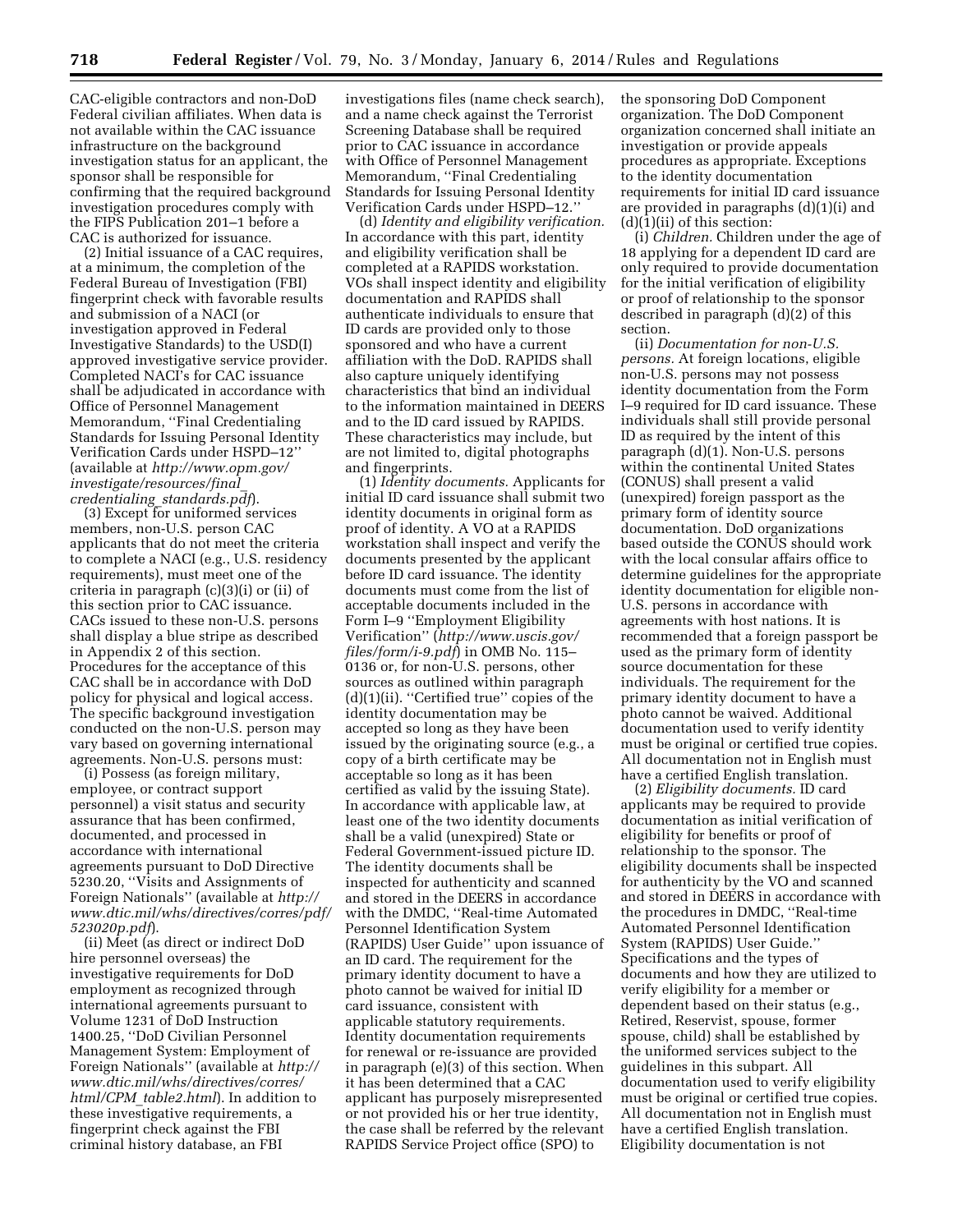CAC-eligible contractors and non-DoD Federal civilian affiliates. When data is not available within the CAC issuance infrastructure on the background investigation status for an applicant, the sponsor shall be responsible for confirming that the required background investigation procedures comply with the FIPS Publication 201–1 before a CAC is authorized for issuance.

(2) Initial issuance of a CAC requires, at a minimum, the completion of the Federal Bureau of Investigation (FBI) fingerprint check with favorable results and submission of a NACI (or investigation approved in Federal Investigative Standards) to the USD(I) approved investigative service provider. Completed NACI's for CAC issuance shall be adjudicated in accordance with Office of Personnel Management Memorandum, ''Final Credentialing Standards for Issuing Personal Identity Verification Cards under HSPD–12'' (available at *http://www.opm.gov/investigate/resources/final_credentialing_standards.pdf*).

(3) Except for uniformed services members, non-U.S. person CAC applicants that do not meet the criteria to complete a NACI (e.g., U.S. residency requirements), must meet one of the criteria in paragraph (c)(3)(i) or (ii) of this section prior to CAC issuance. CACs issued to these non-U.S. persons shall display a blue stripe as described in Appendix 2 of this section. Procedures for the acceptance of this CAC shall be in accordance with DoD policy for physical and logical access. The specific background investigation conducted on the non-U.S. person may vary based on governing international agreements. Non-U.S. persons must:

(i) Possess (as foreign military, employee, or contract support personnel) a visit status and security assurance that has been confirmed, documented, and processed in accordance with international agreements pursuant to DoD Directive 5230.20, ''Visits and Assignments of Foreign Nationals'' (available at *http://www.dtic.mil/whs/directives/corres/pdf/523020p.pdf*).

(ii) Meet (as direct or indirect DoD hire personnel overseas) the investigative requirements for DoD employment as recognized through international agreements pursuant to Volume 1231 of DoD Instruction 1400.25, ''DoD Civilian Personnel Management System: Employment of Foreign Nationals'' (available at *http://www.dtic.mil/whs/directives/corres/html/CPM_table2.html*). In addition to these investigative requirements, a fingerprint check against the FBI criminal history database, an FBI investigations files (name check search), and a name check against the Terrorist Screening Database shall be required prior to CAC issuance in accordance with Office of Personnel Management Memorandum, ''Final Credentialing Standards for Issuing Personal Identity Verification Cards under HSPD–12.''

(d) *Identity and eligibility verification.* In accordance with this part, identity and eligibility verification shall be completed at a RAPIDS workstation. VOs shall inspect identity and eligibility documentation and RAPIDS shall authenticate individuals to ensure that ID cards are provided only to those sponsored and who have a current affiliation with the DoD. RAPIDS shall also capture uniquely identifying characteristics that bind an individual to the information maintained in DEERS and to the ID card issued by RAPIDS. These characteristics may include, but are not limited to, digital photographs and fingerprints.

(1) *Identity documents.* Applicants for initial ID card issuance shall submit two identity documents in original form as proof of identity. A VO at a RAPIDS workstation shall inspect and verify the documents presented by the applicant before ID card issuance. The identity documents must come from the list of acceptable documents included in the Form I–9 ''Employment Eligibility Verification'' (*http://www.uscis.gov/files/form/i-9.pdf*) in OMB No. 115–0136 or, for non-U.S. persons, other sources as outlined within paragraph (d)(1)(ii). ''Certified true'' copies of the identity documentation may be accepted so long as they have been issued by the originating source (e.g., a copy of a birth certificate may be acceptable so long as it has been certified as valid by the issuing State). In accordance with applicable law, at least one of the two identity documents shall be a valid (unexpired) State or Federal Government-issued picture ID. The identity documents shall be inspected for authenticity and scanned and stored in the DEERS in accordance with the DMDC, ''Real-time Automated Personnel Identification System (RAPIDS) User Guide'' upon issuance of an ID card. The requirement for the primary identity document to have a photo cannot be waived for initial ID card issuance, consistent with applicable statutory requirements. Identity documentation requirements for renewal or re-issuance are provided in paragraph (e)(3) of this section. When it has been determined that a CAC applicant has purposely misrepresented or not provided his or her true identity, the case shall be referred by the relevant RAPIDS Service Project office (SPO) to the sponsoring DoD Component organization. The DoD Component organization concerned shall initiate an investigation or provide appeals procedures as appropriate. Exceptions to the identity documentation requirements for initial ID card issuance are provided in paragraphs (d)(1)(i) and (d)(1)(ii) of this section:

(i) *Children.* Children under the age of 18 applying for a dependent ID card are only required to provide documentation for the initial verification of eligibility or proof of relationship to the sponsor described in paragraph (d)(2) of this section.

(ii) *Documentation for non-U.S. persons.* At foreign locations, eligible non-U.S. persons may not possess identity documentation from the Form I–9 required for ID card issuance. These individuals shall still provide personal ID as required by the intent of this paragraph (d)(1). Non-U.S. persons within the continental United States (CONUS) shall present a valid (unexpired) foreign passport as the primary form of identity source documentation. DoD organizations based outside the CONUS should work with the local consular affairs office to determine guidelines for the appropriate identity documentation for eligible non-U.S. persons in accordance with agreements with host nations. It is recommended that a foreign passport be used as the primary form of identity source documentation for these individuals. The requirement for the primary identity document to have a photo cannot be waived. Additional documentation used to verify identity must be original or certified true copies. All documentation not in English must have a certified English translation.

(2) *Eligibility documents.* ID card applicants may be required to provide documentation as initial verification of eligibility for benefits or proof of relationship to the sponsor. The eligibility documents shall be inspected for authenticity by the VO and scanned and stored in DEERS in accordance with the procedures in DMDC, ''Real-time Automated Personnel Identification System (RAPIDS) User Guide.'' Specifications and the types of documents and how they are utilized to verify eligibility for a member or dependent based on their status (e.g., Retired, Reservist, spouse, former spouse, child) shall be established by the uniformed services subject to the guidelines in this subpart. All documentation used to verify eligibility must be original or certified true copies. All documentation not in English must have a certified English translation. Eligibility documentation is not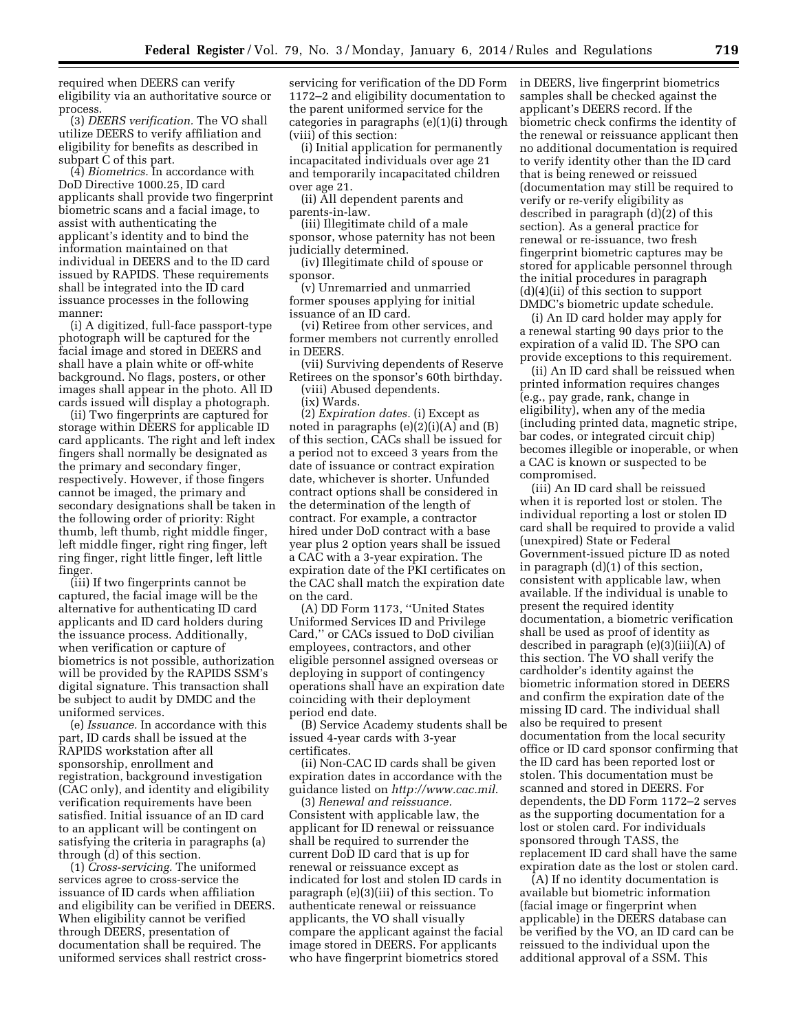required when DEERS can verify eligibility via an authoritative source or process.

(3) *DEERS verification.* The VO shall utilize DEERS to verify affiliation and eligibility for benefits as described in subpart C of this part.

(4) *Biometrics.* In accordance with DoD Directive 1000.25, ID card applicants shall provide two fingerprint biometric scans and a facial image, to assist with authenticating the applicant's identity and to bind the information maintained on that individual in DEERS and to the ID card issued by RAPIDS. These requirements shall be integrated into the ID card issuance processes in the following manner:

(i) A digitized, full-face passport-type photograph will be captured for the facial image and stored in DEERS and shall have a plain white or off-white background. No flags, posters, or other images shall appear in the photo. All ID cards issued will display a photograph.

(ii) Two fingerprints are captured for storage within DEERS for applicable ID card applicants. The right and left index fingers shall normally be designated as the primary and secondary finger, respectively. However, if those fingers cannot be imaged, the primary and secondary designations shall be taken in the following order of priority: Right thumb, left thumb, right middle finger, left middle finger, right ring finger, left ring finger, right little finger, left little finger.

(iii) If two fingerprints cannot be captured, the facial image will be the alternative for authenticating ID card applicants and ID card holders during the issuance process. Additionally, when verification or capture of biometrics is not possible, authorization will be provided by the RAPIDS SSM's digital signature. This transaction shall be subject to audit by DMDC and the uniformed services.

(e) *Issuance.* In accordance with this part, ID cards shall be issued at the RAPIDS workstation after all sponsorship, enrollment and registration, background investigation (CAC only), and identity and eligibility verification requirements have been satisfied. Initial issuance of an ID card to an applicant will be contingent on satisfying the criteria in paragraphs (a) through (d) of this section.

(1) *Cross-servicing.* The uniformed services agree to cross-service the issuance of ID cards when affiliation and eligibility can be verified in DEERS. When eligibility cannot be verified through DEERS, presentation of documentation shall be required. The uniformed services shall restrict cross-servicing for verification of the DD Form 1172–2 and eligibility documentation to the parent uniformed service for the categories in paragraphs (e)(1)(i) through (viii) of this section:

(i) Initial application for permanently incapacitated individuals over age 21 and temporarily incapacitated children over age 21.

(ii) All dependent parents and parents-in-law.

(iii) Illegitimate child of a male sponsor, whose paternity has not been judicially determined.

(iv) Illegitimate child of spouse or sponsor.

(v) Unremarried and unmarried former spouses applying for initial issuance of an ID card.

(vi) Retiree from other services, and former members not currently enrolled in DEERS.

(vii) Surviving dependents of Reserve Retirees on the sponsor's 60th birthday.

(viii) Abused dependents.

(ix) Wards.

(2) *Expiration dates.* (i) Except as noted in paragraphs (e)(2)(i)(A) and (B) of this section, CACs shall be issued for a period not to exceed 3 years from the date of issuance or contract expiration date, whichever is shorter. Unfunded contract options shall be considered in the determination of the length of contract. For example, a contractor hired under DoD contract with a base year plus 2 option years shall be issued a CAC with a 3-year expiration. The expiration date of the PKI certificates on the CAC shall match the expiration date on the card.

(A) DD Form 1173, ''United States Uniformed Services ID and Privilege Card,'' or CACs issued to DoD civilian employees, contractors, and other eligible personnel assigned overseas or deploying in support of contingency operations shall have an expiration date coinciding with their deployment period end date.

(B) Service Academy students shall be issued 4-year cards with 3-year certificates.

(ii) Non-CAC ID cards shall be given expiration dates in accordance with the guidance listed on *http://www.cac.mil.*

(3) *Renewal and reissuance.* Consistent with applicable law, the applicant for ID renewal or reissuance shall be required to surrender the current DoD ID card that is up for renewal or reissuance except as indicated for lost and stolen ID cards in paragraph (e)(3)(iii) of this section. To authenticate renewal or reissuance applicants, the VO shall visually compare the applicant against the facial image stored in DEERS. For applicants who have fingerprint biometrics stored in DEERS, live fingerprint biometrics samples shall be checked against the applicant's DEERS record. If the biometric check confirms the identity of the renewal or reissuance applicant then no additional documentation is required to verify identity other than the ID card that is being renewed or reissued (documentation may still be required to verify or re-verify eligibility as described in paragraph (d)(2) of this section). As a general practice for renewal or re-issuance, two fresh fingerprint biometric captures may be stored for applicable personnel through the initial procedures in paragraph (d)(4)(ii) of this section to support DMDC's biometric update schedule.

(i) An ID card holder may apply for a renewal starting 90 days prior to the expiration of a valid ID. The SPO can provide exceptions to this requirement.

(ii) An ID card shall be reissued when printed information requires changes (e.g., pay grade, rank, change in eligibility), when any of the media (including printed data, magnetic stripe, bar codes, or integrated circuit chip) becomes illegible or inoperable, or when a CAC is known or suspected to be compromised.

(iii) An ID card shall be reissued when it is reported lost or stolen. The individual reporting a lost or stolen ID card shall be required to provide a valid (unexpired) State or Federal Government-issued picture ID as noted in paragraph (d)(1) of this section, consistent with applicable law, when available. If the individual is unable to present the required identity documentation, a biometric verification shall be used as proof of identity as described in paragraph (e)(3)(iii)(A) of this section. The VO shall verify the cardholder's identity against the biometric information stored in DEERS and confirm the expiration date of the missing ID card. The individual shall also be required to present documentation from the local security office or ID card sponsor confirming that the ID card has been reported lost or stolen. This documentation must be scanned and stored in DEERS. For dependents, the DD Form 1172–2 serves as the supporting documentation for a lost or stolen card. For individuals sponsored through TASS, the replacement ID card shall have the same expiration date as the lost or stolen card.

(A) If no identity documentation is available but biometric information (facial image or fingerprint when applicable) in the DEERS database can be verified by the VO, an ID card can be reissued to the individual upon the additional approval of a SSM. This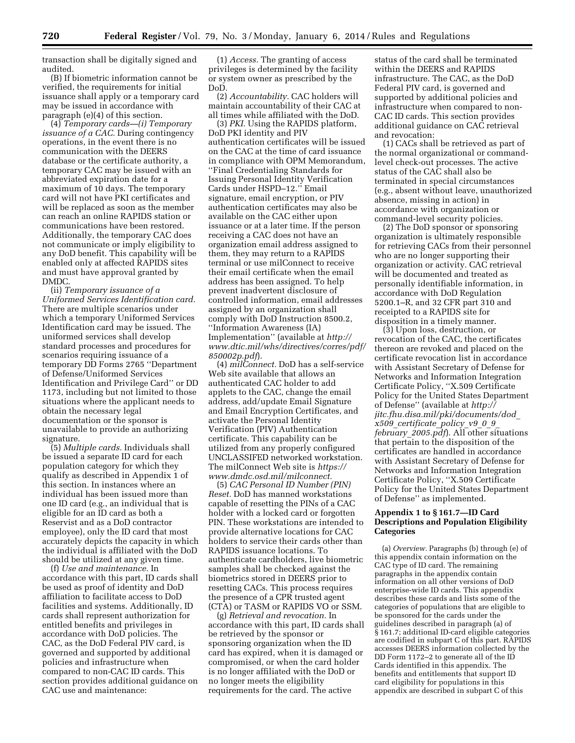transaction shall be digitally signed and audited.

(B) If biometric information cannot be verified, the requirements for initial issuance shall apply or a temporary card may be issued in accordance with paragraph (e)(4) of this section.

(4) *Temporary cards—(i) Temporary issuance of a CAC.* During contingency operations, in the event there is no communication with the DEERS database or the certificate authority, a temporary CAC may be issued with an abbreviated expiration date for a maximum of 10 days. The temporary card will not have PKI certificates and will be replaced as soon as the member can reach an online RAPIDS station or communications have been restored. Additionally, the temporary CAC does not communicate or imply eligibility to any DoD benefit. This capability will be enabled only at affected RAPIDS sites and must have approval granted by DMDC.

(ii) *Temporary issuance of a Uniformed Services Identification card.* There are multiple scenarios under which a temporary Uniformed Services Identification card may be issued. The uniformed services shall develop standard processes and procedures for scenarios requiring issuance of a temporary DD Forms 2765 ''Department of Defense/Uniformed Services Identification and Privilege Card'' or DD 1173, including but not limited to those situations where the applicant needs to obtain the necessary legal documentation or the sponsor is unavailable to provide an authorizing signature.

(5) *Multiple cards.* Individuals shall be issued a separate ID card for each population category for which they qualify as described in Appendix 1 of this section. In instances where an individual has been issued more than one ID card (e.g., an individual that is eligible for an ID card as both a Reservist and as a DoD contractor employee), only the ID card that most accurately depicts the capacity in which the individual is affiliated with the DoD should be utilized at any given time.

(f) *Use and maintenance.* In accordance with this part, ID cards shall be used as proof of identity and DoD affiliation to facilitate access to DoD facilities and systems. Additionally, ID cards shall represent authorization for entitled benefits and privileges in accordance with DoD policies. The CAC, as the DoD Federal PIV card, is governed and supported by additional policies and infrastructure when compared to non-CAC ID cards. This section provides additional guidance on CAC use and maintenance:

(1) *Access.* The granting of access privileges is determined by the facility or system owner as prescribed by the DoD.

(2) *Accountability.* CAC holders will maintain accountability of their CAC at all times while affiliated with the DoD.

(3) *PKI.* Using the RAPIDS platform, DoD PKI identity and PIV authentication certificates will be issued on the CAC at the time of card issuance in compliance with OPM Memorandum, ''Final Credentialing Standards for Issuing Personal Identity Verification Cards under HSPD–12.'' Email signature, email encryption, or PIV authentication certificates may also be available on the CAC either upon issuance or at a later time. If the person receiving a CAC does not have an organization email address assigned to them, they may return to a RAPIDS terminal or use milConnect to receive their email certificate when the email address has been assigned. To help prevent inadvertent disclosure of controlled information, email addresses assigned by an organization shall comply with DoD Instruction 8500.2, ''Information Awareness (IA) Implementation'' (available at *http://www.dtic.mil/whs/directives/corres/pdf/850002p.pdf*).

(4) *milConnect.* DoD has a self-service Web site available that allows an authenticated CAC holder to add applets to the CAC, change the email address, add/update Email Signature and Email Encryption Certificates, and activate the Personal Identity Verification (PIV) Authentication certificate. This capability can be utilized from any properly configured UNCLASSIFED networked workstation. The milConnect Web site is *https://www.dmdc.osd.mil/milconnect.*

(5) *CAC Personal ID Number (PIN) Reset.* DoD has manned workstations capable of resetting the PINs of a CAC holder with a locked card or forgotten PIN. These workstations are intended to provide alternative locations for CAC holders to service their cards other than RAPIDS issuance locations. To authenticate cardholders, live biometric samples shall be checked against the biometrics stored in DEERS prior to resetting CACs. This process requires the presence of a CPR trusted agent (CTA) or TASM or RAPIDS VO or SSM.

(g) *Retrieval and revocation.* In accordance with this part, ID cards shall be retrieved by the sponsor or sponsoring organization when the ID card has expired, when it is damaged or compromised, or when the card holder is no longer affiliated with the DoD or no longer meets the eligibility requirements for the card. The active status of the card shall be terminated within the DEERS and RAPIDS infrastructure. The CAC, as the DoD Federal PIV card, is governed and supported by additional policies and infrastructure when compared to non-CAC ID cards. This section provides additional guidance on CAC retrieval and revocation:

(1) CACs shall be retrieved as part of the normal organizational or command-level check-out processes. The active status of the CAC shall also be terminated in special circumstances (e.g., absent without leave, unauthorized absence, missing in action) in accordance with organization or command-level security policies.

(2) The DoD sponsor or sponsoring organization is ultimately responsible for retrieving CACs from their personnel who are no longer supporting their organization or activity. CAC retrieval will be documented and treated as personally identifiable information, in accordance with DoD Regulation 5200.1–R, and 32 CFR part 310 and receipted to a RAPIDS site for disposition in a timely manner.

(3) Upon loss, destruction, or revocation of the CAC, the certificates thereon are revoked and placed on the certificate revocation list in accordance with Assistant Secretary of Defense for Networks and Information Integration Certificate Policy, ''X.509 Certificate Policy for the United States Department of Defense'' (available at *http://jitc.fhu.disa.mil/pki/documents/dod_x509_certificate_policy_v9_0_9_february_2005.pdf*). All other situations that pertain to the disposition of the certificates are handled in accordance with Assistant Secretary of Defense for Networks and Information Integration Certificate Policy, ''X.509 Certificate Policy for the United States Department of Defense'' as implemented.

### Appendix 1 to § 161.7—ID Card Descriptions and Population Eligibility Categories

(a) *Overview.* Paragraphs (b) through (e) of this appendix contain information on the CAC type of ID card. The remaining paragraphs in the appendix contain information on all other versions of DoD enterprise-wide ID cards. This appendix describes these cards and lists some of the categories of populations that are eligible to be sponsored for the cards under the guidelines described in paragraph (a) of § 161.7; additional ID-card eligible categories are codified in subpart C of this part. RAPIDS accesses DEERS information collected by the DD Form 1172–2 to generate all of the ID Cards identified in this appendix. The benefits and entitlements that support ID card eligibility for populations in this appendix are described in subpart C of this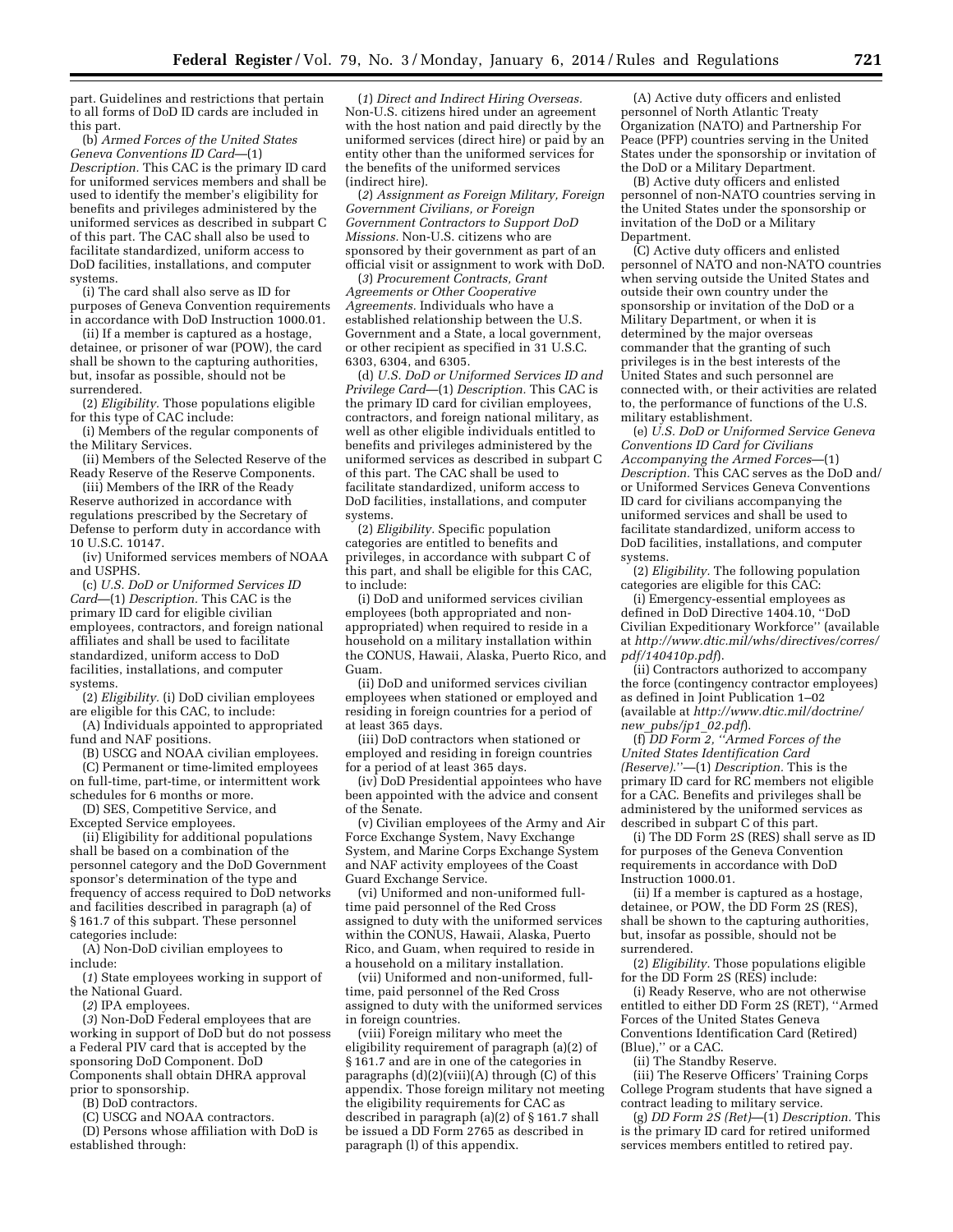part. Guidelines and restrictions that pertain to all forms of DoD ID cards are included in this part.

(b) *Armed Forces of the United States Geneva Conventions ID Card*—(1) *Description.* This CAC is the primary ID card for uniformed services members and shall be used to identify the member's eligibility for benefits and privileges administered by the uniformed services as described in subpart C of this part. The CAC shall also be used to facilitate standardized, uniform access to DoD facilities, installations, and computer systems.

(i) The card shall also serve as ID for purposes of Geneva Convention requirements in accordance with DoD Instruction 1000.01.

(ii) If a member is captured as a hostage, detainee, or prisoner of war (POW), the card shall be shown to the capturing authorities, but, insofar as possible, should not be surrendered.

(2) *Eligibility.* Those populations eligible for this type of CAC include:

(i) Members of the regular components of the Military Services.

(ii) Members of the Selected Reserve of the Ready Reserve of the Reserve Components.

(iii) Members of the IRR of the Ready Reserve authorized in accordance with regulations prescribed by the Secretary of Defense to perform duty in accordance with 10 U.S.C. 10147.

(iv) Uniformed services members of NOAA and USPHS.

(c) *U.S. DoD or Uniformed Services ID Card*—(1) *Description.* This CAC is the primary ID card for eligible civilian employees, contractors, and foreign national affiliates and shall be used to facilitate standardized, uniform access to DoD facilities, installations, and computer systems.

(2) *Eligibility.* (i) DoD civilian employees are eligible for this CAC, to include:

(A) Individuals appointed to appropriated fund and NAF positions.

(B) USCG and NOAA civilian employees.

(C) Permanent or time-limited employees on full-time, part-time, or intermittent work schedules for 6 months or more.

(D) SES, Competitive Service, and Excepted Service employees.

(ii) Eligibility for additional populations shall be based on a combination of the personnel category and the DoD Government sponsor's determination of the type and frequency of access required to DoD networks and facilities described in paragraph (a) of § 161.7 of this subpart. These personnel categories include:

(A) Non-DoD civilian employees to include:

(*1*) State employees working in support of the National Guard.

(*2*) IPA employees.

(*3*) Non-DoD Federal employees that are working in support of DoD but do not possess a Federal PIV card that is accepted by the sponsoring DoD Component. DoD Components shall obtain DHRA approval prior to sponsorship.

(B) DoD contractors.

(C) USCG and NOAA contractors.

(D) Persons whose affiliation with DoD is established through:

(*1*) *Direct and Indirect Hiring Overseas.* Non-U.S. citizens hired under an agreement with the host nation and paid directly by the uniformed services (direct hire) or paid by an entity other than the uniformed services for the benefits of the uniformed services (indirect hire).

(*2*) *Assignment as Foreign Military, Foreign Government Civilians, or Foreign Government Contractors to Support DoD Missions.* Non-U.S. citizens who are sponsored by their government as part of an official visit or assignment to work with DoD.

(*3*) *Procurement Contracts, Grant Agreements or Other Cooperative Agreements.* Individuals who have a established relationship between the U.S. Government and a State, a local government, or other recipient as specified in 31 U.S.C. 6303, 6304, and 6305.

(d) *U.S. DoD or Uniformed Services ID and Privilege Card*—(1) *Description.* This CAC is the primary ID card for civilian employees, contractors, and foreign national military, as well as other eligible individuals entitled to benefits and privileges administered by the uniformed services as described in subpart C of this part. The CAC shall be used to facilitate standardized, uniform access to DoD facilities, installations, and computer systems.

(2) *Eligibility.* Specific population categories are entitled to benefits and privileges, in accordance with subpart C of this part, and shall be eligible for this CAC, to include:

(i) DoD and uniformed services civilian employees (both appropriated and non-appropriated) when required to reside in a household on a military installation within the CONUS, Hawaii, Alaska, Puerto Rico, and Guam.

(ii) DoD and uniformed services civilian employees when stationed or employed and residing in foreign countries for a period of at least 365 days.

(iii) DoD contractors when stationed or employed and residing in foreign countries for a period of at least 365 days.

(iv) DoD Presidential appointees who have been appointed with the advice and consent of the Senate.

(v) Civilian employees of the Army and Air Force Exchange System, Navy Exchange System, and Marine Corps Exchange System and NAF activity employees of the Coast Guard Exchange Service.

(vi) Uniformed and non-uniformed full-time paid personnel of the Red Cross assigned to duty with the uniformed services within the CONUS, Hawaii, Alaska, Puerto Rico, and Guam, when required to reside in a household on a military installation.

(vii) Uniformed and non-uniformed, full-time, paid personnel of the Red Cross assigned to duty with the uniformed services in foreign countries.

(viii) Foreign military who meet the eligibility requirement of paragraph (a)(2) of § 161.7 and are in one of the categories in paragraphs (d)(2)(viii)(A) through (C) of this appendix. Those foreign military not meeting the eligibility requirements for CAC as described in paragraph (a)(2) of § 161.7 shall be issued a DD Form 2765 as described in paragraph (l) of this appendix.

(A) Active duty officers and enlisted personnel of North Atlantic Treaty Organization (NATO) and Partnership For Peace (PFP) countries serving in the United States under the sponsorship or invitation of the DoD or a Military Department.

(B) Active duty officers and enlisted personnel of non-NATO countries serving in the United States under the sponsorship or invitation of the DoD or a Military Department.

(C) Active duty officers and enlisted personnel of NATO and non-NATO countries when serving outside the United States and outside their own country under the sponsorship or invitation of the DoD or a Military Department, or when it is determined by the major overseas commander that the granting of such privileges is in the best interests of the United States and such personnel are connected with, or their activities are related to, the performance of functions of the U.S. military establishment.

(e) *U.S. DoD or Uniformed Service Geneva Conventions ID Card for Civilians Accompanying the Armed Forces*—(1) *Description.* This CAC serves as the DoD and/or Uniformed Services Geneva Conventions ID card for civilians accompanying the uniformed services and shall be used to facilitate standardized, uniform access to DoD facilities, installations, and computer systems.

(2) *Eligibility.* The following population categories are eligible for this CAC:

(i) Emergency-essential employees as defined in DoD Directive 1404.10, "DoD Civilian Expeditionary Workforce" (available at *http://www.dtic.mil/whs/directives/corres/pdf/140410p.pdf*).

(ii) Contractors authorized to accompany the force (contingency contractor employees) as defined in Joint Publication 1–02 (available at *http://www.dtic.mil/doctrine/new_pubs/jp1_02.pdf*).

(f) *DD Form 2, "Armed Forces of the United States Identification Card (Reserve)."*—(1) *Description.* This is the primary ID card for RC members not eligible for a CAC. Benefits and privileges shall be administered by the uniformed services as described in subpart C of this part.

(i) The DD Form 2S (RES) shall serve as ID for purposes of the Geneva Convention requirements in accordance with DoD Instruction 1000.01.

(ii) If a member is captured as a hostage, detainee, or POW, the DD Form 2S (RES), shall be shown to the capturing authorities, but, insofar as possible, should not be surrendered.

(2) *Eligibility.* Those populations eligible for the DD Form 2S (RES) include:

(i) Ready Reserve, who are not otherwise entitled to either DD Form 2S (RET), "Armed Forces of the United States Geneva Conventions Identification Card (Retired) (Blue)," or a CAC.

(ii) The Standby Reserve.

(iii) The Reserve Officers' Training Corps College Program students that have signed a contract leading to military service.

(g) *DD Form 2S (Ret)*—(1) *Description.* This is the primary ID card for retired uniformed services members entitled to retired pay.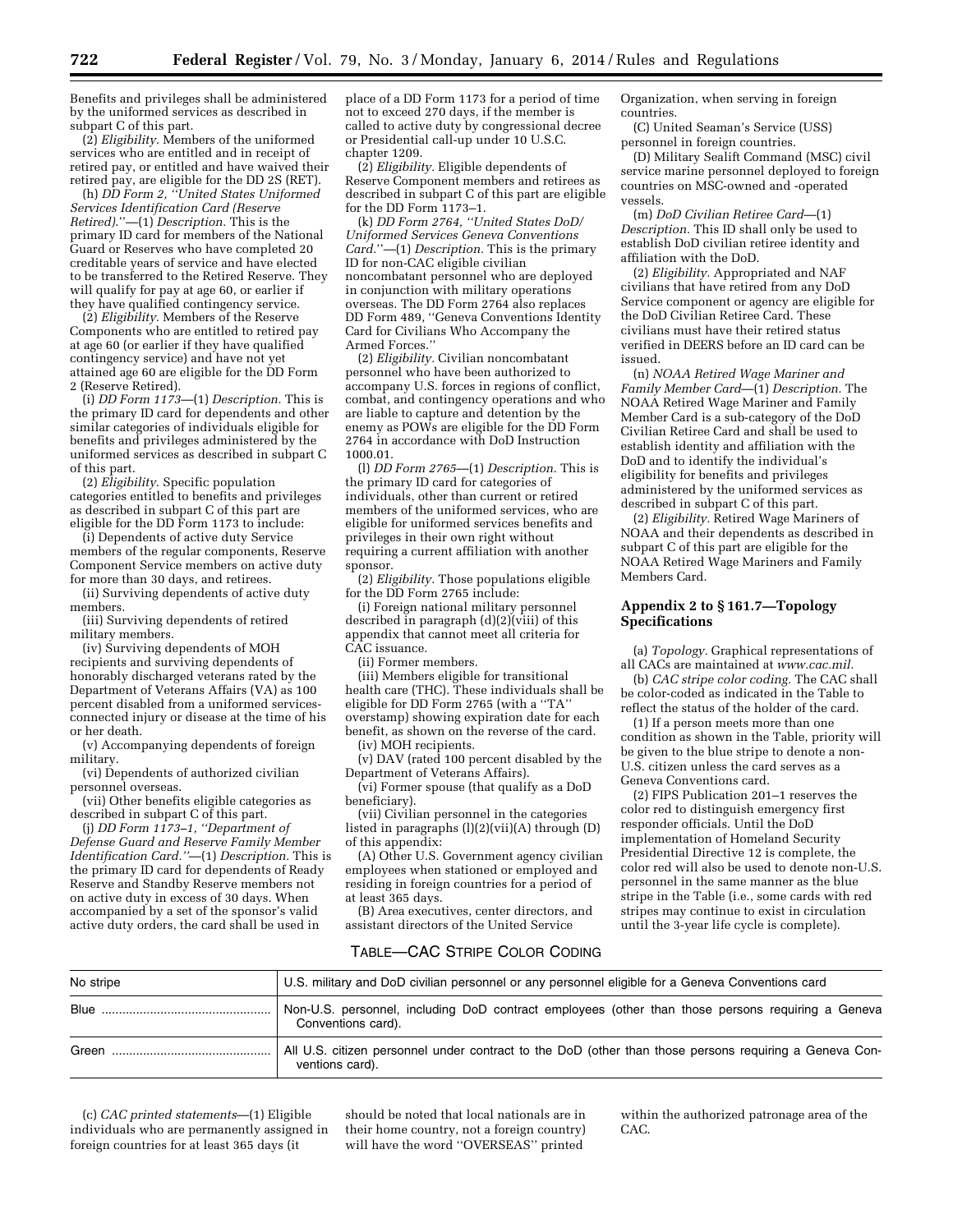Benefits and privileges shall be administered by the uniformed services as described in subpart C of this part.

(2) *Eligibility.* Members of the uniformed services who are entitled and in receipt of retired pay, or entitled and have waived their retired pay, are eligible for the DD 2S (RET).

(h) *DD Form 2, ''United States Uniformed Services Identification Card (Reserve Retired).''*—(1) *Description.* This is the primary ID card for members of the National Guard or Reserves who have completed 20 creditable years of service and have elected to be transferred to the Retired Reserve. They will qualify for pay at age 60, or earlier if they have qualified contingency service.

(2) *Eligibility.* Members of the Reserve Components who are entitled to retired pay at age 60 (or earlier if they have qualified contingency service) and have not yet attained age 60 are eligible for the DD Form 2 (Reserve Retired).

(i) *DD Form 1173*—(1) *Description.* This is the primary ID card for dependents and other similar categories of individuals eligible for benefits and privileges administered by the uniformed services as described in subpart C of this part.

(2) *Eligibility.* Specific population categories entitled to benefits and privileges as described in subpart C of this part are eligible for the DD Form 1173 to include:

(i) Dependents of active duty Service members of the regular components, Reserve Component Service members on active duty for more than 30 days, and retirees.

(ii) Surviving dependents of active duty members.

(iii) Surviving dependents of retired military members.

(iv) Surviving dependents of MOH recipients and surviving dependents of honorably discharged veterans rated by the Department of Veterans Affairs (VA) as 100 percent disabled from a uniformed services-connected injury or disease at the time of his or her death.

(v) Accompanying dependents of foreign military.

(vi) Dependents of authorized civilian personnel overseas.

(vii) Other benefits eligible categories as described in subpart C of this part.

(j) *DD Form 1173–1, ''Department of Defense Guard and Reserve Family Member Identification Card.''*—(1) *Description.* This is the primary ID card for dependents of Ready Reserve and Standby Reserve members not on active duty in excess of 30 days. When accompanied by a set of the sponsor's valid active duty orders, the card shall be used in place of a DD Form 1173 for a period of time not to exceed 270 days, if the member is called to active duty by congressional decree or Presidential call-up under 10 U.S.C. chapter 1209.

(2) *Eligibility.* Eligible dependents of Reserve Component members and retirees as described in subpart C of this part are eligible for the DD Form 1173–1.

(k) *DD Form 2764, ''United States DoD/Uniformed Services Geneva Conventions Card.''*—(1) *Description.* This is the primary ID for non-CAC eligible civilian noncombatant personnel who are deployed in conjunction with military operations overseas. The DD Form 2764 also replaces DD Form 489, ''Geneva Conventions Identity Card for Civilians Who Accompany the Armed Forces.''

(2) *Eligibility.* Civilian noncombatant personnel who have been authorized to accompany U.S. forces in regions of conflict, combat, and contingency operations and who are liable to capture and detention by the enemy as POWs are eligible for the DD Form 2764 in accordance with DoD Instruction 1000.01.

(l) *DD Form 2765*—(1) *Description.* This is the primary ID card for categories of individuals, other than current or retired members of the uniformed services, who are eligible for uniformed services benefits and privileges in their own right without requiring a current affiliation with another sponsor.

(2) *Eligibility.* Those populations eligible for the DD Form 2765 include:

(i) Foreign national military personnel described in paragraph (d)(2)(viii) of this appendix that cannot meet all criteria for CAC issuance.

(ii) Former members.

(iii) Members eligible for transitional health care (THC). These individuals shall be eligible for DD Form 2765 (with a ''TA'' overstamp) showing expiration date for each benefit, as shown on the reverse of the card.

(iv) MOH recipients.

(v) DAV (rated 100 percent disabled by the Department of Veterans Affairs).

(vi) Former spouse (that qualify as a DoD beneficiary).

(vii) Civilian personnel in the categories listed in paragraphs (l)(2)(vii)(A) through (D) of this appendix:

(A) Other U.S. Government agency civilian employees when stationed or employed and residing in foreign countries for a period of at least 365 days.

(B) Area executives, center directors, and assistant directors of the United Service Organization, when serving in foreign countries.

(C) United Seaman's Service (USS) personnel in foreign countries.

(D) Military Sealift Command (MSC) civil service marine personnel deployed to foreign countries on MSC-owned and -operated vessels.

(m) *DoD Civilian Retiree Card*—(1) *Description.* This ID shall only be used to establish DoD civilian retiree identity and affiliation with the DoD.

(2) *Eligibility.* Appropriated and NAF civilians that have retired from any DoD Service component or agency are eligible for the DoD Civilian Retiree Card. These civilians must have their retired status verified in DEERS before an ID card can be issued.

(n) *NOAA Retired Wage Mariner and Family Member Card*—(1) *Description.* The NOAA Retired Wage Mariner and Family Member Card is a sub-category of the DoD Civilian Retiree Card and shall be used to establish identity and affiliation with the DoD and to identify the individual's eligibility for benefits and privileges administered by the uniformed services as described in subpart C of this part.

(2) *Eligibility.* Retired Wage Mariners of NOAA and their dependents as described in subpart C of this part are eligible for the NOAA Retired Wage Mariners and Family Members Card.

## Appendix 2 to § 161.7—Topology Specifications

(a) *Topology.* Graphical representations of all CACs are maintained at *www.cac.mil.*

(b) *CAC stripe color coding.* The CAC shall be color-coded as indicated in the Table to reflect the status of the holder of the card.

(1) If a person meets more than one condition as shown in the Table, priority will be given to the blue stripe to denote a non-U.S. citizen unless the card serves as a Geneva Conventions card.

(2) FIPS Publication 201–1 reserves the color red to distinguish emergency first responder officials. Until the DoD implementation of Homeland Security Presidential Directive 12 is complete, the color red will also be used to denote non-U.S. personnel in the same manner as the blue stripe in the Table (i.e., some cards with red stripes may continue to exist in circulation until the 3-year life cycle is complete).

TABLE—CAC STRIPE COLOR CODING

| | |
|---|---|
| No stripe | U.S. military and DoD civilian personnel or any personnel eligible for a Geneva Conventions card |
| Blue | Non-U.S. personnel, including DoD contract employees (other than those persons requiring a Geneva Conventions card). |
| Green | All U.S. citizen personnel under contract to the DoD (other than those persons requiring a Geneva Conventions card). |

(c) *CAC printed statements*—(1) Eligible individuals who are permanently assigned in foreign countries for at least 365 days (it should be noted that local nationals are in their home country, not a foreign country) will have the word ''OVERSEAS'' printed within the authorized patronage area of the CAC.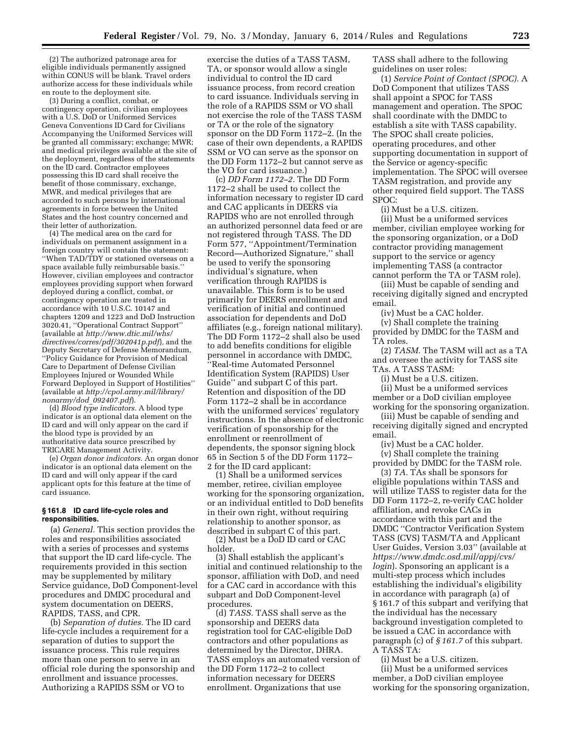(2) The authorized patronage area for eligible individuals permanently assigned within CONUS will be blank. Travel orders authorize access for these individuals while en route to the deployment site.

(3) During a conflict, combat, or contingency operation, civilian employees with a U.S. DoD or Uniformed Services Geneva Conventions ID Card for Civilians Accompanying the Uniformed Services will be granted all commissary; exchange; MWR; and medical privileges available at the site of the deployment, regardless of the statements on the ID card. Contractor employees possessing this ID card shall receive the benefit of those commissary, exchange, MWR, and medical privileges that are accorded to such persons by international agreements in force between the United States and the host country concerned and their letter of authorization.

(4) The medical area on the card for individuals on permanent assignment in a foreign country will contain the statement: ''When TAD/TDY or stationed overseas on a space available fully reimbursable basis.'' However, civilian employees and contractor employees providing support when forward deployed during a conflict, combat, or contingency operation are treated in accordance with 10 U.S.C. 10147 and chapters 1209 and 1223 and DoD Instruction 3020.41, ''Operational Contract Support'' (available at *http://www.dtic.mil/whs/directives/corres/pdf/302041p.pdf*), and the Deputy Secretary of Defense Memorandum, ''Policy Guidance for Provision of Medical Care to Department of Defense Civilian Employees Injured or Wounded While Forward Deployed in Support of Hostilities'' (available at *http://cpol.army.mil/library/nonarmy/dod_092407.pdf*).

(d) *Blood type indicators.* A blood type indicator is an optional data element on the ID card and will only appear on the card if the blood type is provided by an authoritative data source prescribed by TRICARE Management Activity.

(e) *Organ donor indicators.* An organ donor indicator is an optional data element on the ID card and will only appear if the card applicant opts for this feature at the time of card issuance.

### § 161.8 ID card life-cycle roles and responsibilities.

(a) *General.* This section provides the roles and responsibilities associated with a series of processes and systems that support the ID card life-cycle. The requirements provided in this section may be supplemented by military Service guidance, DoD Component-level procedures and DMDC procedural and system documentation on DEERS, RAPIDS, TASS, and CPR.

(b) *Separation of duties.* The ID card life-cycle includes a requirement for a separation of duties to support the issuance process. This rule requires more than one person to serve in an official role during the sponsorship and enrollment and issuance processes. Authorizing a RAPIDS SSM or VO to exercise the duties of a TASS TASM, TA, or sponsor would allow a single individual to control the ID card issuance process, from record creation to card issuance. Individuals serving in the role of a RAPIDS SSM or VO shall not exercise the role of the TASS TASM or TA or the role of the signatory sponsor on the DD Form 1172–2. (In the case of their own dependents, a RAPIDS SSM or VO can serve as the sponsor on the DD Form 1172–2 but cannot serve as the VO for card issuance.)

(c) *DD Form 1172–2.* The DD Form 1172–2 shall be used to collect the information necessary to register ID card and CAC applicants in DEERS via RAPIDS who are not enrolled through an authorized personnel data feed or are not registered through TASS. The DD Form 577, ''Appointment/Termination Record—Authorized Signature,'' shall be used to verify the sponsoring individual's signature, when verification through RAPIDS is unavailable. This form is to be used primarily for DEERS enrollment and verification of initial and continued association for dependents and DoD affiliates (e.g., foreign national military). The DD Form 1172–2 shall also be used to add benefits conditions for eligible personnel in accordance with DMDC, ''Real-time Automated Personnel Identification System (RAPIDS) User Guide'' and subpart C of this part. Retention and disposition of the DD Form 1172–2 shall be in accordance with the uniformed services' regulatory instructions. In the absence of electronic verification of sponsorship for the enrollment or reenrollment of dependents, the sponsor signing block 65 in Section 5 of the DD Form 1172–2 for the ID card applicant:

(1) Shall be a uniformed services member, retiree, civilian employee working for the sponsoring organization, or an individual entitled to DoD benefits in their own right, without requiring relationship to another sponsor, as described in subpart C of this part.

(2) Must be a DoD ID card or CAC holder.

(3) Shall establish the applicant's initial and continued relationship to the sponsor, affiliation with DoD, and need for a CAC card in accordance with this subpart and DoD Component-level procedures.

(d) *TASS.* TASS shall serve as the sponsorship and DEERS data registration tool for CAC-eligible DoD contractors and other populations as determined by the Director, DHRA. TASS employs an automated version of the DD Form 1172–2 to collect information necessary for DEERS enrollment. Organizations that use TASS shall adhere to the following guidelines on user roles:

(1) *Service Point of Contact (SPOC).* A DoD Component that utilizes TASS shall appoint a SPOC for TASS management and operation. The SPOC shall coordinate with the DMDC to establish a site with TASS capability. The SPOC shall create policies, operating procedures, and other supporting documentation in support of the Service or agency-specific implementation. The SPOC will oversee TASM registration, and provide any other required field support. The TASS SPOC:

(i) Must be a U.S. citizen.

(ii) Must be a uniformed services member, civilian employee working for the sponsoring organization, or a DoD contractor providing management support to the service or agency implementing TASS (a contractor cannot perform the TA or TASM role).

(iii) Must be capable of sending and receiving digitally signed and encrypted email.

(iv) Must be a CAC holder.

(v) Shall complete the training provided by DMDC for the TASM and TA roles.

(2) *TASM.* The TASM will act as a TA and oversee the activity for TASS site TAs. A TASS TASM:

(i) Must be a U.S. citizen.

(ii) Must be a uniformed services member or a DoD civilian employee working for the sponsoring organization.

(iii) Must be capable of sending and receiving digitally signed and encrypted email.

(iv) Must be a CAC holder.

(v) Shall complete the training provided by DMDC for the TASM role.

(3) *TA.* TAs shall be sponsors for eligible populations within TASS and will utilize TASS to register data for the DD Form 1172–2, re-verify CAC holder affiliation, and revoke CACs in accordance with this part and the DMDC ''Contractor Verification System TASS (CVS) TASM/TA and Applicant User Guides, Version 3.03'' (available at *https://www.dmdc.osd.mil/appj/cvs/login*). Sponsoring an applicant is a multi-step process which includes establishing the individual's eligibility in accordance with paragraph (a) of § 161.7 of this subpart and verifying that the individual has the necessary background investigation completed to be issued a CAC in accordance with paragraph (c) of *§ 161.7* of this subpart. A TASS TA:

(i) Must be a U.S. citizen.

(ii) Must be a uniformed services member, a DoD civilian employee working for the sponsoring organization,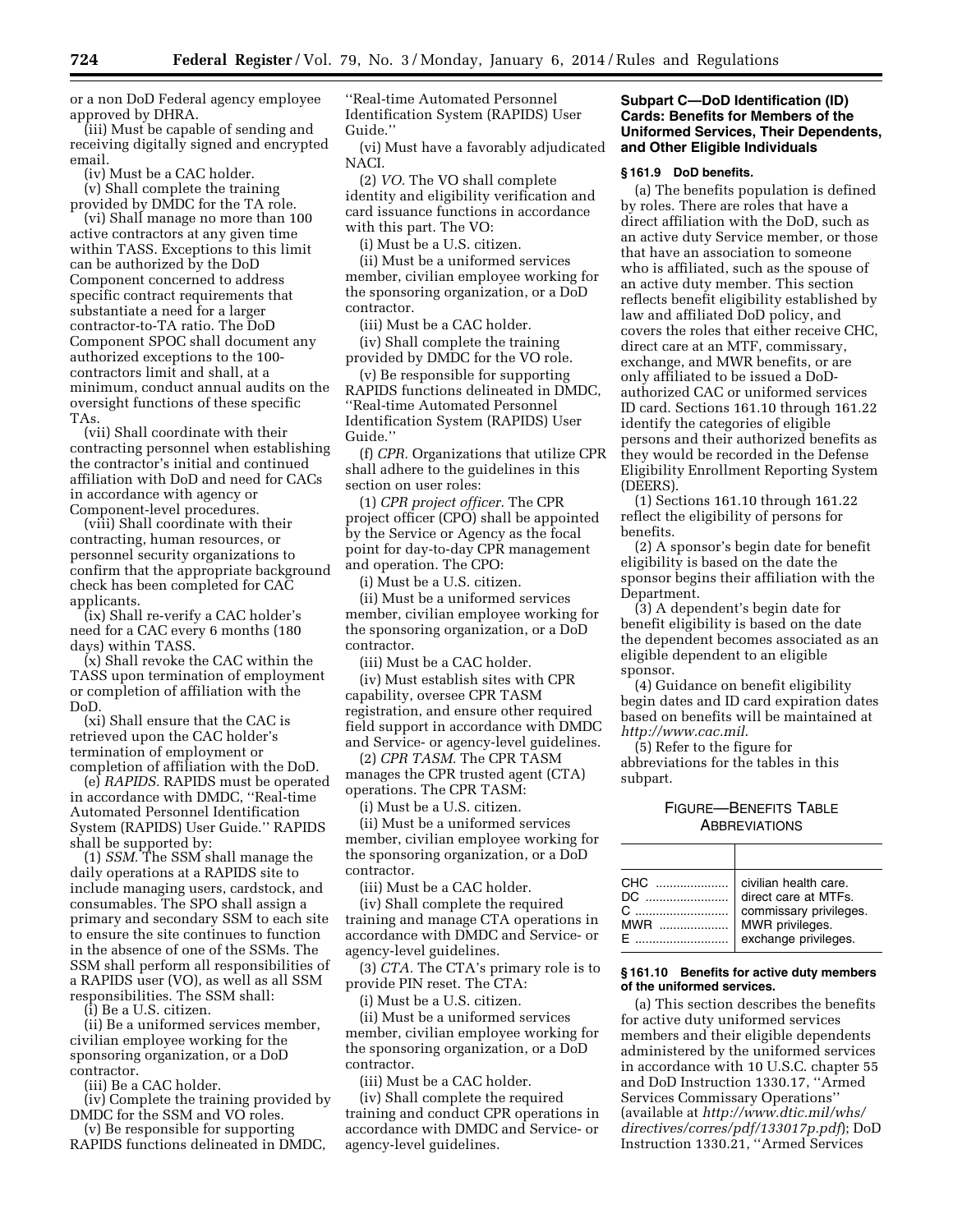or a non DoD Federal agency employee approved by DHRA.

(iii) Must be capable of sending and receiving digitally signed and encrypted email.

(iv) Must be a CAC holder.

(v) Shall complete the training provided by DMDC for the TA role.

(vi) Shall manage no more than 100 active contractors at any given time within TASS. Exceptions to this limit can be authorized by the DoD Component concerned to address specific contract requirements that substantiate a need for a larger contractor-to-TA ratio. The DoD Component SPOC shall document any authorized exceptions to the 100-contractors limit and shall, at a minimum, conduct annual audits on the oversight functions of these specific TAs.

(vii) Shall coordinate with their contracting personnel when establishing the contractor's initial and continued affiliation with DoD and need for CACs in accordance with agency or Component-level procedures.

(viii) Shall coordinate with their contracting, human resources, or personnel security organizations to confirm that the appropriate background check has been completed for CAC applicants.

(ix) Shall re-verify a CAC holder's need for a CAC every 6 months (180 days) within TASS.

(x) Shall revoke the CAC within the TASS upon termination of employment or completion of affiliation with the DoD.

(xi) Shall ensure that the CAC is retrieved upon the CAC holder's termination of employment or completion of affiliation with the DoD.

(e) *RAPIDS.* RAPIDS must be operated in accordance with DMDC, ''Real-time Automated Personnel Identification System (RAPIDS) User Guide.'' RAPIDS shall be supported by:

(1) *SSM.* The SSM shall manage the daily operations at a RAPIDS site to include managing users, cardstock, and consumables. The SPO shall assign a primary and secondary SSM to each site to ensure the site continues to function in the absence of one of the SSMs. The SSM shall perform all responsibilities of a RAPIDS user (VO), as well as all SSM responsibilities. The SSM shall:

(i) Be a U.S. citizen.

(ii) Be a uniformed services member, civilian employee working for the sponsoring organization, or a DoD contractor.

(iii) Be a CAC holder.

(iv) Complete the training provided by DMDC for the SSM and VO roles.

(v) Be responsible for supporting RAPIDS functions delineated in DMDC, ''Real-time Automated Personnel Identification System (RAPIDS) User Guide.''

(vi) Must have a favorably adjudicated NACI.

(2) *VO.* The VO shall complete identity and eligibility verification and card issuance functions in accordance with this part. The VO:

(i) Must be a U.S. citizen.

(ii) Must be a uniformed services member, civilian employee working for the sponsoring organization, or a DoD contractor.

(iii) Must be a CAC holder.

(iv) Shall complete the training provided by DMDC for the VO role.

(v) Be responsible for supporting RAPIDS functions delineated in DMDC, ''Real-time Automated Personnel Identification System (RAPIDS) User Guide.''

(f) *CPR.* Organizations that utilize CPR shall adhere to the guidelines in this section on user roles:

(1) *CPR project officer.* The CPR project officer (CPO) shall be appointed by the Service or Agency as the focal point for day-to-day CPR management and operation. The CPO:

(i) Must be a U.S. citizen.

(ii) Must be a uniformed services member, civilian employee working for the sponsoring organization, or a DoD contractor.

(iii) Must be a CAC holder.

(iv) Must establish sites with CPR capability, oversee CPR TASM registration, and ensure other required field support in accordance with DMDC and Service- or agency-level guidelines.

(2) *CPR TASM.* The CPR TASM manages the CPR trusted agent (CTA) operations. The CPR TASM:

(i) Must be a U.S. citizen.

(ii) Must be a uniformed services member, civilian employee working for the sponsoring organization, or a DoD contractor.

(iii) Must be a CAC holder.

(iv) Shall complete the required training and manage CTA operations in accordance with DMDC and Service- or agency-level guidelines.

(3) *CTA.* The CTA's primary role is to provide PIN reset. The CTA:

(i) Must be a U.S. citizen.

(ii) Must be a uniformed services member, civilian employee working for the sponsoring organization, or a DoD contractor.

(iii) Must be a CAC holder.

(iv) Shall complete the required training and conduct CPR operations in accordance with DMDC and Service- or agency-level guidelines.

## Subpart C—DoD Identification (ID) Cards: Benefits for Members of the Uniformed Services, Their Dependents, and Other Eligible Individuals

### § 161.9 DoD benefits.

(a) The benefits population is defined by roles. There are roles that have a direct affiliation with the DoD, such as an active duty Service member, or those that have an association to someone who is affiliated, such as the spouse of an active duty member. This section reflects benefit eligibility established by law and affiliated DoD policy, and covers the roles that either receive CHC, direct care at an MTF, commissary, exchange, and MWR benefits, or are only affiliated to be issued a DoD-authorized CAC or uniformed services ID card. Sections 161.10 through 161.22 identify the categories of eligible persons and their authorized benefits as they would be recorded in the Defense Eligibility Enrollment Reporting System (DEERS).

(1) Sections 161.10 through 161.22 reflect the eligibility of persons for benefits.

(2) A sponsor's begin date for benefit eligibility is based on the date the sponsor begins their affiliation with the Department.

(3) A dependent's begin date for benefit eligibility is based on the date the dependent becomes associated as an eligible dependent to an eligible sponsor.

(4) Guidance on benefit eligibility begin dates and ID card expiration dates based on benefits will be maintained at *http://www.cac.mil.*

(5) Refer to the figure for abbreviations for the tables in this subpart.

FIGURE—BENEFITS TABLE ABBREVIATIONS

| | |
|---|---|
| CHC | civilian health care. |
| DC | direct care at MTFs. |
| C | commissary privileges. |
| MWR | MWR privileges. |
| E | exchange privileges. |

### § 161.10 Benefits for active duty members of the uniformed services.

(a) This section describes the benefits for active duty uniformed services members and their eligible dependents administered by the uniformed services in accordance with 10 U.S.C. chapter 55 and DoD Instruction 1330.17, ''Armed Services Commissary Operations'' (available at *http://www.dtic.mil/whs/directives/corres/pdf/133017p.pdf*); DoD Instruction 1330.21, ''Armed Services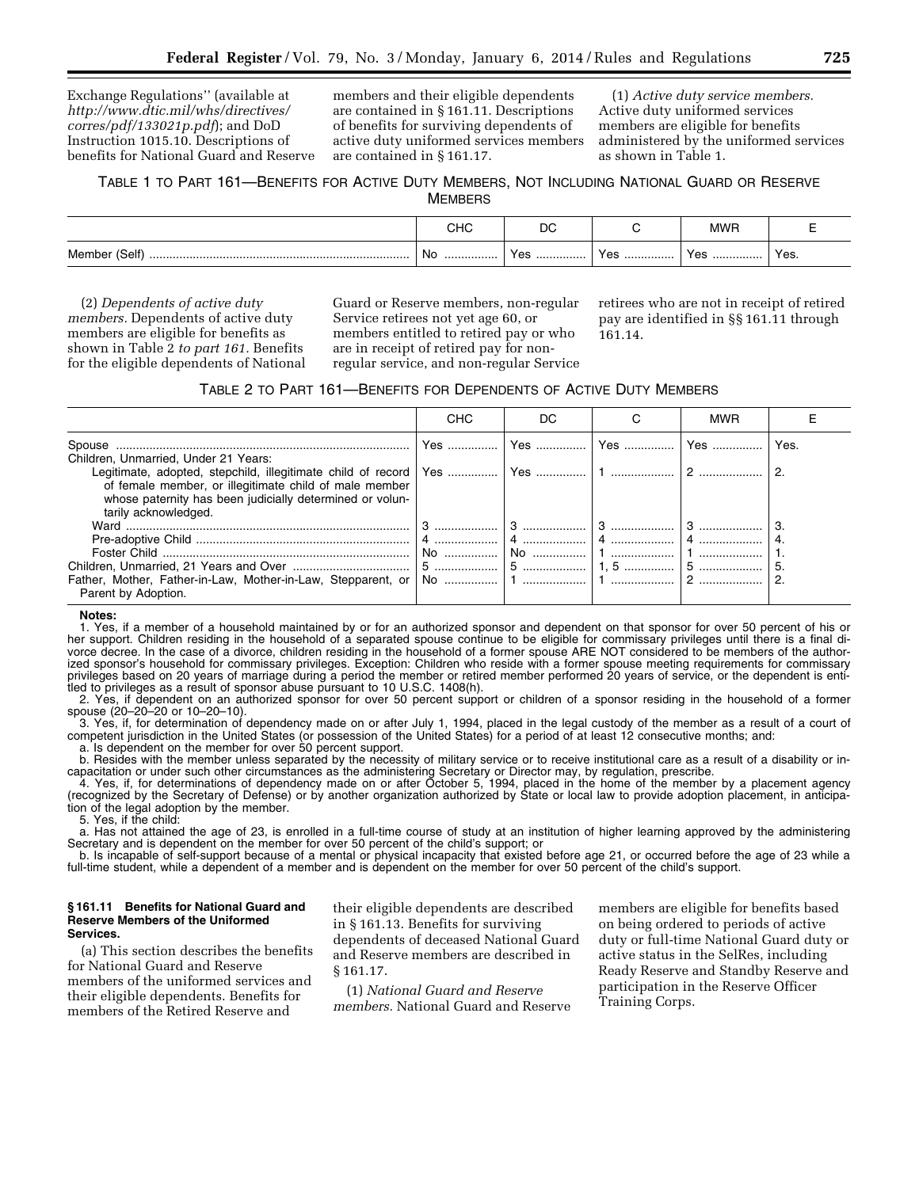Exchange Regulations'' (available at *http://www.dtic.mil/whs/directives/corres/pdf/133021p.pdf*); and DoD Instruction 1015.10. Descriptions of benefits for National Guard and Reserve members and their eligible dependents are contained in § 161.11. Descriptions of benefits for surviving dependents of active duty uniformed services members are contained in § 161.17.

(1) *Active duty service members.* Active duty uniformed services members are eligible for benefits administered by the uniformed services as shown in Table 1.

TABLE 1 TO PART 161—BENEFITS FOR ACTIVE DUTY MEMBERS, NOT INCLUDING NATIONAL GUARD OR RESERVE MEMBERS

| | CHC | DC | C | MWR | E |
|---|---|---|---|---|---|
| Member (Self) | No | Yes | Yes | Yes | Yes. |

(2) *Dependents of active duty members.* Dependents of active duty members are eligible for benefits as shown in Table 2 *to part 161.* Benefits for the eligible dependents of National Guard or Reserve members, non-regular Service retirees not yet age 60, or members entitled to retired pay or who are in receipt of retired pay for non-regular service, and non-regular Service retirees who are not in receipt of retired pay are identified in §§ 161.11 through 161.14.

TABLE 2 TO PART 161—BENEFITS FOR DEPENDENTS OF ACTIVE DUTY MEMBERS

| | CHC | DC | C | MWR | E |
|---|---|---|---|---|---|
| Spouse | Yes | Yes | Yes | Yes | Yes. |
| Children, Unmarried, Under 21 Years: | | | | | |
| Legitimate, adopted, stepchild, illegitimate child of record of female member, or illegitimate child of male member whose paternity has been judicially determined or voluntarily acknowledged. | Yes | Yes | 1 | 2 | 2. |
| Ward | 3 | 3 | 3 | 3 | 3. |
| Pre-adoptive Child | 4 | 4 | 4 | 4 | 4. |
| Foster Child | No | No | 1 | 1 | 1. |
| Children, Unmarried, 21 Years and Over | 5 | 5 | 1, 5 | 5 | 5. |
| Father, Mother, Father-in-Law, Mother-in-Law, Stepparent, or Parent by Adoption. | No | 1 | 1 | 2 | 2. |

**Notes:**

1. Yes, if a member of a household maintained by or for an authorized sponsor and dependent on that sponsor for over 50 percent of his or her support. Children residing in the household of a separated spouse continue to be eligible for commissary privileges until there is a final divorce decree. In the case of a divorce, children residing in the household of a former spouse ARE NOT considered to be members of the authorized sponsor's household for commissary privileges. Exception: Children who reside with a former spouse meeting requirements for commissary privileges based on 20 years of marriage during a period the member or retired member performed 20 years of service, or the dependent is entitled to privileges as a result of sponsor abuse pursuant to 10 U.S.C. 1408(h).

2. Yes, if dependent on an authorized sponsor for over 50 percent support or children of a sponsor residing in the household of a former spouse (20–20–20 or 10–20–10).

3. Yes, if, for determination of dependency made on or after July 1, 1994, placed in the legal custody of the member as a result of a court of competent jurisdiction in the United States (or possession of the United States) for a period of at least 12 consecutive months; and:

a. Is dependent on the member for over 50 percent support.

b. Resides with the member unless separated by the necessity of military service or to receive institutional care as a result of a disability or incapacitation or under such other circumstances as the administering Secretary or Director may, by regulation, prescribe.

4. Yes, if, for determinations of dependency made on or after October 5, 1994, placed in the home of the member by a placement agency (recognized by the Secretary of Defense) or by another organization authorized by State or local law to provide adoption placement, in anticipation of the legal adoption by the member.

5. Yes, if the child:

a. Has not attained the age of 23, is enrolled in a full-time course of study at an institution of higher learning approved by the administering Secretary and is dependent on the member for over 50 percent of the child's support; or

b. Is incapable of self-support because of a mental or physical incapacity that existed before age 21, or occurred before the age of 23 while a full-time student, while a dependent of a member and is dependent on the member for over 50 percent of the child's support.

### § 161.11 Benefits for National Guard and Reserve Members of the Uniformed Services.

(a) This section describes the benefits for National Guard and Reserve members of the uniformed services and their eligible dependents. Benefits for members of the Retired Reserve and their eligible dependents are described in § 161.13. Benefits for surviving dependents of deceased National Guard and Reserve members are described in § 161.17.

(1) *National Guard and Reserve members.* National Guard and Reserve members are eligible for benefits based on being ordered to periods of active duty or full-time National Guard duty or active status in the SelRes, including Ready Reserve and Standby Reserve and participation in the Reserve Officer Training Corps.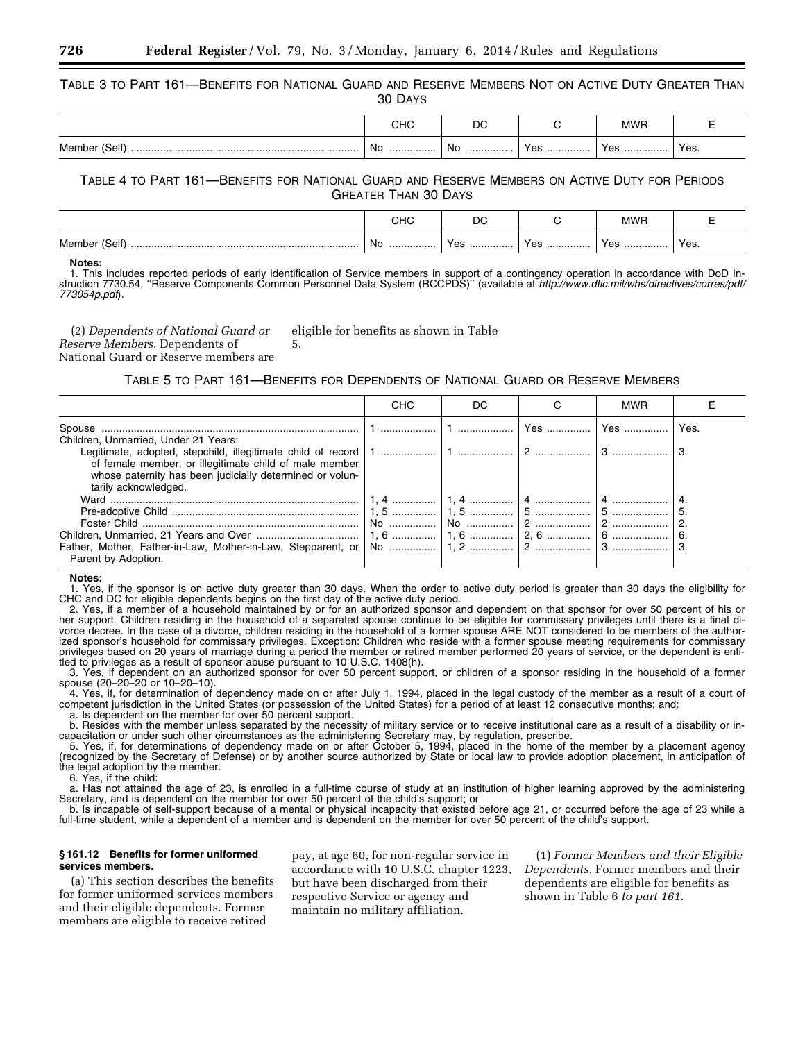TABLE 3 TO PART 161—BENEFITS FOR NATIONAL GUARD AND RESERVE MEMBERS NOT ON ACTIVE DUTY GREATER THAN 30 DAYS

| | CHC | DC | C | MWR | E |
|---|---|---|---|---|---|
| Member (Self) | No | No | Yes | Yes | Yes. |

TABLE 4 TO PART 161—BENEFITS FOR NATIONAL GUARD AND RESERVE MEMBERS ON ACTIVE DUTY FOR PERIODS GREATER THAN 30 DAYS

| | CHC | DC | C | MWR | E |
|---|---|---|---|---|---|
| Member (Self) | No | Yes | Yes | Yes | Yes. |

**Notes:**

1. This includes reported periods of early identification of Service members in support of a contingency operation in accordance with DoD Instruction 7730.54, "Reserve Components Common Personnel Data System (RCCPDS)" (available at *http://www.dtic.mil/whs/directives/corres/pdf/773054p.pdf*).

(2) *Dependents of National Guard or Reserve Members.* Dependents of National Guard or Reserve members are eligible for benefits as shown in Table 5.

TABLE 5 TO PART 161—BENEFITS FOR DEPENDENTS OF NATIONAL GUARD OR RESERVE MEMBERS

| | CHC | DC | C | MWR | E |
|---|---|---|---|---|---|
| Spouse | 1 | 1 | Yes | Yes | Yes. |
| Children, Unmarried, Under 21 Years: | | | | | |
| Legitimate, adopted, stepchild, illegitimate child of record of female member, or illegitimate child of male member whose paternity has been judicially determined or voluntarily acknowledged. | 1 | 1 | 2 | 3 | 3. |
| Ward | 1, 4 | 1, 4 | 4 | 4 | 4. |
| Pre-adoptive Child | 1, 5 | 1, 5 | 5 | 5 | 5. |
| Foster Child | No | No | 2 | 2 | 2. |
| Children, Unmarried, 21 Years and Over | 1, 6 | 1, 6 | 2, 6 | 6 | 6. |
| Father, Mother, Father-in-Law, Mother-in-Law, Stepparent, or Parent by Adoption. | No | 1, 2 | 2 | 3 | 3. |

**Notes:**

1. Yes, if the sponsor is on active duty greater than 30 days. When the order to active duty period is greater than 30 days the eligibility for CHC and DC for eligible dependents begins on the first day of the active duty period.

2. Yes, if a member of a household maintained by or for an authorized sponsor and dependent on that sponsor for over 50 percent of his or her support. Children residing in the household of a separated spouse continue to be eligible for commissary privileges until there is a final divorce decree. In the case of a divorce, children residing in the household of a former spouse ARE NOT considered to be members of the authorized sponsor's household for commissary privileges. Exception: Children who reside with a former spouse meeting requirements for commissary privileges based on 20 years of marriage during a period the member or retired member performed 20 years of service, or the dependent is entitled to privileges as a result of sponsor abuse pursuant to 10 U.S.C. 1408(h).

3. Yes, if dependent on an authorized sponsor for over 50 percent support, or children of a sponsor residing in the household of a former spouse (20–20–20 or 10–20–10).

4. Yes, if, for determination of dependency made on or after July 1, 1994, placed in the legal custody of the member as a result of a court of competent jurisdiction in the United States (or possession of the United States) for a period of at least 12 consecutive months; and:

a. Is dependent on the member for over 50 percent support.

b. Resides with the member unless separated by the necessity of military service or to receive institutional care as a result of a disability or incapacitation or under such other circumstances as the administering Secretary may, by regulation, prescribe.

5. Yes, if, for determinations of dependency made on or after October 5, 1994, placed in the home of the member by a placement agency (recognized by the Secretary of Defense) or by another source authorized by State or local law to provide adoption placement, in anticipation of the legal adoption by the member.

6. Yes, if the child:

a. Has not attained the age of 23, is enrolled in a full-time course of study at an institution of higher learning approved by the administering Secretary, and is dependent on the member for over 50 percent of the child's support; or

b. Is incapable of self-support because of a mental or physical incapacity that existed before age 21, or occurred before the age of 23 while a full-time student, while a dependent of a member and is dependent on the member for over 50 percent of the child's support.

**§ 161.12 Benefits for former uniformed services members.**

(a) This section describes the benefits for former uniformed services members and their eligible dependents. Former members are eligible to receive retired pay, at age 60, for non-regular service in accordance with 10 U.S.C. chapter 1223, but have been discharged from their respective Service or agency and maintain no military affiliation.

(1) *Former Members and their Eligible Dependents.* Former members and their dependents are eligible for benefits as shown in Table 6 *to part 161.*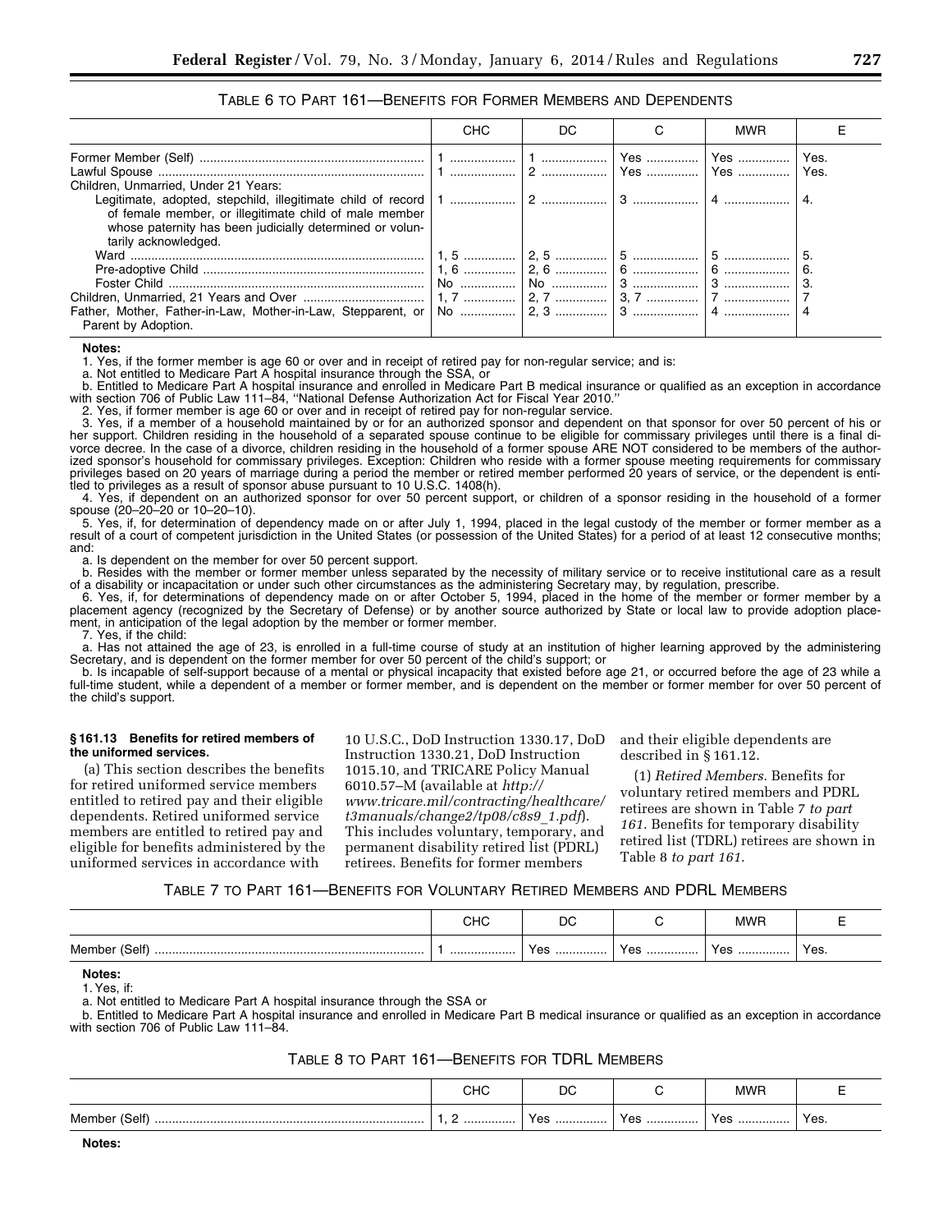TABLE 6 TO PART 161—BENEFITS FOR FORMER MEMBERS AND DEPENDENTS

| | CHC | DC | C | MWR | E |
|---|---|---|---|---|---|
| Former Member (Self) | 1 | 1 | Yes | Yes | Yes. |
| Lawful Spouse | 1 | 2 | Yes | Yes | Yes. |
| Children, Unmarried, Under 21 Years: | | | | | |
| Legitimate, adopted, stepchild, illegitimate child of record of female member, or illegitimate child of male member whose paternity has been judicially determined or voluntarily acknowledged. | 1 | 2 | 3 | 4 | 4. |
| Ward | 1, 5 | 2, 5 | 5 | 5 | 5. |
| Pre-adoptive Child | 1, 6 | 2, 6 | 6 | 6 | 6. |
| Foster Child | No | No | 3 | 3 | 3. |
| Children, Unmarried, 21 Years and Over | 1, 7 | 2, 7 | 3, 7 | 7 | 7 |
| Father, Mother, Father-in-Law, Mother-in-Law, Stepparent, or Parent by Adoption. | No | 2, 3 | 3 | 4 | 4 |

**Notes:**

1. Yes, if the former member is age 60 or over and in receipt of retired pay for non-regular service; and is:

a. Not entitled to Medicare Part A hospital insurance through the SSA, or

b. Entitled to Medicare Part A hospital insurance and enrolled in Medicare Part B medical insurance or qualified as an exception in accordance with section 706 of Public Law 111–84, ''National Defense Authorization Act for Fiscal Year 2010.''

2. Yes, if former member is age 60 or over and in receipt of retired pay for non-regular service.

3. Yes, if a member of a household maintained by or for an authorized sponsor and dependent on that sponsor for over 50 percent of his or her support. Children residing in the household of a separated spouse continue to be eligible for commissary privileges until there is a final divorce decree. In the case of a divorce, children residing in the household of a former spouse ARE NOT considered to be members of the authorized sponsor's household for commissary privileges. Exception: Children who reside with a former spouse meeting requirements for commissary privileges based on 20 years of marriage during a period the member or retired member performed 20 years of service, or the dependent is entitled to privileges as a result of sponsor abuse pursuant to 10 U.S.C. 1408(h).

4. Yes, if dependent on an authorized sponsor for over 50 percent support, or children of a sponsor residing in the household of a former spouse (20–20–20 or 10–20–10).

5. Yes, if, for determination of dependency made on or after July 1, 1994, placed in the legal custody of the member or former member as a result of a court of competent jurisdiction in the United States (or possession of the United States) for a period of at least 12 consecutive months; and:

a. Is dependent on the member for over 50 percent support.

b. Resides with the member or former member unless separated by the necessity of military service or to receive institutional care as a result of a disability or incapacitation or under such other circumstances as the administering Secretary may, by regulation, prescribe.

6. Yes, if, for determinations of dependency made on or after October 5, 1994, placed in the home of the member or former member by a placement agency (recognized by the Secretary of Defense) or by another source authorized by State or local law to provide adoption placement, in anticipation of the legal adoption by the member or former member.

7. Yes, if the child:

a. Has not attained the age of 23, is enrolled in a full-time course of study at an institution of higher learning approved by the administering Secretary, and is dependent on the former member for over 50 percent of the child's support; or

b. Is incapable of self-support because of a mental or physical incapacity that existed before age 21, or occurred before the age of 23 while a full-time student, while a dependent of a member or former member, and is dependent on the member or former member for over 50 percent of the child's support.

**§ 161.13 Benefits for retired members of the uniformed services.**

(a) This section describes the benefits for retired uniformed service members entitled to retired pay and their eligible dependents. Retired uniformed service members are entitled to retired pay and eligible for benefits administered by the uniformed services in accordance with 10 U.S.C., DoD Instruction 1330.17, DoD Instruction 1330.21, DoD Instruction 1015.10, and TRICARE Policy Manual 6010.57–M (available at *http://www.tricare.mil/contracting/healthcare/t3manuals/change2/tp08/c8s9_1.pdf*). This includes voluntary, temporary, and permanent disability retired list (PDRL) retirees. Benefits for former members and their eligible dependents are described in § 161.12.

(1) *Retired Members.* Benefits for voluntary retired members and PDRL retirees are shown in Table 7 *to part 161*. Benefits for temporary disability retired list (TDRL) retirees are shown in Table 8 *to part 161*.

TABLE 7 TO PART 161—BENEFITS FOR VOLUNTARY RETIRED MEMBERS AND PDRL MEMBERS

| | CHC | DC | C | MWR | E |
|---|---|---|---|---|---|
| Member (Self) | 1 | Yes | Yes | Yes | Yes. |

**Notes:**

1. Yes, if:

a. Not entitled to Medicare Part A hospital insurance through the SSA or

b. Entitled to Medicare Part A hospital insurance and enrolled in Medicare Part B medical insurance or qualified as an exception in accordance with section 706 of Public Law 111–84.

TABLE 8 TO PART 161—BENEFITS FOR TDRL MEMBERS

| | CHC | DC | C | MWR | E |
|---|---|---|---|---|---|
| Member (Self) | 1, 2 | Yes | Yes | Yes | Yes. |

**Notes:**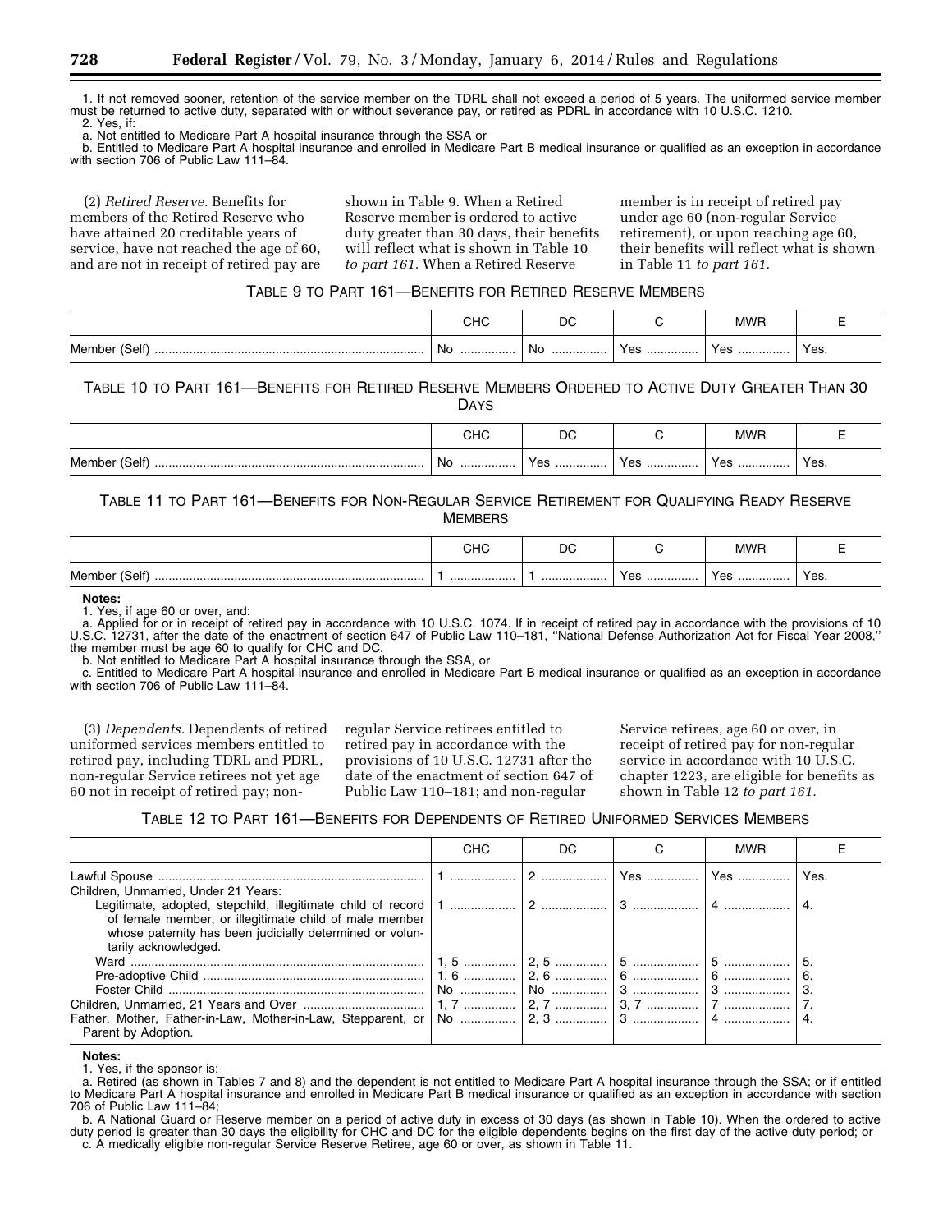1. If not removed sooner, retention of the service member on the TDRL shall not exceed a period of 5 years. The uniformed service member must be returned to active duty, separated with or without severance pay, or retired as PDRL in accordance with 10 U.S.C. 1210.

2. Yes, if:

a. Not entitled to Medicare Part A hospital insurance through the SSA or

b. Entitled to Medicare Part A hospital insurance and enrolled in Medicare Part B medical insurance or qualified as an exception in accordance with section 706 of Public Law 111–84.

(2) *Retired Reserve.* Benefits for members of the Retired Reserve who have attained 20 creditable years of service, have not reached the age of 60, and are not in receipt of retired pay are shown in Table 9. When a Retired Reserve member is ordered to active duty greater than 30 days, their benefits will reflect what is shown in Table 10 *to part 161.* When a Retired Reserve member is in receipt of retired pay under age 60 (non-regular Service retirement), or upon reaching age 60, their benefits will reflect what is shown in Table 11 *to part 161.*

TABLE 9 TO PART 161—BENEFITS FOR RETIRED RESERVE MEMBERS

| | CHC | DC | C | MWR | E |
|---|---|---|---|---|---|
| Member (Self) | No | No | Yes | Yes | Yes. |

TABLE 10 TO PART 161—BENEFITS FOR RETIRED RESERVE MEMBERS ORDERED TO ACTIVE DUTY GREATER THAN 30 DAYS

| | CHC | DC | C | MWR | E |
|---|---|---|---|---|---|
| Member (Self) | No | Yes | Yes | Yes | Yes. |

TABLE 11 TO PART 161—BENEFITS FOR NON-REGULAR SERVICE RETIREMENT FOR QUALIFYING READY RESERVE MEMBERS

| | CHC | DC | C | MWR | E |
|---|---|---|---|---|---|
| Member (Self) | 1 | 1 | Yes | Yes | Yes. |

**Notes:**

1. Yes, if age 60 or over, and:

a. Applied for or in receipt of retired pay in accordance with 10 U.S.C. 1074. If in receipt of retired pay in accordance with the provisions of 10 U.S.C. 12731, after the date of the enactment of section 647 of Public Law 110–181, "National Defense Authorization Act for Fiscal Year 2008," the member must be age 60 to qualify for CHC and DC.

b. Not entitled to Medicare Part A hospital insurance through the SSA, or

c. Entitled to Medicare Part A hospital insurance and enrolled in Medicare Part B medical insurance or qualified as an exception in accordance with section 706 of Public Law 111–84.

(3) *Dependents.* Dependents of retired uniformed services members entitled to retired pay, including TDRL and PDRL, non-regular Service retirees not yet age 60 not in receipt of retired pay; non-regular Service retirees entitled to retired pay in accordance with the provisions of 10 U.S.C. 12731 after the date of the enactment of section 647 of Public Law 110–181; and non-regular Service retirees, age 60 or over, in receipt of retired pay for non-regular service in accordance with 10 U.S.C. chapter 1223, are eligible for benefits as shown in Table 12 *to part 161.*

TABLE 12 TO PART 161—BENEFITS FOR DEPENDENTS OF RETIRED UNIFORMED SERVICES MEMBERS

| | CHC | DC | C | MWR | E |
|---|---|---|---|---|---|
| Lawful Spouse | 1 | 2 | Yes | Yes | Yes. |
| Children, Unmarried, Under 21 Years: | | | | | |
| Legitimate, adopted, stepchild, illegitimate child of record of female member, or illegitimate child of male member whose paternity has been judicially determined or voluntarily acknowledged. | 1 | 2 | 3 | 4 | 4. |
| Ward | 1, 5 | 2, 5 | 5 | 5 | 5. |
| Pre-adoptive Child | 1, 6 | 2, 6 | 6 | 6 | 6. |
| Foster Child | No | No | 3 | 3 | 3. |
| Children, Unmarried, 21 Years and Over | 1, 7 | 2, 7 | 3, 7 | 7 | 7. |
| Father, Mother, Father-in-Law, Mother-in-Law, Stepparent, or Parent by Adoption. | No | 2, 3 | 3 | 4 | 4. |

**Notes:**

1. Yes, if the sponsor is:

a. Retired (as shown in Tables 7 and 8) and the dependent is not entitled to Medicare Part A hospital insurance through the SSA; or if entitled to Medicare Part A hospital insurance and enrolled in Medicare Part B medical insurance or qualified as an exception in accordance with section 706 of Public Law 111–84;

b. A National Guard or Reserve member on a period of active duty in excess of 30 days (as shown in Table 10). When the ordered to active duty period is greater than 30 days the eligibility for CHC and DC for the eligible dependents begins on the first day of the active duty period; or

c. A medically eligible non-regular Service Reserve Retiree, age 60 or over, as shown in Table 11.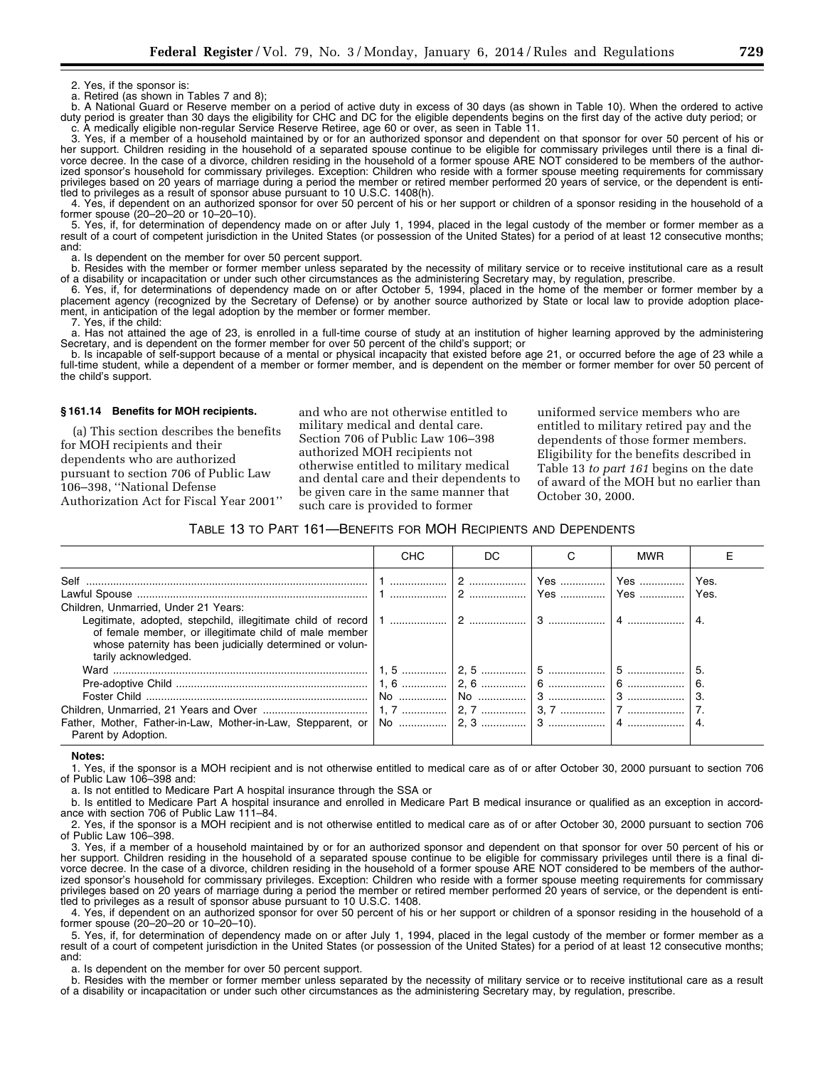2. Yes, if the sponsor is:

a. Retired (as shown in Tables 7 and 8);

b. A National Guard or Reserve member on a period of active duty in excess of 30 days (as shown in Table 10). When the ordered to active duty period is greater than 30 days the eligibility for CHC and DC for the eligible dependents begins on the first day of the active duty period; or

c. A medically eligible non-regular Service Reserve Retiree, age 60 or over, as seen in Table 11.

3. Yes, if a member of a household maintained by or for an authorized sponsor and dependent on that sponsor for over 50 percent of his or her support. Children residing in the household of a separated spouse continue to be eligible for commissary privileges until there is a final divorce decree. In the case of a divorce, children residing in the household of a former spouse ARE NOT considered to be members of the authorized sponsor's household for commissary privileges. Exception: Children who reside with a former spouse meeting requirements for commissary privileges based on 20 years of marriage during a period the member or retired member performed 20 years of service, or the dependent is entitled to privileges as a result of sponsor abuse pursuant to 10 U.S.C. 1408(h).

4. Yes, if dependent on an authorized sponsor for over 50 percent of his or her support or children of a sponsor residing in the household of a former spouse (20–20–20 or 10–20–10).

5. Yes, if, for determination of dependency made on or after July 1, 1994, placed in the legal custody of the member or former member as a result of a court of competent jurisdiction in the United States (or possession of the United States) for a period of at least 12 consecutive months; and:

a. Is dependent on the member for over 50 percent support.

b. Resides with the member or former member unless separated by the necessity of military service or to receive institutional care as a result of a disability or incapacitation or under such other circumstances as the administering Secretary may, by regulation, prescribe.

6. Yes, if, for determinations of dependency made on or after October 5, 1994, placed in the home of the member or former member by a placement agency (recognized by the Secretary of Defense) or by another source authorized by State or local law to provide adoption placement, in anticipation of the legal adoption by the member or former member.

7. Yes, if the child:

a. Has not attained the age of 23, is enrolled in a full-time course of study at an institution of higher learning approved by the administering Secretary, and is dependent on the former member for over 50 percent of the child's support; or

b. Is incapable of self-support because of a mental or physical incapacity that existed before age 21, or occurred before the age of 23 while a full-time student, while a dependent of a member or former member, and is dependent on the member or former member for over 50 percent of the child's support.

### § 161.14 Benefits for MOH recipients.

(a) This section describes the benefits for MOH recipients and their dependents who are authorized pursuant to section 706 of Public Law 106–398, "National Defense Authorization Act for Fiscal Year 2001" and who are not otherwise entitled to military medical and dental care. Section 706 of Public Law 106–398 authorized MOH recipients not otherwise entitled to military medical and dental care and their dependents to be given care in the same manner that such care is provided to former uniformed service members who are entitled to military retired pay and the dependents of those former members. Eligibility for the benefits described in Table 13 *to part 161* begins on the date of award of the MOH but no earlier than October 30, 2000.

TABLE 13 TO PART 161—BENEFITS FOR MOH RECIPIENTS AND DEPENDENTS

| | CHC | DC | C | MWR | E |
|---|---|---|---|---|---|
| Self | 1 | 2 | Yes | Yes | Yes. |
| Lawful Spouse | 1 | 2 | Yes | Yes | Yes. |
| Children, Unmarried, Under 21 Years: | | | | | |
| Legitimate, adopted, stepchild, illegitimate child of record of female member, or illegitimate child of male member whose paternity has been judicially determined or voluntarily acknowledged. | 1 | 2 | 3 | 4 | 4. |
| Ward | 1, 5 | 2, 5 | 5 | 5 | 5. |
| Pre-adoptive Child | 1, 6 | 2, 6 | 6 | 6 | 6. |
| Foster Child | No | No | 3 | 3 | 3. |
| Children, Unmarried, 21 Years and Over | 1, 7 | 2, 7 | 3, 7 | 7 | 7. |
| Father, Mother, Father-in-Law, Mother-in-Law, Stepparent, or Parent by Adoption. | No | 2, 3 | 3 | 4 | 4. |

**Notes:**

1. Yes, if the sponsor is a MOH recipient and is not otherwise entitled to medical care as of or after October 30, 2000 pursuant to section 706 of Public Law 106–398 and:

a. Is not entitled to Medicare Part A hospital insurance through the SSA or

b. Is entitled to Medicare Part A hospital insurance and enrolled in Medicare Part B medical insurance or qualified as an exception in accordance with section 706 of Public Law 111–84.

2. Yes, if the sponsor is a MOH recipient and is not otherwise entitled to medical care as of or after October 30, 2000 pursuant to section 706 of Public Law 106–398.

3. Yes, if a member of a household maintained by or for an authorized sponsor and dependent on that sponsor for over 50 percent of his or her support. Children residing in the household of a separated spouse continue to be eligible for commissary privileges until there is a final divorce decree. In the case of a divorce, children residing in the household of a former spouse ARE NOT considered to be members of the authorized sponsor's household for commissary privileges. Exception: Children who reside with a former spouse meeting requirements for commissary privileges based on 20 years of marriage during a period the member or retired member performed 20 years of service, or the dependent is entitled to privileges as a result of sponsor abuse pursuant to 10 U.S.C. 1408.

4. Yes, if dependent on an authorized sponsor for over 50 percent of his or her support or children of a sponsor residing in the household of a former spouse (20–20–20 or 10–20–10).

5. Yes, if, for determination of dependency made on or after July 1, 1994, placed in the legal custody of the member or former member as a result of a court of competent jurisdiction in the United States (or possession of the United States) for a period of at least 12 consecutive months; and:

a. Is dependent on the member for over 50 percent support.

b. Resides with the member or former member unless separated by the necessity of military service or to receive institutional care as a result of a disability or incapacitation or under such other circumstances as the administering Secretary may, by regulation, prescribe.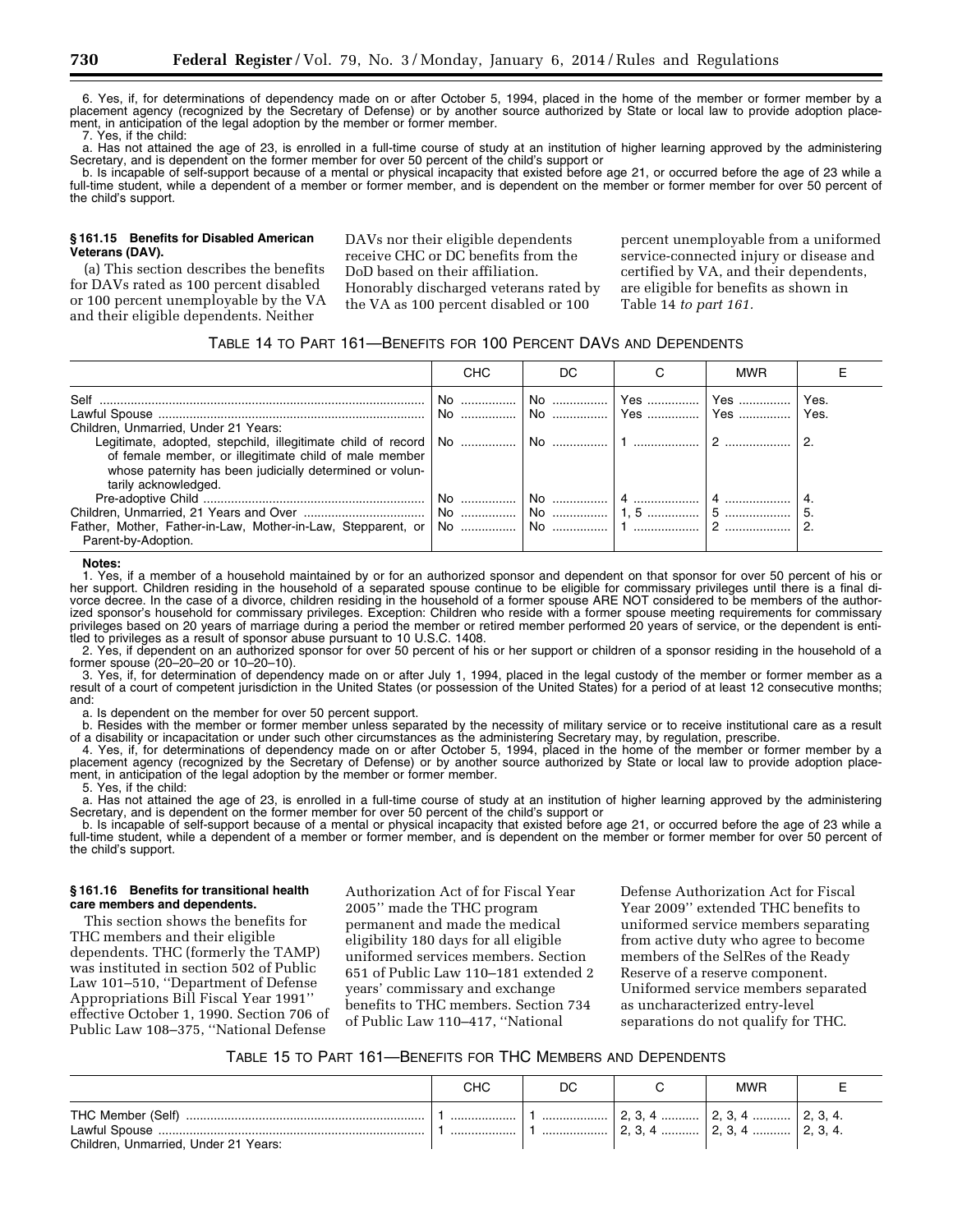6. Yes, if, for determinations of dependency made on or after October 5, 1994, placed in the home of the member or former member by a placement agency (recognized by the Secretary of Defense) or by another source authorized by State or local law to provide adoption placement, in anticipation of the legal adoption by the member or former member.

7. Yes, if the child:

a. Has not attained the age of 23, is enrolled in a full-time course of study at an institution of higher learning approved by the administering Secretary, and is dependent on the former member for over 50 percent of the child's support or

b. Is incapable of self-support because of a mental or physical incapacity that existed before age 21, or occurred before the age of 23 while a full-time student, while a dependent of a member or former member, and is dependent on the member or former member for over 50 percent of the child's support.

### § 161.15 Benefits for Disabled American Veterans (DAV).

(a) This section describes the benefits for DAVs rated as 100 percent disabled or 100 percent unemployable by the VA and their eligible dependents. Neither DAVs nor their eligible dependents receive CHC or DC benefits from the DoD based on their affiliation. Honorably discharged veterans rated by the VA as 100 percent disabled or 100 percent unemployable from a uniformed service-connected injury or disease and certified by VA, and their dependents, are eligible for benefits as shown in Table 14 *to part 161.*

TABLE 14 TO PART 161—BENEFITS FOR 100 PERCENT DAVS AND DEPENDENTS

| | CHC | DC | C | MWR | E |
|---|---|---|---|---|---|
| Self | No | No | Yes | Yes | Yes. |
| Lawful Spouse | No | No | Yes | Yes | Yes. |
| Children, Unmarried, Under 21 Years: | | | | | |
| Legitimate, adopted, stepchild, illegitimate child of record of female member, or illegitimate child of male member whose paternity has been judicially determined or voluntarily acknowledged. | No | No | 1 | 2 | 2. |
| Pre-adoptive Child | No | No | 4 | 4 | 4. |
| Children, Unmarried, 21 Years and Over | No | No | 1, 5 | 5 | 5. |
| Father, Mother, Father-in-Law, Mother-in-Law, Stepparent, or Parent-by-Adoption. | No | No | 1 | 2 | 2. |

**Notes:**

1. Yes, if a member of a household maintained by or for an authorized sponsor and dependent on that sponsor for over 50 percent of his or her support. Children residing in the household of a separated spouse continue to be eligible for commissary privileges until there is a final divorce decree. In the case of a divorce, children residing in the household of a former spouse ARE NOT considered to be members of the authorized sponsor's household for commissary privileges. Exception: Children who reside with a former spouse meeting requirements for commissary privileges based on 20 years of marriage during a period the member or retired member performed 20 years of service, or the dependent is entitled to privileges as a result of sponsor abuse pursuant to 10 U.S.C. 1408.

2. Yes, if dependent on an authorized sponsor for over 50 percent of his or her support or children of a sponsor residing in the household of a former spouse (20–20–20 or 10–20–10).

3. Yes, if, for determination of dependency made on or after July 1, 1994, placed in the legal custody of the member or former member as a result of a court of competent jurisdiction in the United States (or possession of the United States) for a period of at least 12 consecutive months; and:

a. Is dependent on the member for over 50 percent support.

b. Resides with the member or former member unless separated by the necessity of military service or to receive institutional care as a result of a disability or incapacitation or under such other circumstances as the administering Secretary may, by regulation, prescribe.

4. Yes, if, for determinations of dependency made on or after October 5, 1994, placed in the home of the member or former member by a placement agency (recognized by the Secretary of Defense) or by another source authorized by State or local law to provide adoption placement, in anticipation of the legal adoption by the member or former member.

5. Yes, if the child:

a. Has not attained the age of 23, is enrolled in a full-time course of study at an institution of higher learning approved by the administering Secretary, and is dependent on the former member for over 50 percent of the child's support or

b. Is incapable of self-support because of a mental or physical incapacity that existed before age 21, or occurred before the age of 23 while a full-time student, while a dependent of a member or former member, and is dependent on the member or former member for over 50 percent of the child's support.

### § 161.16 Benefits for transitional health care members and dependents.

This section shows the benefits for THC members and their eligible dependents. THC (formerly the TAMP) was instituted in section 502 of Public Law 101–510, "Department of Defense Appropriations Bill Fiscal Year 1991" effective October 1, 1990. Section 706 of Public Law 108–375, "National Defense Authorization Act of for Fiscal Year 2005" made the THC program permanent and made the medical eligibility 180 days for all eligible uniformed services members. Section 651 of Public Law 110–181 extended 2 years' commissary and exchange benefits to THC members. Section 734 of Public Law 110–417, "National Defense Authorization Act for Fiscal Year 2009" extended THC benefits to uniformed service members separating from active duty who agree to become members of the SelRes of the Ready Reserve of a reserve component. Uniformed service members separated as uncharacterized entry-level separations do not qualify for THC.

TABLE 15 TO PART 161—BENEFITS FOR THC MEMBERS AND DEPENDENTS

| | CHC | DC | C | MWR | E |
|---|---|---|---|---|---|
| THC Member (Self) | 1 | 1 | 2, 3, 4 | 2, 3, 4 | 2, 3, 4. |
| Lawful Spouse | 1 | 1 | 2, 3, 4 | 2, 3, 4 | 2, 3, 4. |
| Children, Unmarried, Under 21 Years: | | | | | |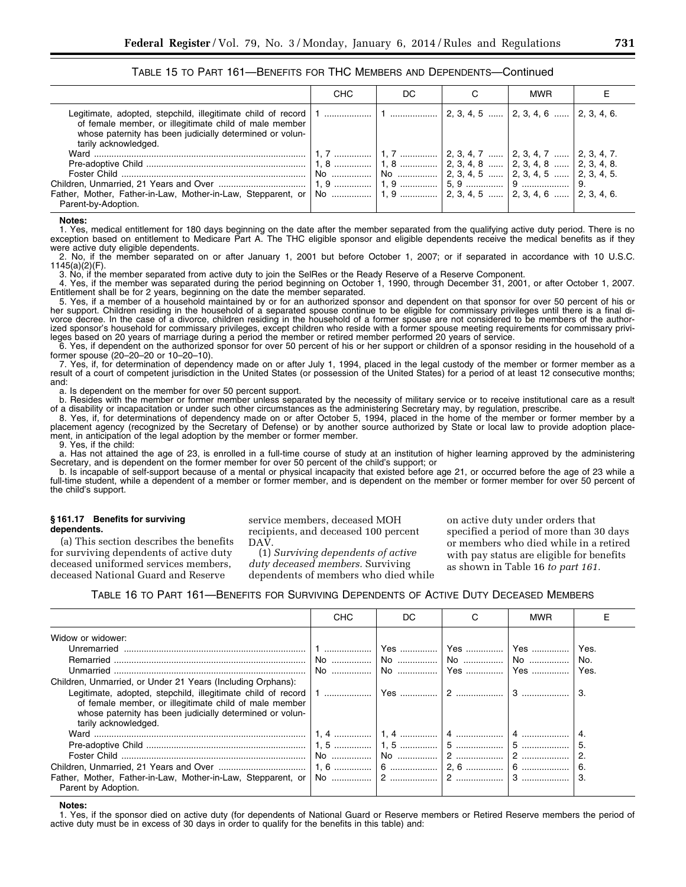TABLE 15 TO PART 161—BENEFITS FOR THC MEMBERS AND DEPENDENTS—Continued

| | CHC | DC | C | MWR | E |
|---|---|---|---|---|---|
| Legitimate, adopted, stepchild, illegitimate child of record of female member, or illegitimate child of male member whose paternity has been judicially determined or voluntarily acknowledged. | 1 | 1 | 2, 3, 4, 5 | 2, 3, 4, 6 | 2, 3, 4, 6. |
| Ward | 1, 7 | 1, 7 | 2, 3, 4, 7 | 2, 3, 4, 7 | 2, 3, 4, 7. |
| Pre-adoptive Child | 1, 8 | 1, 8 | 2, 3, 4, 8 | 2, 3, 4, 8 | 2, 3, 4, 8. |
| Foster Child | No | No | 2, 3, 4, 5 | 2, 3, 4, 5 | 2, 3, 4, 5. |
| Children, Unmarried, 21 Years and Over | 1, 9 | 1, 9 | 5, 9 | 9 | 9. |
| Father, Mother, Father-in-Law, Mother-in-Law, Stepparent, or Parent-by-Adoption. | No | 1, 9 | 2, 3, 4, 5 | 2, 3, 4, 6 | 2, 3, 4, 6. |

**Notes:**

1. Yes, medical entitlement for 180 days beginning on the date after the member separated from the qualifying active duty period. There is no exception based on entitlement to Medicare Part A. The THC eligible sponsor and eligible dependents receive the medical benefits as if they were active duty eligible dependents.

2. No, if the member separated on or after January 1, 2001 but before October 1, 2007; or if separated in accordance with 10 U.S.C. 1145(a)(2)(F).

3. No, if the member separated from active duty to join the SelRes or the Ready Reserve of a Reserve Component.

4. Yes, if the member was separated during the period beginning on October 1, 1990, through December 31, 2001, or after October 1, 2007. Entitlement shall be for 2 years, beginning on the date the member separated.

5. Yes, if a member of a household maintained by or for an authorized sponsor and dependent on that sponsor for over 50 percent of his or her support. Children residing in the household of a separated spouse continue to be eligible for commissary privileges until there is a final divorce decree. In the case of a divorce, children residing in the household of a former spouse are not considered to be members of the authorized sponsor's household for commissary privileges, except children who reside with a former spouse meeting requirements for commissary privileges based on 20 years of marriage during a period the member or retired member performed 20 years of service.

6. Yes, if dependent on the authorized sponsor for over 50 percent of his or her support or children of a sponsor residing in the household of a former spouse (20–20–20 or 10–20–10).

7. Yes, if, for determination of dependency made on or after July 1, 1994, placed in the legal custody of the member or former member as a result of a court of competent jurisdiction in the United States (or possession of the United States) for a period of at least 12 consecutive months; and:

a. Is dependent on the member for over 50 percent support.

b. Resides with the member or former member unless separated by the necessity of military service or to receive institutional care as a result of a disability or incapacitation or under such other circumstances as the administering Secretary may, by regulation, prescribe.

8. Yes, if, for determinations of dependency made on or after October 5, 1994, placed in the home of the member or former member by a placement agency (recognized by the Secretary of Defense) or by another source authorized by State or local law to provide adoption placement, in anticipation of the legal adoption by the member or former member.

9. Yes, if the child:

a. Has not attained the age of 23, is enrolled in a full-time course of study at an institution of higher learning approved by the administering Secretary, and is dependent on the former member for over 50 percent of the child's support; or

b. Is incapable of self-support because of a mental or physical incapacity that existed before age 21, or occurred before the age of 23 while a full-time student, while a dependent of a member or former member, and is dependent on the member or former member for over 50 percent of the child's support.

### § 161.17 Benefits for surviving dependents.

(a) This section describes the benefits for surviving dependents of active duty deceased uniformed services members, deceased National Guard and Reserve service members, deceased MOH recipients, and deceased 100 percent DAV.

(1) *Surviving dependents of active duty deceased members.* Surviving dependents of members who died while on active duty under orders that specified a period of more than 30 days or members who died while in a retired with pay status are eligible for benefits as shown in Table 16 *to part 161.*

TABLE 16 TO PART 161—BENEFITS FOR SURVIVING DEPENDENTS OF ACTIVE DUTY DECEASED MEMBERS

| | CHC | DC | C | MWR | E |
|---|---|---|---|---|---|
| Widow or widower: | | | | | |
| Unremarried | 1 | Yes | Yes | Yes | Yes. |
| Remarried | No | No | No | No | No. |
| Unmarried | No | No | Yes | Yes | Yes. |
| Children, Unmarried, or Under 21 Years (Including Orphans): | | | | | |
| Legitimate, adopted, stepchild, illegitimate child of record of female member, or illegitimate child of male member whose paternity has been judicially determined or voluntarily acknowledged. | 1 | Yes | 2 | 3 | 3. |
| Ward | 1, 4 | 1, 4 | 4 | 4 | 4. |
| Pre-adoptive Child | 1, 5 | 1, 5 | 5 | 5 | 5. |
| Foster Child | No | No | 2 | 2 | 2. |
| Children, Unmarried, 21 Years and Over | 1, 6 | 6 | 2, 6 | 6 | 6. |
| Father, Mother, Father-in-Law, Mother-in-Law, Stepparent, or Parent by Adoption. | No | 2 | 2 | 3 | 3. |

**Notes:**

1. Yes, if the sponsor died on active duty (for dependents of National Guard or Reserve members or Retired Reserve members the period of active duty must be in excess of 30 days in order to qualify for the benefits in this table) and: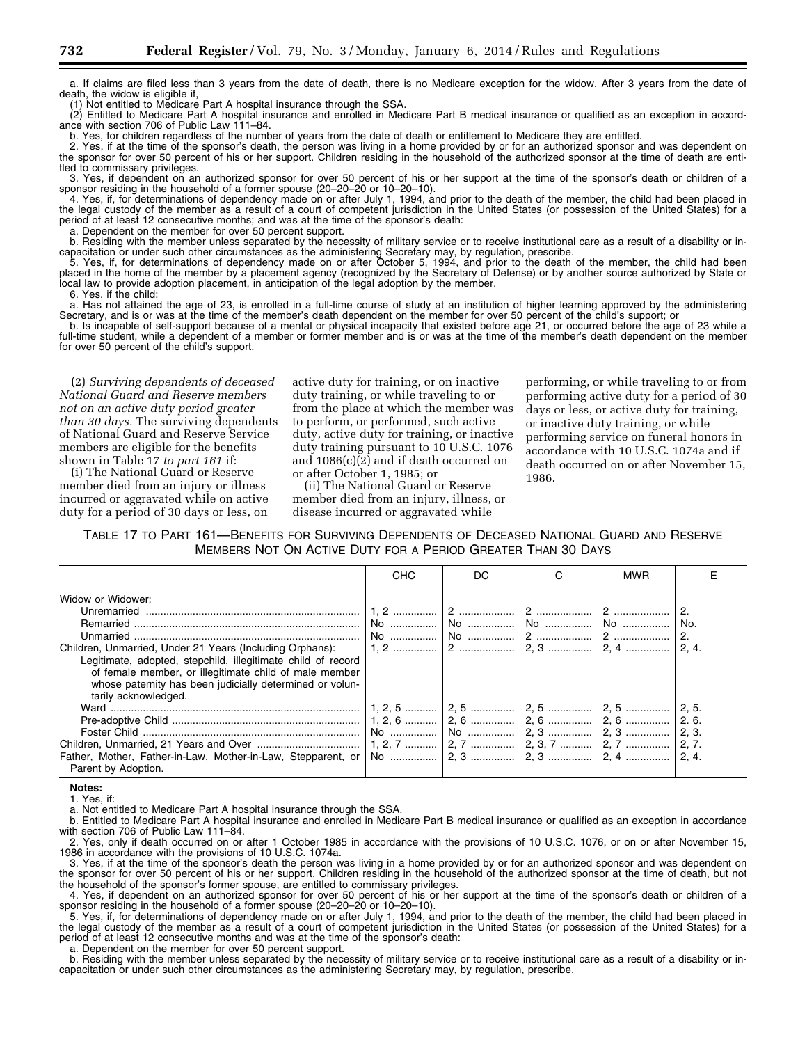a. If claims are filed less than 3 years from the date of death, there is no Medicare exception for the widow. After 3 years from the date of death, the widow is eligible if,

(1) Not entitled to Medicare Part A hospital insurance through the SSA.

(2) Entitled to Medicare Part A hospital insurance and enrolled in Medicare Part B medical insurance or qualified as an exception in accordance with section 706 of Public Law 111–84.

b. Yes, for children regardless of the number of years from the date of death or entitlement to Medicare they are entitled.

2. Yes, if at the time of the sponsor's death, the person was living in a home provided by or for an authorized sponsor and was dependent on the sponsor for over 50 percent of his or her support. Children residing in the household of the authorized sponsor at the time of death are entitled to commissary privileges.

3. Yes, if dependent on an authorized sponsor for over 50 percent of his or her support at the time of the sponsor's death or children of a sponsor residing in the household of a former spouse (20–20–20 or 10–20–10).

4. Yes, if, for determinations of dependency made on or after July 1, 1994, and prior to the death of the member, the child had been placed in the legal custody of the member as a result of a court of competent jurisdiction in the United States (or possession of the United States) for a period of at least 12 consecutive months; and was at the time of the sponsor's death:

a. Dependent on the member for over 50 percent support.

b. Residing with the member unless separated by the necessity of military service or to receive institutional care as a result of a disability or incapacitation or under such other circumstances as the administering Secretary may, by regulation, prescribe.

5. Yes, if, for determinations of dependency made on or after October 5, 1994, and prior to the death of the member, the child had been placed in the home of the member by a placement agency (recognized by the Secretary of Defense) or by another source authorized by State or local law to provide adoption placement, in anticipation of the legal adoption by the member.

6. Yes, if the child:

a. Has not attained the age of 23, is enrolled in a full-time course of study at an institution of higher learning approved by the administering Secretary, and is or was at the time of the member's death dependent on the member for over 50 percent of the child's support; or

b. Is incapable of self-support because of a mental or physical incapacity that existed before age 21, or occurred before the age of 23 while a full-time student, while a dependent of a member or former member and is or was at the time of the member's death dependent on the member for over 50 percent of the child's support.

(2) *Surviving dependents of deceased National Guard and Reserve members not on an active duty period greater than 30 days.* The surviving dependents of National Guard and Reserve Service members are eligible for the benefits shown in Table 17 *to part 161* if:

(i) The National Guard or Reserve member died from an injury or illness incurred or aggravated while on active duty for a period of 30 days or less, on active duty for training, or on inactive duty training, or while traveling to or from the place at which the member was to perform, or performed, such active duty, active duty for training, or inactive duty training pursuant to 10 U.S.C. 1076 and 1086(c)(2) and if death occurred on or after October 1, 1985; or

(ii) The National Guard or Reserve member died from an injury, illness, or disease incurred or aggravated while performing, or while traveling to or from performing active duty for a period of 30 days or less, or active duty for training, or inactive duty training, or while performing service on funeral honors in accordance with 10 U.S.C. 1074a and if death occurred on or after November 15, 1986.

TABLE 17 TO PART 161—BENEFITS FOR SURVIVING DEPENDENTS OF DECEASED NATIONAL GUARD AND RESERVE MEMBERS NOT ON ACTIVE DUTY FOR A PERIOD GREATER THAN 30 DAYS

| | CHC | DC | C | MWR | E |
|---|---|---|---|---|---|
| Widow or Widower: | | | | | |
| Unremarried | 1, 2 | 2 | 2 | 2 | 2. |
| Remarried | No | No | No | No | No. |
| Unmarried | No | No | 2 | 2 | 2. |
| Children, Unmarried, Under 21 Years (Including Orphans): | 1, 2 | 2 | 2, 3 | 2, 4 | 2, 4. |
| Legitimate, adopted, stepchild, illegitimate child of record of female member, or illegitimate child of male member whose paternity has been judicially determined or voluntarily acknowledged. | | | | | |
| Ward | 1, 2, 5 | 2, 5 | 2, 5 | 2, 5 | 2, 5. |
| Pre-adoptive Child | 1, 2, 6 | 2, 6 | 2, 6 | 2, 6 | 2. 6. |
| Foster Child | No | No | 2, 3 | 2, 3 | 2, 3. |
| Children, Unmarried, 21 Years and Over | 1, 2, 7 | 2, 7 | 2, 3, 7 | 2, 7 | 2, 7. |
| Father, Mother, Father-in-Law, Mother-in-Law, Stepparent, or Parent by Adoption. | No | 2, 3 | 2, 3 | 2, 4 | 2, 4. |

**Notes:**

1. Yes, if:

a. Not entitled to Medicare Part A hospital insurance through the SSA.

b. Entitled to Medicare Part A hospital insurance and enrolled in Medicare Part B medical insurance or qualified as an exception in accordance with section 706 of Public Law 111–84.

2. Yes, only if death occurred on or after 1 October 1985 in accordance with the provisions of 10 U.S.C. 1076, or on or after November 15, 1986 in accordance with the provisions of 10 U.S.C. 1074a.

3. Yes, if at the time of the sponsor's death the person was living in a home provided by or for an authorized sponsor and was dependent on the sponsor for over 50 percent of his or her support. Children residing in the household of the authorized sponsor at the time of death, but not the household of the sponsor's former spouse, are entitled to commissary privileges.

4. Yes, if dependent on an authorized sponsor for over 50 percent of his or her support at the time of the sponsor's death or children of a sponsor residing in the household of a former spouse (20–20–20 or 10–20–10).

5. Yes, if, for determinations of dependency made on or after July 1, 1994, and prior to the death of the member, the child had been placed in the legal custody of the member as a result of a court of competent jurisdiction in the United States (or possession of the United States) for a period of at least 12 consecutive months and was at the time of the sponsor's death:

a. Dependent on the member for over 50 percent support.

b. Residing with the member unless separated by the necessity of military service or to receive institutional care as a result of a disability or incapacitation or under such other circumstances as the administering Secretary may, by regulation, prescribe.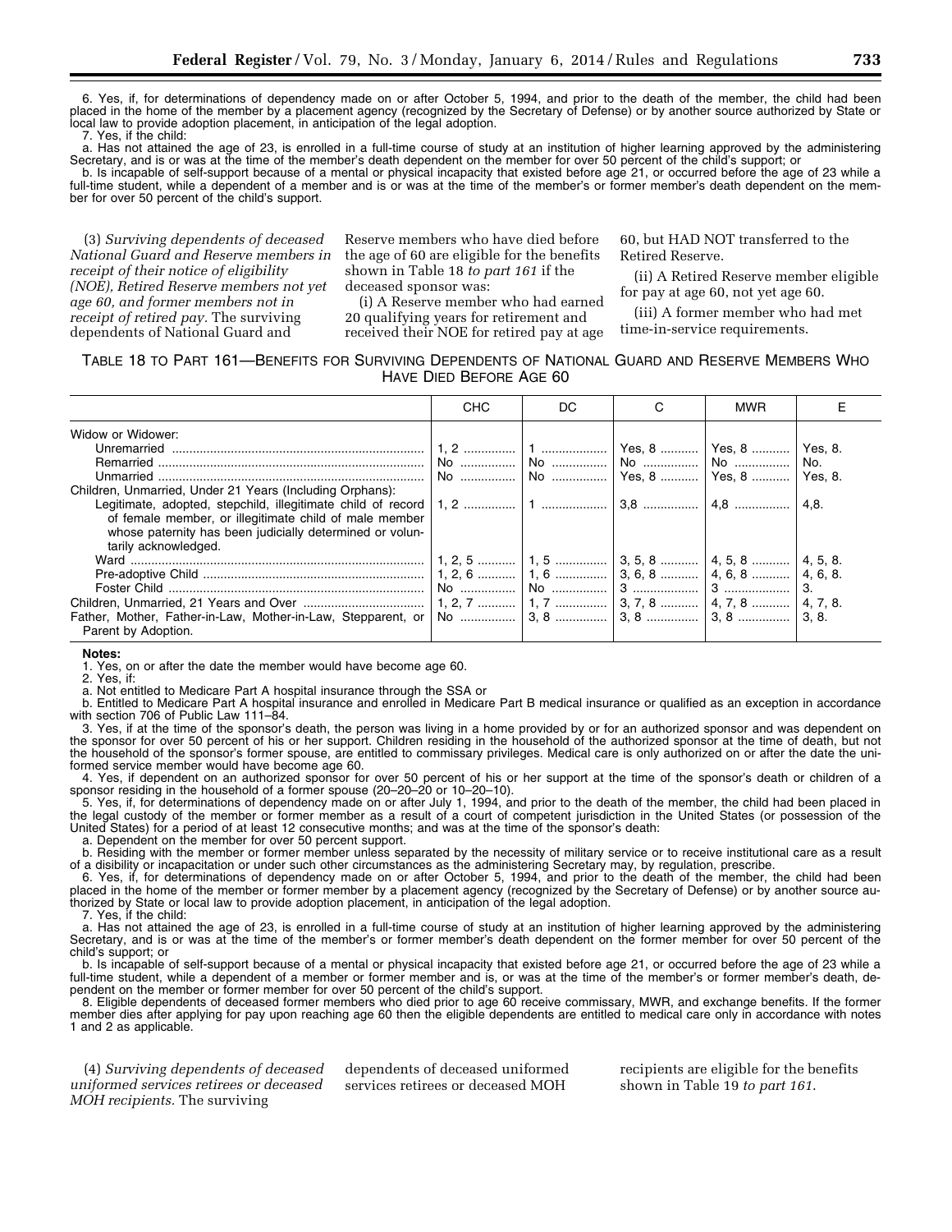6. Yes, if, for determinations of dependency made on or after October 5, 1994, and prior to the death of the member, the child had been placed in the home of the member by a placement agency (recognized by the Secretary of Defense) or by another source authorized by State or local law to provide adoption placement, in anticipation of the legal adoption.

7. Yes, if the child:

a. Has not attained the age of 23, is enrolled in a full-time course of study at an institution of higher learning approved by the administering Secretary, and is or was at the time of the member's death dependent on the member for over 50 percent of the child's support; or

b. Is incapable of self-support because of a mental or physical incapacity that existed before age 21, or occurred before the age of 23 while a full-time student, while a dependent of a member and is or was at the time of the member's or former member's death dependent on the member for over 50 percent of the child's support.

(3) *Surviving dependents of deceased National Guard and Reserve members in receipt of their notice of eligibility (NOE), Retired Reserve members not yet age 60, and former members not in receipt of retired pay.* The surviving dependents of National Guard and Reserve members who have died before the age of 60 are eligible for the benefits shown in Table 18 *to part 161* if the deceased sponsor was:

(i) A Reserve member who had earned 20 qualifying years for retirement and received their NOE for retired pay at age 60, but HAD NOT transferred to the Retired Reserve.

(ii) A Retired Reserve member eligible for pay at age 60, not yet age 60.

(iii) A former member who had met time-in-service requirements.

TABLE 18 TO PART 161—BENEFITS FOR SURVIVING DEPENDENTS OF NATIONAL GUARD AND RESERVE MEMBERS WHO HAVE DIED BEFORE AGE 60

| | CHC | DC | C | MWR | E |
|---|---|---|---|---|---|
| Widow or Widower: | | | | | |
| Unremarried | 1, 2 | 1 | Yes, 8 | Yes, 8 | Yes, 8. |
| Remarried | No | No | No | No | No. |
| Unmarried | No | No | Yes, 8 | Yes, 8 | Yes, 8. |
| Children, Unmarried, Under 21 Years (Including Orphans): | | | | | |
| Legitimate, adopted, stepchild, illegitimate child of record of female member, or illegitimate child of male member whose paternity has been judicially determined or voluntarily acknowledged. | 1, 2 | 1 | 3,8 | 4,8 | 4,8. |
| Ward | 1, 2, 5 | 1, 5 | 3, 5, 8 | 4, 5, 8 | 4, 5, 8. |
| Pre-adoptive Child | 1, 2, 6 | 1, 6 | 3, 6, 8 | 4, 6, 8 | 4, 6, 8. |
| Foster Child | No | No | 3 | 3 | 3. |
| Children, Unmarried, 21 Years and Over | 1, 2, 7 | 1, 7 | 3, 7, 8 | 4, 7, 8 | 4, 7, 8. |
| Father, Mother, Father-in-Law, Mother-in-Law, Stepparent, or Parent by Adoption. | No | 3, 8 | 3, 8 | 3, 8 | 3, 8. |

**Notes:**

1. Yes, on or after the date the member would have become age 60.

2. Yes, if:

a. Not entitled to Medicare Part A hospital insurance through the SSA or

b. Entitled to Medicare Part A hospital insurance and enrolled in Medicare Part B medical insurance or qualified as an exception in accordance with section 706 of Public Law 111–84.

3. Yes, if at the time of the sponsor's death, the person was living in a home provided by or for an authorized sponsor and was dependent on the sponsor for over 50 percent of his or her support. Children residing in the household of the authorized sponsor at the time of death, but not the household of the sponsor's former spouse, are entitled to commissary privileges. Medical care is only authorized on or after the date the uniformed service member would have become age 60.

4. Yes, if dependent on an authorized sponsor for over 50 percent of his or her support at the time of the sponsor's death or children of a sponsor residing in the household of a former spouse (20–20–20 or 10–20–10).

5. Yes, if, for determinations of dependency made on or after July 1, 1994, and prior to the death of the member, the child had been placed in the legal custody of the member or former member as a result of a court of competent jurisdiction in the United States (or possession of the United States) for a period of at least 12 consecutive months; and was at the time of the sponsor's death:

a. Dependent on the member for over 50 percent support.

b. Residing with the member or former member unless separated by the necessity of military service or to receive institutional care as a result of a disibility or incapacitation or under such other circumstances as the administering Secretary may, by regulation, prescribe.

6. Yes, if, for determinations of dependency made on or after October 5, 1994, and prior to the death of the member, the child had been placed in the home of the member or former member by a placement agency (recognized by the Secretary of Defense) or by another source authorized by State or local law to provide adoption placement, in anticipation of the legal adoption.

7. Yes, if the child:

a. Has not attained the age of 23, is enrolled in a full-time course of study at an institution of higher learning approved by the administering Secretary, and is or was at the time of the member's or former member's death dependent on the former member for over 50 percent of the child's support; or

b. Is incapable of self-support because of a mental or physical incapacity that existed before age 21, or occurred before the age of 23 while a full-time student, while a dependent of a member or former member and is, or was at the time of the member's or former member's death, dependent on the member or former member for over 50 percent of the child's support.

8. Eligible dependents of deceased former members who died prior to age 60 receive commissary, MWR, and exchange benefits. If the former member dies after applying for pay upon reaching age 60 then the eligible dependents are entitled to medical care only in accordance with notes 1 and 2 as applicable.

(4) *Surviving dependents of deceased uniformed services retirees or deceased MOH recipients.* The surviving dependents of deceased uniformed services retirees or deceased MOH recipients are eligible for the benefits shown in Table 19 *to part 161.*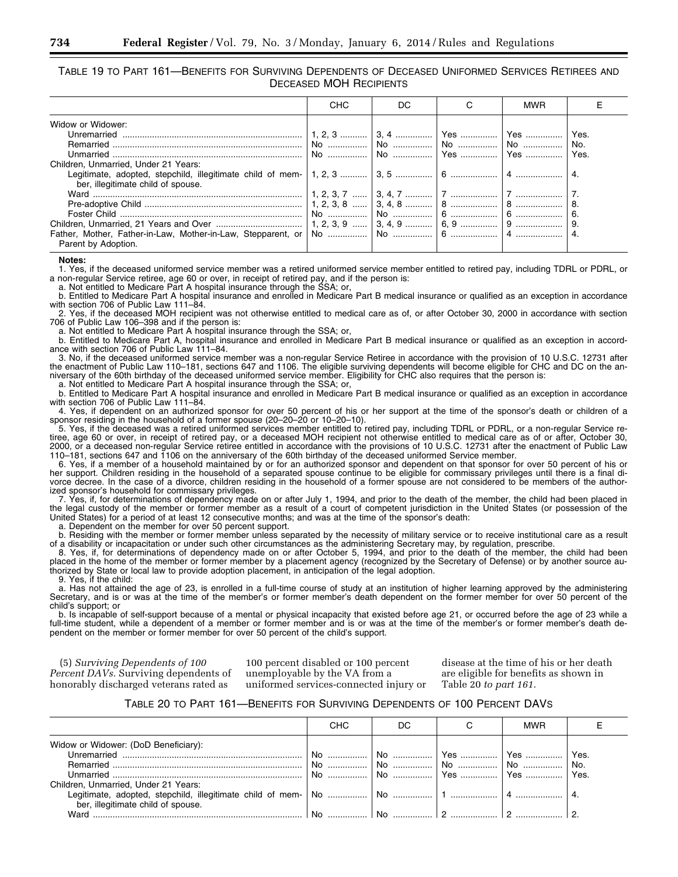TABLE 19 TO PART 161—BENEFITS FOR SURVIVING DEPENDENTS OF DECEASED UNIFORMED SERVICES RETIREES AND DECEASED MOH RECIPIENTS

| | CHC | DC | C | MWR | E |
|---|---|---|---|---|---|
| Widow or Widower: | | | | | |
| Unremarried | 1, 2, 3 | 3, 4 | Yes | Yes | Yes. |
| Remarried | No | No | No | No | No. |
| Unmarried | No | No | Yes | Yes | Yes. |
| Children, Unmarried, Under 21 Years: | | | | | |
| Legitimate, adopted, stepchild, illegitimate child of member, illegitimate child of spouse. | 1, 2, 3 | 3, 5 | 6 | 4 | 4. |
| Ward | 1, 2, 3, 7 | 3, 4, 7 | 7 | 7 | 7. |
| Pre-adoptive Child | 1, 2, 3, 8 | 3, 4, 8 | 8 | 8 | 8. |
| Foster Child | No | No | 6 | 6 | 6. |
| Children, Unmarried, 21 Years and Over | 1, 2, 3, 9 | 3, 4, 9 | 6, 9 | 9 | 9. |
| Father, Mother, Father-in-Law, Mother-in-Law, Stepparent, or Parent by Adoption. | No | No | 6 | 4 | 4. |

**Notes:**

1. Yes, if the deceased uniformed service member was a retired uniformed service member entitled to retired pay, including TDRL or PDRL, or a non-regular Service retiree, age 60 or over, in receipt of retired pay, and if the person is:

a. Not entitled to Medicare Part A hospital insurance through the SSA; or,

b. Entitled to Medicare Part A hospital insurance and enrolled in Medicare Part B medical insurance or qualified as an exception in accordance with section 706 of Public Law 111–84.

2. Yes, if the deceased MOH recipient was not otherwise entitled to medical care as of, or after October 30, 2000 in accordance with section 706 of Public Law 106–398 and if the person is:

a. Not entitled to Medicare Part A hospital insurance through the SSA; or,

b. Entitled to Medicare Part A, hospital insurance and enrolled in Medicare Part B medical insurance or qualified as an exception in accordance with section 706 of Public Law 111–84.

3. No, if the deceased uniformed service member was a non-regular Service Retiree in accordance with the provision of 10 U.S.C. 12731 after the enactment of Public Law 110–181, sections 647 and 1106. The eligible surviving dependents will become eligible for CHC and DC on the anniversary of the 60th birthday of the deceased uniformed service member. Eligibility for CHC also requires that the person is:

a. Not entitled to Medicare Part A hospital insurance through the SSA; or,

b. Entitled to Medicare Part A hospital insurance and enrolled in Medicare Part B medical insurance or qualified as an exception in accordance with section 706 of Public Law 111–84.

4. Yes, if dependent on an authorized sponsor for over 50 percent of his or her support at the time of the sponsor's death or children of a sponsor residing in the household of a former spouse (20–20–20 or 10–20–10).

5. Yes, if the deceased was a retired uniformed services member entitled to retired pay, including TDRL or PDRL, or a non-regular Service retiree, age 60 or over, in receipt of retired pay, or a deceased MOH recipient not otherwise entitled to medical care as of or after, October 30, 2000, or a deceased non-regular Service retiree entitled in accordance with the provisions of 10 U.S.C. 12731 after the enactment of Public Law 110–181, sections 647 and 1106 on the anniversary of the 60th birthday of the deceased uniformed Service member.

6. Yes, if a member of a household maintained by or for an authorized sponsor and dependent on that sponsor for over 50 percent of his or her support. Children residing in the household of a separated spouse continue to be eligible for commissary privileges until there is a final divorce decree. In the case of a divorce, children residing in the household of a former spouse are not considered to be members of the authorized sponsor's household for commissary privileges.

7. Yes, if, for determinations of dependency made on or after July 1, 1994, and prior to the death of the member, the child had been placed in the legal custody of the member or former member as a result of a court of competent jurisdiction in the United States (or possession of the United States) for a period of at least 12 consecutive months; and was at the time of the sponsor's death:

a. Dependent on the member for over 50 percent support.

b. Residing with the member or former member unless separated by the necessity of military service or to receive institutional care as a result of a disability or incapacitation or under such other circumstances as the administering Secretary may, by regulation, prescribe.

8. Yes, if, for determinations of dependency made on or after October 5, 1994, and prior to the death of the member, the child had been placed in the home of the member or former member by a placement agency (recognized by the Secretary of Defense) or by another source authorized by State or local law to provide adoption placement, in anticipation of the legal adoption.

9. Yes, if the child:

a. Has not attained the age of 23, is enrolled in a full-time course of study at an institution of higher learning approved by the administering Secretary, and is or was at the time of the member's or former member's death dependent on the former member for over 50 percent of the child's support; or

b. Is incapable of self-support because of a mental or physical incapacity that existed before age 21, or occurred before the age of 23 while a full-time student, while a dependent of a member or former member and is or was at the time of the member's or former member's death dependent on the member or former member for over 50 percent of the child's support.

(5) *Surviving Dependents of 100 Percent DAVs.* Surviving dependents of honorably discharged veterans rated as 100 percent disabled or 100 percent unemployable by the VA from a uniformed services-connected injury or disease at the time of his or her death are eligible for benefits as shown in Table 20 *to part 161.*

TABLE 20 TO PART 161—BENEFITS FOR SURVIVING DEPENDENTS OF 100 PERCENT DAVS

| | CHC | DC | C | MWR | E |
|---|---|---|---|---|---|
| Widow or Widower: (DoD Beneficiary): | | | | | |
| Unremarried | No | No | Yes | Yes | Yes. |
| Remarried | No | No | No | No | No. |
| Unmarried | No | No | Yes | Yes | Yes. |
| Children, Unmarried, Under 21 Years: | | | | | |
| Legitimate, adopted, stepchild, illegitimate child of member, illegitimate child of spouse. | No | No | 1 | 4 | 4. |
| Ward | No | No | 2 | 2 | 2. |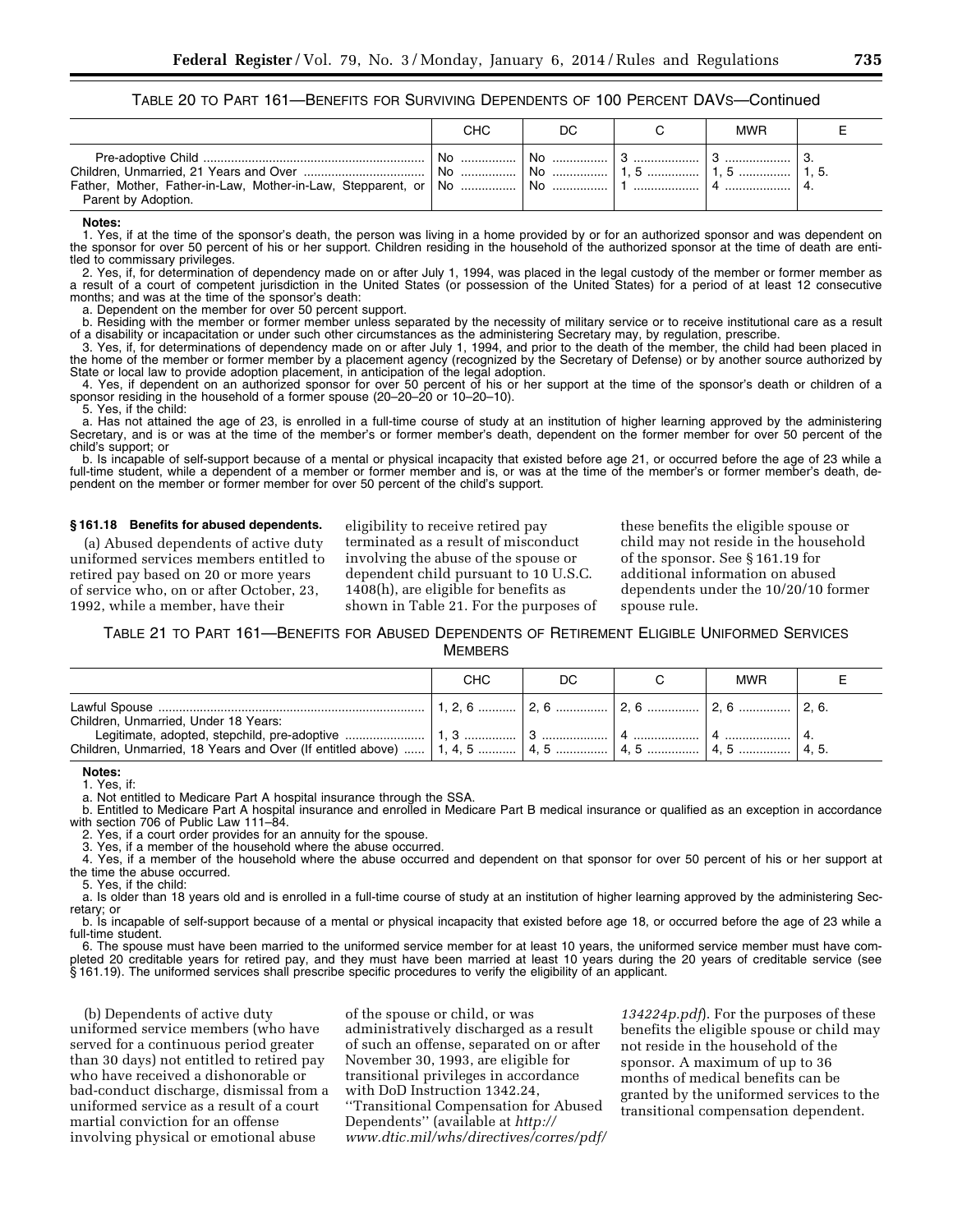TABLE 20 TO PART 161—BENEFITS FOR SURVIVING DEPENDENTS OF 100 PERCENT DAVS—Continued

| | CHC | DC | C | MWR | E |
|---|---|---|---|---|---|
| Pre-adoptive Child | No | No | 3 | 3 | 3. |
| Children, Unmarried, 21 Years and Over | No | No | 1, 5 | 1, 5 | 1, 5. |
| Father, Mother, Father-in-Law, Mother-in-Law, Stepparent, or Parent by Adoption. | No | No | 1 | 4 | 4. |

**Notes:**

1. Yes, if at the time of the sponsor's death, the person was living in a home provided by or for an authorized sponsor and was dependent on the sponsor for over 50 percent of his or her support. Children residing in the household of the authorized sponsor at the time of death are entitled to commissary privileges.

2. Yes, if, for determination of dependency made on or after July 1, 1994, was placed in the legal custody of the member or former member as a result of a court of competent jurisdiction in the United States (or possession of the United States) for a period of at least 12 consecutive months; and was at the time of the sponsor's death:

a. Dependent on the member for over 50 percent support.

b. Residing with the member or former member unless separated by the necessity of military service or to receive institutional care as a result of a disability or incapacitation or under such other circumstances as the administering Secretary may, by regulation, prescribe.

3. Yes, if, for determinations of dependency made on or after July 1, 1994, and prior to the death of the member, the child had been placed in the home of the member or former member by a placement agency (recognized by the Secretary of Defense) or by another source authorized by State or local law to provide adoption placement, in anticipation of the legal adoption.

4. Yes, if dependent on an authorized sponsor for over 50 percent of his or her support at the time of the sponsor's death or children of a sponsor residing in the household of a former spouse (20–20–20 or 10–20–10).

5. Yes, if the child:

a. Has not attained the age of 23, is enrolled in a full-time course of study at an institution of higher learning approved by the administering Secretary, and is or was at the time of the member's or former member's death, dependent on the former member for over 50 percent of the child's support; or

b. Is incapable of self-support because of a mental or physical incapacity that existed before age 21, or occurred before the age of 23 while a full-time student, while a dependent of a member or former member and is, or was at the time of the member's or former member's death, dependent on the member or former member for over 50 percent of the child's support.

**§ 161.18 Benefits for abused dependents.**

(a) Abused dependents of active duty uniformed services members entitled to retired pay based on 20 or more years of service who, on or after October, 23, 1992, while a member, have their eligibility to receive retired pay terminated as a result of misconduct involving the abuse of the spouse or dependent child pursuant to 10 U.S.C. 1408(h), are eligible for benefits as shown in Table 21. For the purposes of these benefits the eligible spouse or child may not reside in the household of the sponsor. See § 161.19 for additional information on abused dependents under the 10/20/10 former spouse rule.

TABLE 21 TO PART 161—BENEFITS FOR ABUSED DEPENDENTS OF RETIREMENT ELIGIBLE UNIFORMED SERVICES MEMBERS

| | CHC | DC | C | MWR | E |
|---|---|---|---|---|---|
| Lawful Spouse | 1, 2, 6 | 2, 6 | 2, 6 | 2, 6 | 2, 6. |
| Children, Unmarried, Under 18 Years: | | | | | |
| Legitimate, adopted, stepchild, pre-adoptive | 1, 3 | 3 | 4 | 4 | 4. |
| Children, Unmarried, 18 Years and Over (If entitled above) | 1, 4, 5 | 4, 5 | 4, 5 | 4, 5 | 4, 5. |

**Notes:**

1. Yes, if:

a. Not entitled to Medicare Part A hospital insurance through the SSA.

b. Entitled to Medicare Part A hospital insurance and enrolled in Medicare Part B medical insurance or qualified as an exception in accordance with section 706 of Public Law 111–84.

2. Yes, if a court order provides for an annuity for the spouse.

3. Yes, if a member of the household where the abuse occurred.

4. Yes, if a member of the household where the abuse occurred and dependent on that sponsor for over 50 percent of his or her support at the time the abuse occurred.

5. Yes, if the child:

a. Is older than 18 years old and is enrolled in a full-time course of study at an institution of higher learning approved by the administering Secretary; or

b. Is incapable of self-support because of a mental or physical incapacity that existed before age 18, or occurred before the age of 23 while a full-time student.

6. The spouse must have been married to the uniformed service member for at least 10 years, the uniformed service member must have completed 20 creditable years for retired pay, and they must have been married at least 10 years during the 20 years of creditable service (see § 161.19). The uniformed services shall prescribe specific procedures to verify the eligibility of an applicant.

(b) Dependents of active duty uniformed service members (who have served for a continuous period greater than 30 days) not entitled to retired pay who have received a dishonorable or bad-conduct discharge, dismissal from a uniformed service as a result of a court martial conviction for an offense involving physical or emotional abuse of the spouse or child, or was administratively discharged as a result of such an offense, separated on or after November 30, 1993, are eligible for transitional privileges in accordance with DoD Instruction 1342.24, "Transitional Compensation for Abused Dependents" (available at *http://www.dtic.mil/whs/directives/corres/pdf/134224p.pdf*). For the purposes of these benefits the eligible spouse or child may not reside in the household of the sponsor. A maximum of up to 36 months of medical benefits can be granted by the uniformed services to the transitional compensation dependent.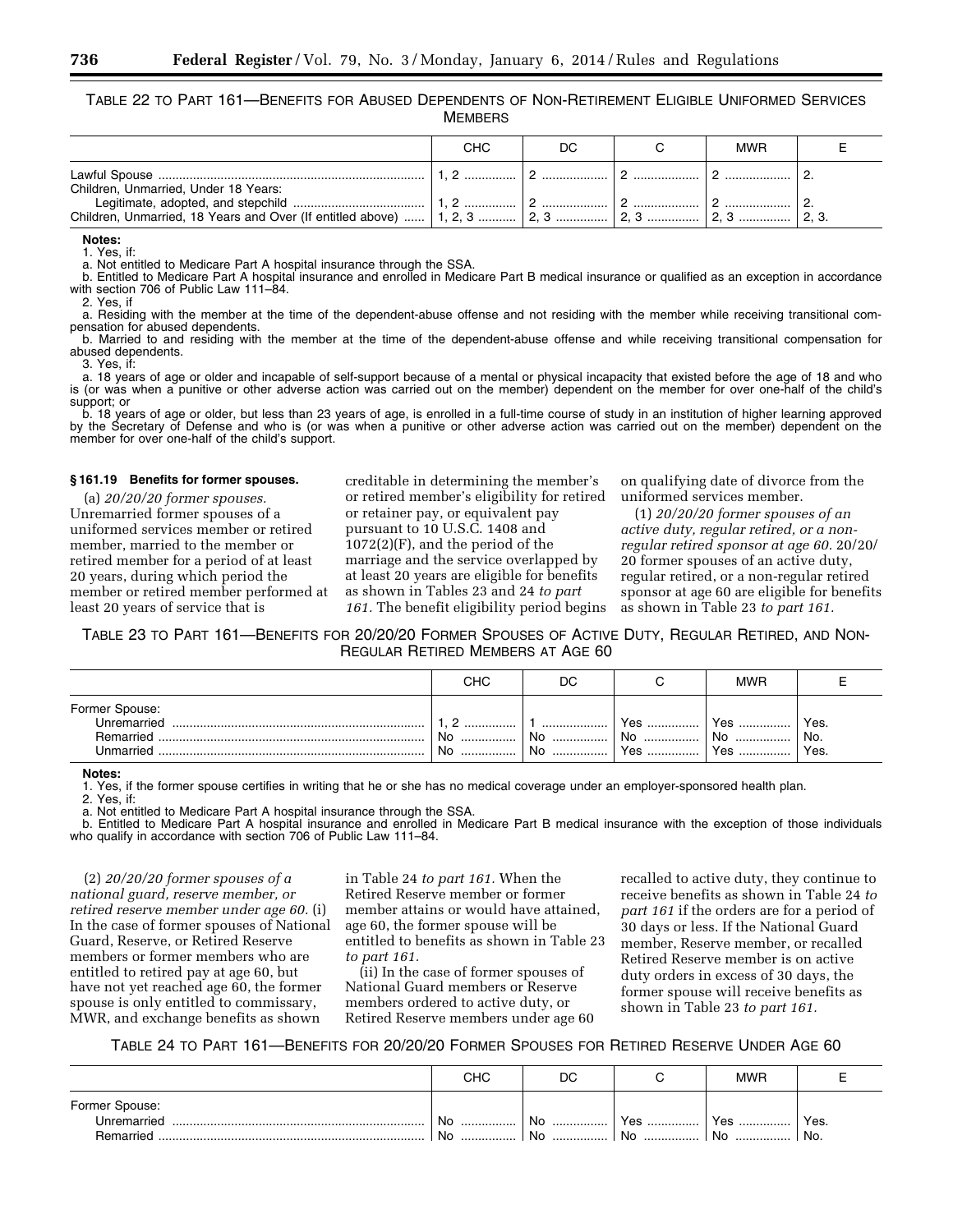TABLE 22 TO PART 161—BENEFITS FOR ABUSED DEPENDENTS OF NON-RETIREMENT ELIGIBLE UNIFORMED SERVICES MEMBERS

| | CHC | DC | C | MWR | E |
|---|---|---|---|---|---|
| Lawful Spouse | 1, 2 | 2 | 2 | 2 | 2. |
| Children, Unmarried, Under 18 Years: | | | | | |
| Legitimate, adopted, and stepchild | 1, 2 | 2 | 2 | 2 | 2. |
| Children, Unmarried, 18 Years and Over (If entitled above) | 1, 2, 3 | 2, 3 | 2, 3 | 2, 3 | 2, 3. |

**Notes:**

1. Yes, if:

a. Not entitled to Medicare Part A hospital insurance through the SSA.

b. Entitled to Medicare Part A hospital insurance and enrolled in Medicare Part B medical insurance or qualified as an exception in accordance with section 706 of Public Law 111–84.

2. Yes, if

a. Residing with the member at the time of the dependent-abuse offense and not residing with the member while receiving transitional compensation for abused dependents.

b. Married to and residing with the member at the time of the dependent-abuse offense and while receiving transitional compensation for abused dependents.

3. Yes, if:

a. 18 years of age or older and incapable of self-support because of a mental or physical incapacity that existed before the age of 18 and who is (or was when a punitive or other adverse action was carried out on the member) dependent on the member for over one-half of the child's support; or

b. 18 years of age or older, but less than 23 years of age, is enrolled in a full-time course of study in an institution of higher learning approved by the Secretary of Defense and who is (or was when a punitive or other adverse action was carried out on the member) dependent on the member for over one-half of the child's support.

### § 161.19 Benefits for former spouses.

(a) *20/20/20 former spouses.* Unremarried former spouses of a uniformed services member or retired member, married to the member or retired member for a period of at least 20 years, during which period the member or retired member performed at least 20 years of service that is creditable in determining the member's or retired member's eligibility for retired or retainer pay, or equivalent pay pursuant to 10 U.S.C. 1408 and 1072(2)(F), and the period of the marriage and the service overlapped by at least 20 years are eligible for benefits as shown in Tables 23 and 24 *to part 161.* The benefit eligibility period begins on qualifying date of divorce from the uniformed services member.

(1) *20/20/20 former spouses of an active duty, regular retired, or a non-regular retired sponsor at age 60.* 20/20/20 former spouses of an active duty, regular retired, or a non-regular retired sponsor at age 60 are eligible for benefits as shown in Table 23 *to part 161.*

TABLE 23 TO PART 161—BENEFITS FOR 20/20/20 FORMER SPOUSES OF ACTIVE DUTY, REGULAR RETIRED, AND NON-REGULAR RETIRED MEMBERS AT AGE 60

| | CHC | DC | C | MWR | E |
|---|---|---|---|---|---|
| Former Spouse: | | | | | |
| Unremarried | 1, 2 | 1 | Yes | Yes | Yes. |
| Remarried | No | No | No | No | No. |
| Unmarried | No | No | Yes | Yes | Yes. |

**Notes:**

1. Yes, if the former spouse certifies in writing that he or she has no medical coverage under an employer-sponsored health plan.

2. Yes, if:

a. Not entitled to Medicare Part A hospital insurance through the SSA.

b. Entitled to Medicare Part A hospital insurance and enrolled in Medicare Part B medical insurance with the exception of those individuals who qualify in accordance with section 706 of Public Law 111–84.

(2) *20/20/20 former spouses of a national guard, reserve member, or retired reserve member under age 60.* (i) In the case of former spouses of National Guard, Reserve, or Retired Reserve members or former members who are entitled to retired pay at age 60, but have not yet reached age 60, the former spouse is only entitled to commissary, MWR, and exchange benefits as shown in Table 24 *to part 161.* When the Retired Reserve member or former member attains or would have attained, age 60, the former spouse will be entitled to benefits as shown in Table 23 *to part 161.*

(ii) In the case of former spouses of National Guard members or Reserve members ordered to active duty, or Retired Reserve members under age 60 recalled to active duty, they continue to receive benefits as shown in Table 24 *to part 161* if the orders are for a period of 30 days or less. If the National Guard member, Reserve member, or recalled Retired Reserve member is on active duty orders in excess of 30 days, the former spouse will receive benefits as shown in Table 23 *to part 161.*

TABLE 24 TO PART 161—BENEFITS FOR 20/20/20 FORMER SPOUSES FOR RETIRED RESERVE UNDER AGE 60

| | CHC | DC | C | MWR | E |
|---|---|---|---|---|---|
| Former Spouse: | | | | | |
| Unremarried | No | No | Yes | Yes | Yes. |
| Remarried | No | No | No | No | No. |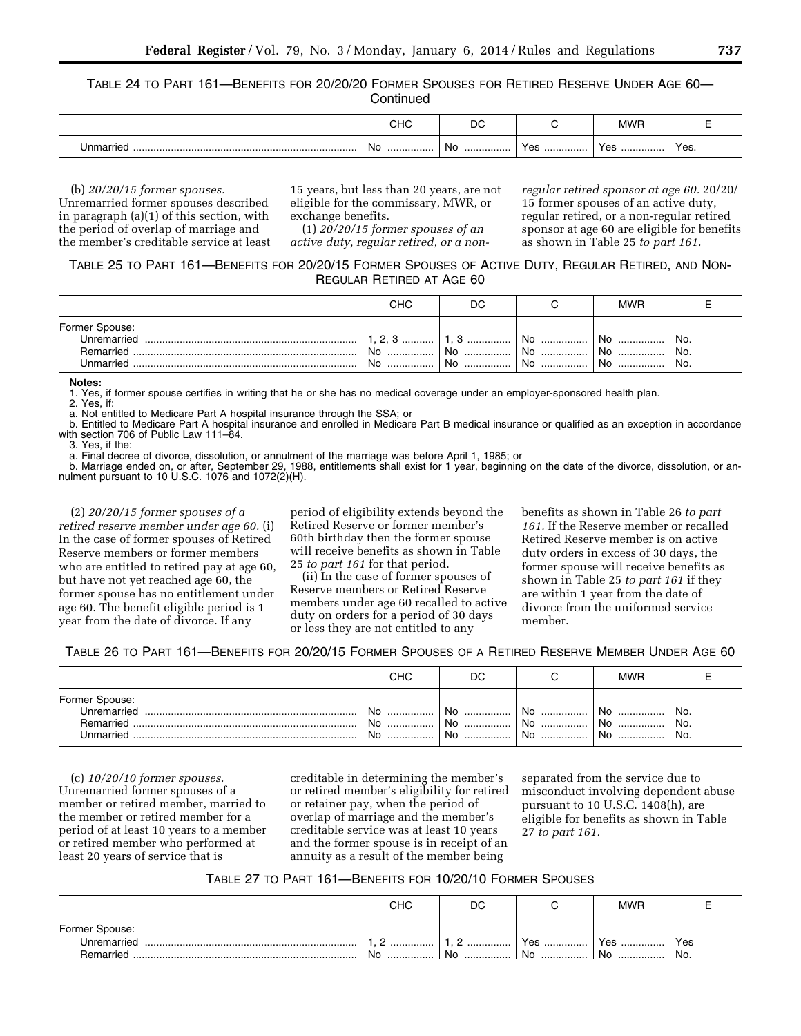TABLE 24 TO PART 161—BENEFITS FOR 20/20/20 FORMER SPOUSES FOR RETIRED RESERVE UNDER AGE 60—Continued

| | CHC | DC | C | MWR | E |
|---|---|---|---|---|---|
| Unmarried | No | No | Yes | Yes | Yes. |

(b) *20/20/15 former spouses.* Unremarried former spouses described in paragraph (a)(1) of this section, with the period of overlap of marriage and the member's creditable service at least 15 years, but less than 20 years, are not eligible for the commissary, MWR, or exchange benefits.

(1) *20/20/15 former spouses of an active duty, regular retired, or a non-regular retired sponsor at age 60.* 20/20/15 former spouses of an active duty, regular retired, or a non-regular retired sponsor at age 60 are eligible for benefits as shown in Table 25 *to part 161.*

TABLE 25 TO PART 161—BENEFITS FOR 20/20/15 FORMER SPOUSES OF ACTIVE DUTY, REGULAR RETIRED, AND NON-REGULAR RETIRED AT AGE 60

| | CHC | DC | C | MWR | E |
|---|---|---|---|---|---|
| Former Spouse: | | | | | |
| Unremarried | 1, 2, 3 | 1, 3 | No | No | No. |
| Remarried | No | No | No | No | No. |
| Unmarried | No | No | No | No | No. |

**Notes:**

1. Yes, if former spouse certifies in writing that he or she has no medical coverage under an employer-sponsored health plan.
2. Yes, if:
a. Not entitled to Medicare Part A hospital insurance through the SSA; or
b. Entitled to Medicare Part A hospital insurance and enrolled in Medicare Part B medical insurance or qualified as an exception in accordance with section 706 of Public Law 111–84.
3. Yes, if the:
a. Final decree of divorce, dissolution, or annulment of the marriage was before April 1, 1985; or
b. Marriage ended on, or after, September 29, 1988, entitlements shall exist for 1 year, beginning on the date of the divorce, dissolution, or annulment pursuant to 10 U.S.C. 1076 and 1072(2)(H).

(2) *20/20/15 former spouses of a retired reserve member under age 60.* (i) In the case of former spouses of Retired Reserve members or former members who are entitled to retired pay at age 60, but have not yet reached age 60, the former spouse has no entitlement under age 60. The benefit eligible period is 1 year from the date of divorce. If any period of eligibility extends beyond the Retired Reserve or former member's 60th birthday then the former spouse will receive benefits as shown in Table 25 *to part 161* for that period.

(ii) In the case of former spouses of Reserve members or Retired Reserve members under age 60 recalled to active duty on orders for a period of 30 days or less they are not entitled to any benefits as shown in Table 26 *to part 161.* If the Reserve member or recalled Retired Reserve member is on active duty orders in excess of 30 days, the former spouse will receive benefits as shown in Table 25 *to part 161* if they are within 1 year from the date of divorce from the uniformed service member.

TABLE 26 TO PART 161—BENEFITS FOR 20/20/15 FORMER SPOUSES OF A RETIRED RESERVE MEMBER UNDER AGE 60

| | CHC | DC | C | MWR | E |
|---|---|---|---|---|---|
| Former Spouse: | | | | | |
| Unremarried | No | No | No | No | No. |
| Remarried | No | No | No | No | No. |
| Unmarried | No | No | No | No | No. |

(c) *10/20/10 former spouses.* Unremarried former spouses of a member or retired member, married to the member or retired member for a period of at least 10 years to a member or retired member who performed at least 20 years of service that is creditable in determining the member's or retired member's eligibility for retired or retainer pay, when the period of overlap of marriage and the member's creditable service was at least 10 years and the former spouse is in receipt of an annuity as a result of the member being separated from the service due to misconduct involving dependent abuse pursuant to 10 U.S.C. 1408(h), are eligible for benefits as shown in Table 27 *to part 161.*

TABLE 27 TO PART 161—BENEFITS FOR 10/20/10 FORMER SPOUSES

| | CHC | DC | C | MWR | E |
|---|---|---|---|---|---|
| Former Spouse: | | | | | |
| Unremarried | 1, 2 | 1, 2 | Yes | Yes | Yes |
| Remarried | No | No | No | No | No. |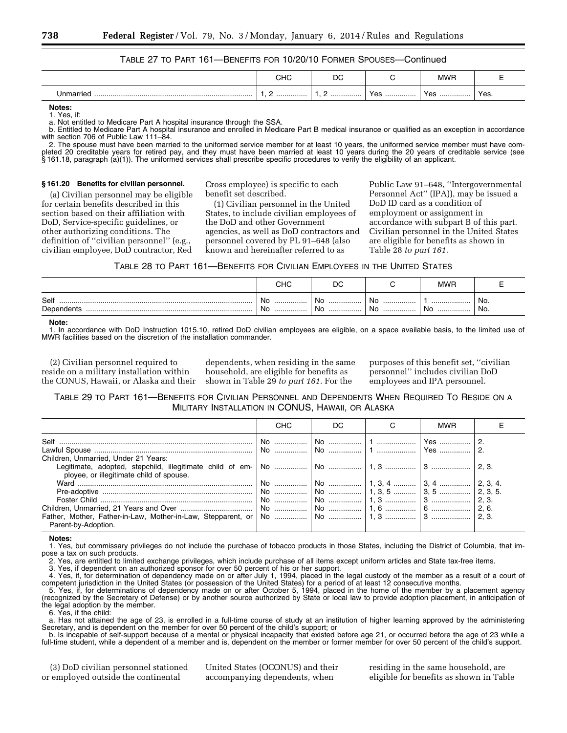TABLE 27 TO PART 161—BENEFITS FOR 10/20/10 FORMER SPOUSES—Continued

| | CHC | DC | C | MWR | E |
|---|---|---|---|---|---|
| Unmarried | 1, 2 | 1, 2 | Yes | Yes | Yes. |

**Notes:**
1. Yes, if:
a. Not entitled to Medicare Part A hospital insurance through the SSA.
b. Entitled to Medicare Part A hospital insurance and enrolled in Medicare Part B medical insurance or qualified as an exception in accordance with section 706 of Public Law 111–84.
2. The spouse must have been married to the uniformed service member for at least 10 years, the uniformed service member must have completed 20 creditable years for retired pay, and they must have been married at least 10 years during the 20 years of creditable service (see § 161.18, paragraph (a)(1)). The uniformed services shall prescribe specific procedures to verify the eligibility of an applicant.

### § 161.20 Benefits for civilian personnel.

(a) Civilian personnel may be eligible for certain benefits described in this section based on their affiliation with DoD, Service-specific guidelines, or other authorizing conditions. The definition of "civilian personnel" (e.g., civilian employee, DoD contractor, Red Cross employee) is specific to each benefit set described.

(1) Civilian personnel in the United States, to include civilian employees of the DoD and other Government agencies, as well as DoD contractors and personnel covered by PL 91–648 (also known and hereinafter referred to as Public Law 91–648, "Intergovernmental Personnel Act" (IPA)), may be issued a DoD ID card as a condition of employment or assignment in accordance with subpart B of this part. Civilian personnel in the United States are eligible for benefits as shown in Table 28 *to part 161.*

TABLE 28 TO PART 161—BENEFITS FOR CIVILIAN EMPLOYEES IN THE UNITED STATES

| | CHC | DC | C | MWR | E |
|---|---|---|---|---|---|
| Self | No | No | No | 1 | No. |
| Dependents | No | No | No | No | No. |

**Note:**
1. In accordance with DoD Instruction 1015.10, retired DoD civilian employees are eligible, on a space available basis, to the limited use of MWR facilities based on the discretion of the installation commander.

(2) Civilian personnel required to reside on a military installation within the CONUS, Hawaii, or Alaska and their dependents, when residing in the same household, are eligible for benefits as shown in Table 29 *to part 161.* For the purposes of this benefit set, "civilian personnel" includes civilian DoD employees and IPA personnel.

TABLE 29 TO PART 161—BENEFITS FOR CIVILIAN PERSONNEL AND DEPENDENTS WHEN REQUIRED TO RESIDE ON A MILITARY INSTALLATION IN CONUS, HAWAII, OR ALASKA

| | CHC | DC | C | MWR | E |
|---|---|---|---|---|---|
| Self | No | No | 1 | Yes | 2. |
| Lawful Spouse | No | No | 1 | Yes | 2. |
| Children, Unmarried, Under 21 Years: | | | | | |
| Legitimate, adopted, stepchild, illegitimate child of employee, or illegitimate child of spouse. | No | No | 1, 3 | 3 | 2, 3. |
| Ward | No | No | 1, 3, 4 | 3, 4 | 2, 3, 4. |
| Pre-adoptive | No | No | 1, 3, 5 | 3, 5 | 2, 3, 5. |
| Foster Child | No | No | 1, 3 | 3 | 2, 3. |
| Children, Unmarried, 21 Years and Over | No | No | 1, 6 | 6 | 2, 6. |
| Father, Mother, Father-in-Law, Mother-in-Law, Stepparent, or Parent-by-Adoption. | No | No | 1, 3 | 3 | 2, 3. |

**Notes:**
1. Yes, but commissary privileges do not include the purchase of tobacco products in those States, including the District of Columbia, that impose a tax on such products.
2. Yes, are entitled to limited exchange privileges, which include purchase of all items except uniform articles and State tax-free items.
3. Yes, if dependent on an authorized sponsor for over 50 percent of his or her support.
4. Yes, if, for determination of dependency made on or after July 1, 1994, placed in the legal custody of the member as a result of a court of competent jurisdiction in the United States (or possession of the United States) for a period of at least 12 consecutive months.
5. Yes, if, for determinations of dependency made on or after October 5, 1994, placed in the home of the member by a placement agency (recognized by the Secretary of Defense) or by another source authorized by State or local law to provide adoption placement, in anticipation of the legal adoption by the member.
6. Yes, if the child:
a. Has not attained the age of 23, is enrolled in a full-time course of study at an institution of higher learning approved by the administering Secretary, and is dependent on the member for over 50 percent of the child's support; or
b. Is incapable of self-support because of a mental or physical incapacity that existed before age 21, or occurred before the age of 23 while a full-time student, while a dependent of a member and is, dependent on the member or former member for over 50 percent of the child's support.

(3) DoD civilian personnel stationed or employed outside the continental United States (OCONUS) and their accompanying dependents, when residing in the same household, are eligible for benefits as shown in Table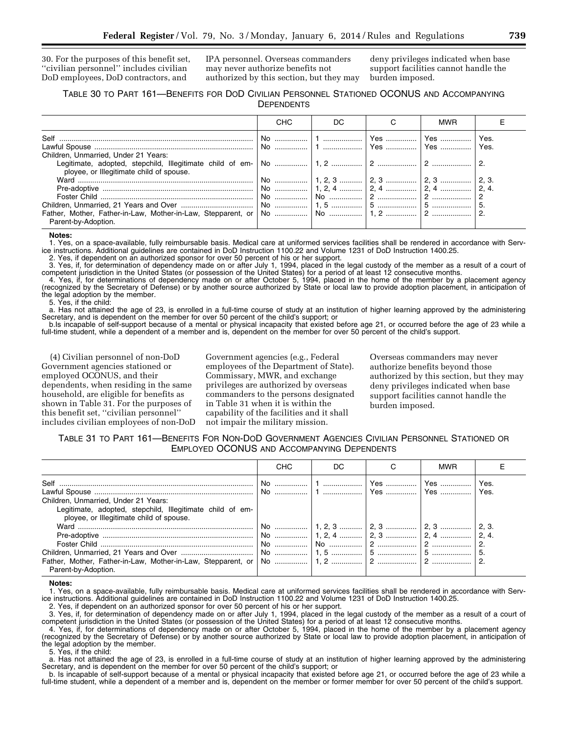30. For the purposes of this benefit set, "civilian personnel" includes civilian DoD employees, DoD contractors, and IPA personnel. Overseas commanders may never authorize benefits not authorized by this section, but they may deny privileges indicated when base support facilities cannot handle the burden imposed.

TABLE 30 TO PART 161—BENEFITS FOR DOD CIVILIAN PERSONNEL STATIONED OCONUS AND ACCOMPANYING DEPENDENTS

| | CHC | DC | C | MWR | E |
|---|---|---|---|---|---|
| Self | No | 1 | Yes | Yes | Yes. |
| Lawful Spouse | No | 1 | Yes | Yes | Yes. |
| Children, Unmarried, Under 21 Years: | | | | | |
| Legitimate, adopted, stepchild, Illegitimate child of employee, or Illegitimate child of spouse. | No | 1, 2 | 2 | 2 | 2. |
| Ward | No | 1, 2, 3 | 2, 3 | 2, 3 | 2, 3. |
| Pre-adoptive | No | 1, 2, 4 | 2, 4 | 2, 4 | 2, 4. |
| Foster Child | No | No | 2 | 2 | 2 |
| Children, Unmarried, 21 Years and Over | No | 1, 5 | 5 | 5 | 5. |
| Father, Mother, Father-in-Law, Mother-in-Law, Stepparent, or Parent-by-Adoption. | No | No | 1, 2 | 2 | 2. |

**Notes:**

1. Yes, on a space-available, fully reimbursable basis. Medical care at uniformed services facilities shall be rendered in accordance with Service instructions. Additional guidelines are contained in DoD Instruction 1100.22 and Volume 1231 of DoD Instruction 1400.25.
2. Yes, if dependent on an authorized sponsor for over 50 percent of his or her support.
3. Yes, if, for determination of dependency made on or after July 1, 1994, placed in the legal custody of the member as a result of a court of competent jurisdiction in the United States (or possession of the United States) for a period of at least 12 consecutive months.
4. Yes, if, for determinations of dependency made on or after October 5, 1994, placed in the home of the member by a placement agency (recognized by the Secretary of Defense) or by another source authorized by State or local law to provide adoption placement, in anticipation of the legal adoption by the member.
5. Yes, if the child:
a. Has not attained the age of 23, is enrolled in a full-time course of study at an institution of higher learning approved by the administering Secretary, and is dependent on the member for over 50 percent of the child's support; or
b.Is incapable of self-support because of a mental or physical incapacity that existed before age 21, or occurred before the age of 23 while a full-time student, while a dependent of a member and is, dependent on the member for over 50 percent of the child's support.

(4) Civilian personnel of non-DoD Government agencies stationed or employed OCONUS, and their dependents, when residing in the same household, are eligible for benefits as shown in Table 31. For the purposes of this benefit set, "civilian personnel" includes civilian employees of non-DoD Government agencies (e.g., Federal employees of the Department of State). Commissary, MWR, and exchange privileges are authorized by overseas commanders to the persons designated in Table 31 when it is within the capability of the facilities and it shall not impair the military mission. Overseas commanders may never authorize benefits beyond those authorized by this section, but they may deny privileges indicated when base support facilities cannot handle the burden imposed.

TABLE 31 TO PART 161—BENEFITS FOR NON-DOD GOVERNMENT AGENCIES CIVILIAN PERSONNEL STATIONED OR EMPLOYED OCONUS AND ACCOMPANYING DEPENDENTS

| | CHC | DC | C | MWR | E |
|---|---|---|---|---|---|
| Self | No | 1 | Yes | Yes | Yes. |
| Lawful Spouse | No | 1 | Yes | Yes | Yes. |
| Children, Unmarried, Under 21 Years: | | | | | |
| Legitimate, adopted, stepchild, Illegitimate child of employee, or Illegitimate child of spouse. | | | | | |
| Ward | No | 1, 2, 3 | 2, 3 | 2, 3 | 2, 3. |
| Pre-adoptive | No | 1, 2, 4 | 2, 3 | 2, 4 | 2, 4. |
| Foster Child | No | No | 2 | 2 | 2. |
| Children, Unmarried, 21 Years and Over | No | 1, 5 | 5 | 5 | 5. |
| Father, Mother, Father-in-Law, Mother-in-Law, Stepparent, or Parent-by-Adoption. | No | 1, 2 | 2 | 2 | 2. |

**Notes:**

1. Yes, on a space-available, fully reimbursable basis. Medical care at uniformed services facilities shall be rendered in accordance with Service instructions. Additional guidelines are contained in DoD Instruction 1100.22 and Volume 1231 of DoD Instruction 1400.25.
2. Yes, if dependent on an authorized sponsor for over 50 percent of his or her support.
3. Yes, if, for determination of dependency made on or after July 1, 1994, placed in the legal custody of the member as a result of a court of competent jurisdiction in the United States (or possession of the United States) for a period of at least 12 consecutive months.
4. Yes, if, for determinations of dependency made on or after October 5, 1994, placed in the home of the member by a placement agency (recognized by the Secretary of Defense) or by another source authorized by State or local law to provide adoption placement, in anticipation of the legal adoption by the member.
5. Yes, if the child:
a. Has not attained the age of 23, is enrolled in a full-time course of study at an institution of higher learning approved by the administering Secretary, and is dependent on the member for over 50 percent of the child's support; or
b. Is incapable of self-support because of a mental or physical incapacity that existed before age 21, or occurred before the age of 23 while a full-time student, while a dependent of a member and is, dependent on the member or former member for over 50 percent of the child's support.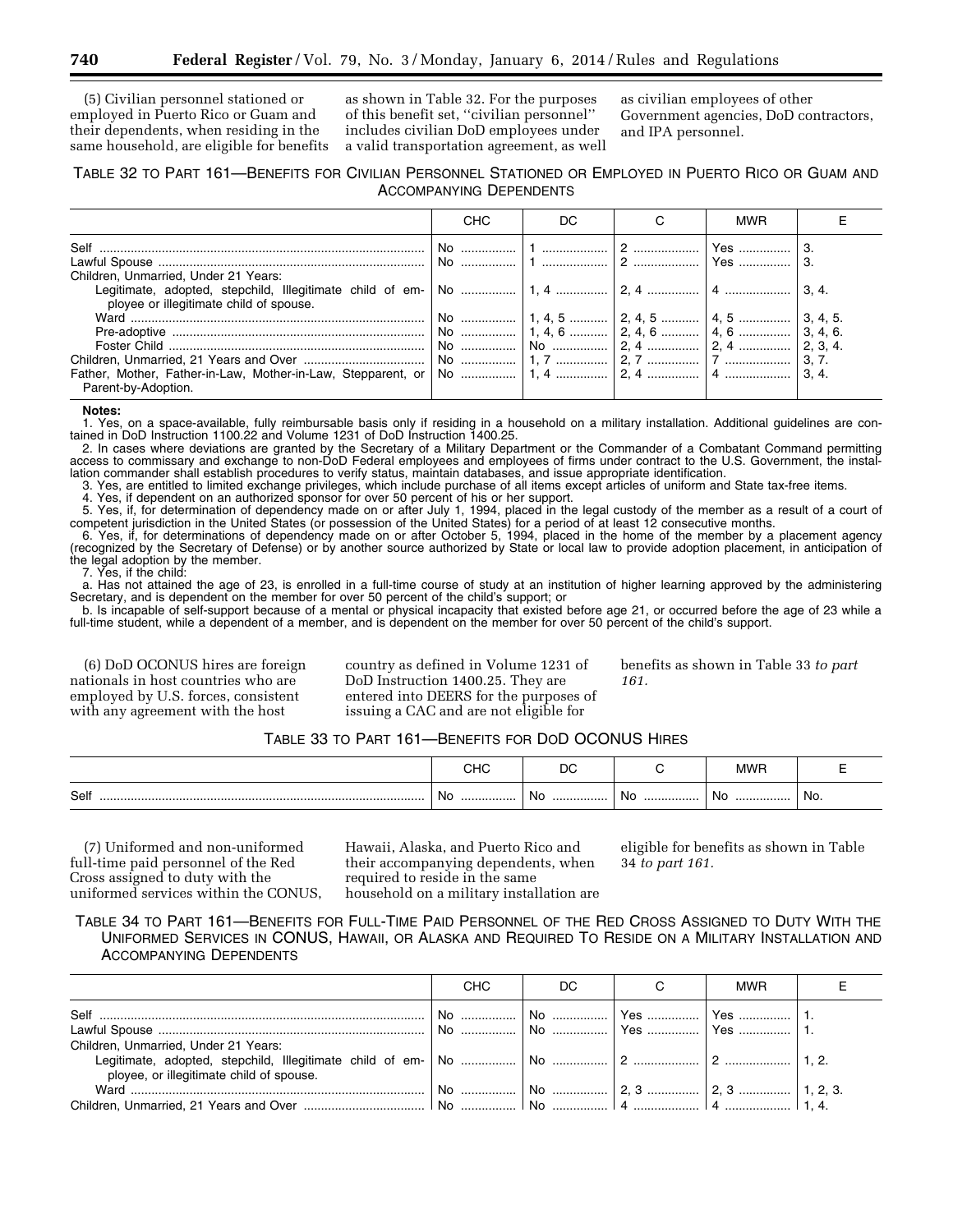(5) Civilian personnel stationed or employed in Puerto Rico or Guam and their dependents, when residing in the same household, are eligible for benefits as shown in Table 32. For the purposes of this benefit set, ''civilian personnel'' includes civilian DoD employees under a valid transportation agreement, as well as civilian employees of other Government agencies, DoD contractors, and IPA personnel.

TABLE 32 TO PART 161—BENEFITS FOR CIVILIAN PERSONNEL STATIONED OR EMPLOYED IN PUERTO RICO OR GUAM AND ACCOMPANYING DEPENDENTS

| | CHC | DC | C | MWR | E |
|---|---|---|---|---|---|
| Self | No | 1 | 2 | Yes | 3. |
| Lawful Spouse | No | 1 | 2 | Yes | 3. |
| Children, Unmarried, Under 21 Years: | | | | | |
| Legitimate, adopted, stepchild, Illegitimate child of employee or illegitimate child of spouse. | No | 1, 4 | 2, 4 | 4 | 3, 4. |
| Ward | No | 1, 4, 5 | 2, 4, 5 | 4, 5 | 3, 4, 5. |
| Pre-adoptive | No | 1, 4, 6 | 2, 4, 6 | 4, 6 | 3, 4, 6. |
| Foster Child | No | No | 2, 4 | 2, 4 | 2, 3, 4. |
| Children, Unmarried, 21 Years and Over | No | 1, 7 | 2, 7 | 7 | 3, 7. |
| Father, Mother, Father-in-Law, Mother-in-Law, Stepparent, or Parent-by-Adoption. | No | 1, 4 | 2, 4 | 4 | 3, 4. |

**Notes:**

1. Yes, on a space-available, fully reimbursable basis only if residing in a household on a military installation. Additional guidelines are contained in DoD Instruction 1100.22 and Volume 1231 of DoD Instruction 1400.25.
2. In cases where deviations are granted by the Secretary of a Military Department or the Commander of a Combatant Command permitting access to commissary and exchange to non-DoD Federal employees and employees of firms under contract to the U.S. Government, the installation commander shall establish procedures to verify status, maintain databases, and issue appropriate identification.
3. Yes, are entitled to limited exchange privileges, which include purchase of all items except articles of uniform and State tax-free items.
4. Yes, if dependent on an authorized sponsor for over 50 percent of his or her support.
5. Yes, if, for determination of dependency made on or after July 1, 1994, placed in the legal custody of the member as a result of a court of competent jurisdiction in the United States (or possession of the United States) for a period of at least 12 consecutive months.
6. Yes, if, for determinations of dependency made on or after October 5, 1994, placed in the home of the member by a placement agency (recognized by the Secretary of Defense) or by another source authorized by State or local law to provide adoption placement, in anticipation of the legal adoption by the member.
7. Yes, if the child:
   a. Has not attained the age of 23, is enrolled in a full-time course of study at an institution of higher learning approved by the administering Secretary, and is dependent on the member for over 50 percent of the child's support; or
   b. Is incapable of self-support because of a mental or physical incapacity that existed before age 21, or occurred before the age of 23 while a full-time student, while a dependent of a member, and is dependent on the member for over 50 percent of the child's support.

(6) DoD OCONUS hires are foreign nationals in host countries who are employed by U.S. forces, consistent with any agreement with the host country as defined in Volume 1231 of DoD Instruction 1400.25. They are entered into DEERS for the purposes of issuing a CAC and are not eligible for benefits as shown in Table 33 *to part 161.*

TABLE 33 TO PART 161—BENEFITS FOR DOD OCONUS HIRES

| | CHC | DC | C | MWR | E |
|---|---|---|---|---|---|
| Self | No | No | No | No | No. |

(7) Uniformed and non-uniformed full-time paid personnel of the Red Cross assigned to duty with the uniformed services within the CONUS, Hawaii, Alaska, and Puerto Rico and their accompanying dependents, when required to reside in the same household on a military installation are eligible for benefits as shown in Table 34 *to part 161.*

TABLE 34 TO PART 161—BENEFITS FOR FULL-TIME PAID PERSONNEL OF THE RED CROSS ASSIGNED TO DUTY WITH THE UNIFORMED SERVICES IN CONUS, HAWAII, OR ALASKA AND REQUIRED TO RESIDE ON A MILITARY INSTALLATION AND ACCOMPANYING DEPENDENTS

| | CHC | DC | C | MWR | E |
|---|---|---|---|---|---|
| Self | No | No | Yes | Yes | 1. |
| Lawful Spouse | No | No | Yes | Yes | 1. |
| Children, Unmarried, Under 21 Years: | | | | | |
| Legitimate, adopted, stepchild, Illegitimate child of employee, or illegitimate child of spouse. | No | No | 2 | 2 | 1, 2. |
| Ward | No | No | 2, 3 | 2, 3 | 1, 2, 3. |
| Children, Unmarried, 21 Years and Over | No | No | 4 | 4 | 1, 4. |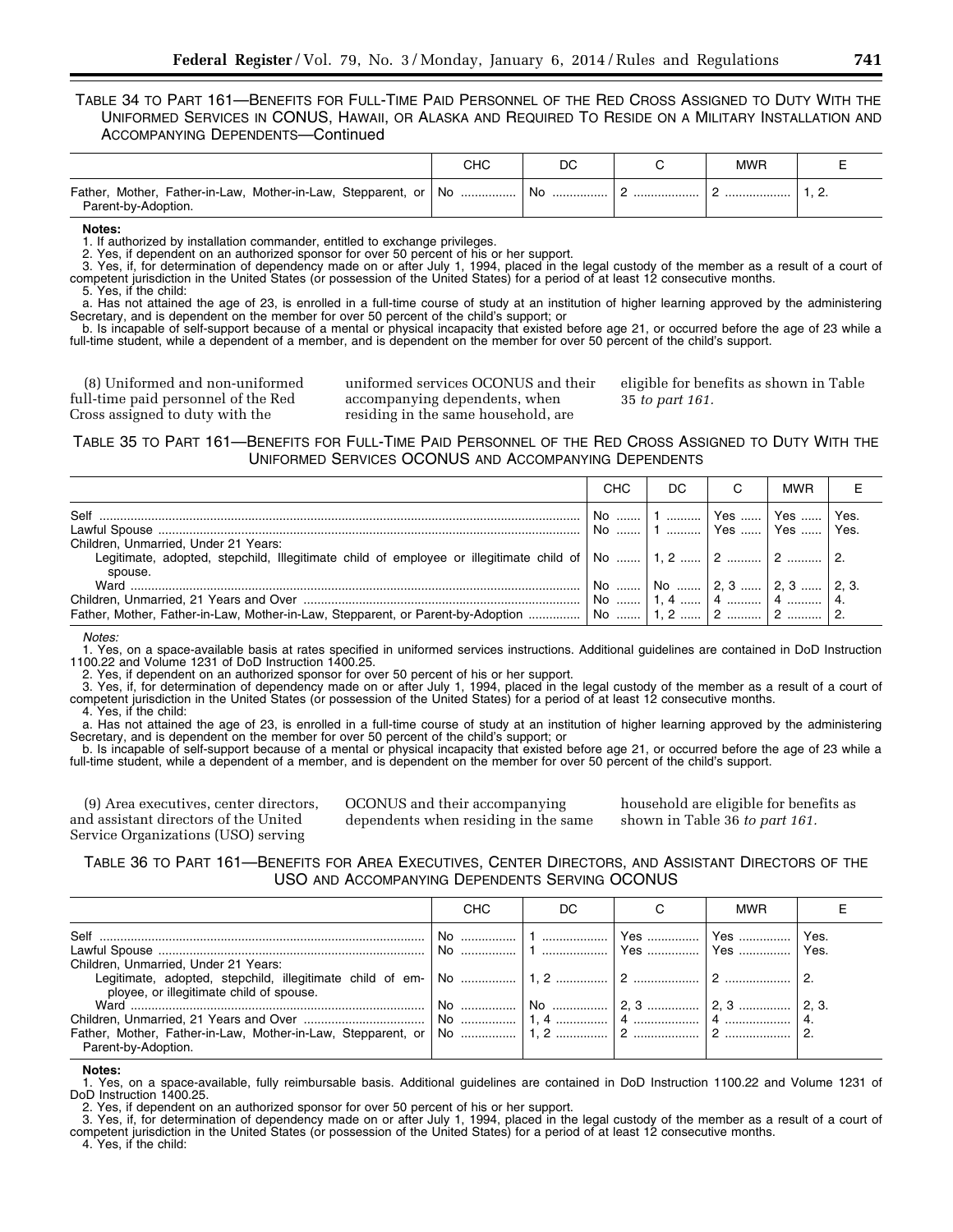TABLE 34 TO PART 161—BENEFITS FOR FULL-TIME PAID PERSONNEL OF THE RED CROSS ASSIGNED TO DUTY WITH THE UNIFORMED SERVICES IN CONUS, HAWAII, OR ALASKA AND REQUIRED TO RESIDE ON A MILITARY INSTALLATION AND ACCOMPANYING DEPENDENTS—Continued

| | CHC | DC | C | MWR | E |
|---|---|---|---|---|---|
| Father, Mother, Father-in-Law, Mother-in-Law, Stepparent, or Parent-by-Adoption. | No | No | 2 | 2 | 1, 2. |

**Notes:**

1. If authorized by installation commander, entitled to exchange privileges.
2. Yes, if dependent on an authorized sponsor for over 50 percent of his or her support.
3. Yes, if, for determination of dependency made on or after July 1, 1994, placed in the legal custody of the member as a result of a court of competent jurisdiction in the United States (or possession of the United States) for a period of at least 12 consecutive months.
5. Yes, if the child:

a. Has not attained the age of 23, is enrolled in a full-time course of study at an institution of higher learning approved by the administering Secretary, and is dependent on the member for over 50 percent of the child's support; or

b. Is incapable of self-support because of a mental or physical incapacity that existed before age 21, or occurred before the age of 23 while a full-time student, while a dependent of a member, and is dependent on the member for over 50 percent of the child's support.

(8) Uniformed and non-uniformed full-time paid personnel of the Red Cross assigned to duty with the uniformed services OCONUS and their accompanying dependents, when residing in the same household, are eligible for benefits as shown in Table 35 *to part 161.*

TABLE 35 TO PART 161—BENEFITS FOR FULL-TIME PAID PERSONNEL OF THE RED CROSS ASSIGNED TO DUTY WITH THE UNIFORMED SERVICES OCONUS AND ACCOMPANYING DEPENDENTS

| | CHC | DC | C | MWR | E |
|---|---|---|---|---|---|
| Self | No | 1 | Yes | Yes | Yes. |
| Lawful Spouse | No | 1 | Yes | Yes | Yes. |
| Children, Unmarried, Under 21 Years: | | | | | |
| Legitimate, adopted, stepchild, Illegitimate child of employee or illegitimate child of spouse. | No | 1, 2 | 2 | 2 | 2. |
| Ward | No | No | 2, 3 | 2, 3 | 2, 3. |
| Children, Unmarried, 21 Years and Over | No | 1, 4 | 4 | 4 | 4. |
| Father, Mother, Father-in-Law, Mother-in-Law, Stepparent, or Parent-by-Adoption | No | 1, 2 | 2 | 2 | 2. |

*Notes:*

1. Yes, on a space-available basis at rates specified in uniformed services instructions. Additional guidelines are contained in DoD Instruction 1100.22 and Volume 1231 of DoD Instruction 1400.25.
2. Yes, if dependent on an authorized sponsor for over 50 percent of his or her support.
3. Yes, if, for determination of dependency made on or after July 1, 1994, placed in the legal custody of the member as a result of a court of competent jurisdiction in the United States (or possession of the United States) for a period of at least 12 consecutive months.
4. Yes, if the child:

a. Has not attained the age of 23, is enrolled in a full-time course of study at an institution of higher learning approved by the administering Secretary, and is dependent on the member for over 50 percent of the child's support; or

b. Is incapable of self-support because of a mental or physical incapacity that existed before age 21, or occurred before the age of 23 while a full-time student, while a dependent of a member, and is dependent on the member for over 50 percent of the child's support.

(9) Area executives, center directors, and assistant directors of the United Service Organizations (USO) serving OCONUS and their accompanying dependents when residing in the same household are eligible for benefits as shown in Table 36 *to part 161.*

TABLE 36 TO PART 161—BENEFITS FOR AREA EXECUTIVES, CENTER DIRECTORS, AND ASSISTANT DIRECTORS OF THE USO AND ACCOMPANYING DEPENDENTS SERVING OCONUS

| | CHC | DC | C | MWR | E |
|---|---|---|---|---|---|
| Self | No | 1 | Yes | Yes | Yes. |
| Lawful Spouse | No | 1 | Yes | Yes | Yes. |
| Children, Unmarried, Under 21 Years: | | | | | |
| Legitimate, adopted, stepchild, illegitimate child of employee, or illegitimate child of spouse. | No | 1, 2 | 2 | 2 | 2. |
| Ward | No | No | 2, 3 | 2, 3 | 2, 3. |
| Children, Unmarried, 21 Years and Over | No | 1, 4 | 4 | 4 | 4. |
| Father, Mother, Father-in-Law, Mother-in-Law, Stepparent, or Parent-by-Adoption. | No | 1, 2 | 2 | 2 | 2. |

**Notes:**

1. Yes, on a space-available, fully reimbursable basis. Additional guidelines are contained in DoD Instruction 1100.22 and Volume 1231 of DoD Instruction 1400.25.
2. Yes, if dependent on an authorized sponsor for over 50 percent of his or her support.
3. Yes, if, for determination of dependency made on or after July 1, 1994, placed in the legal custody of the member as a result of a court of competent jurisdiction in the United States (or possession of the United States) for a period of at least 12 consecutive months.
4. Yes, if the child: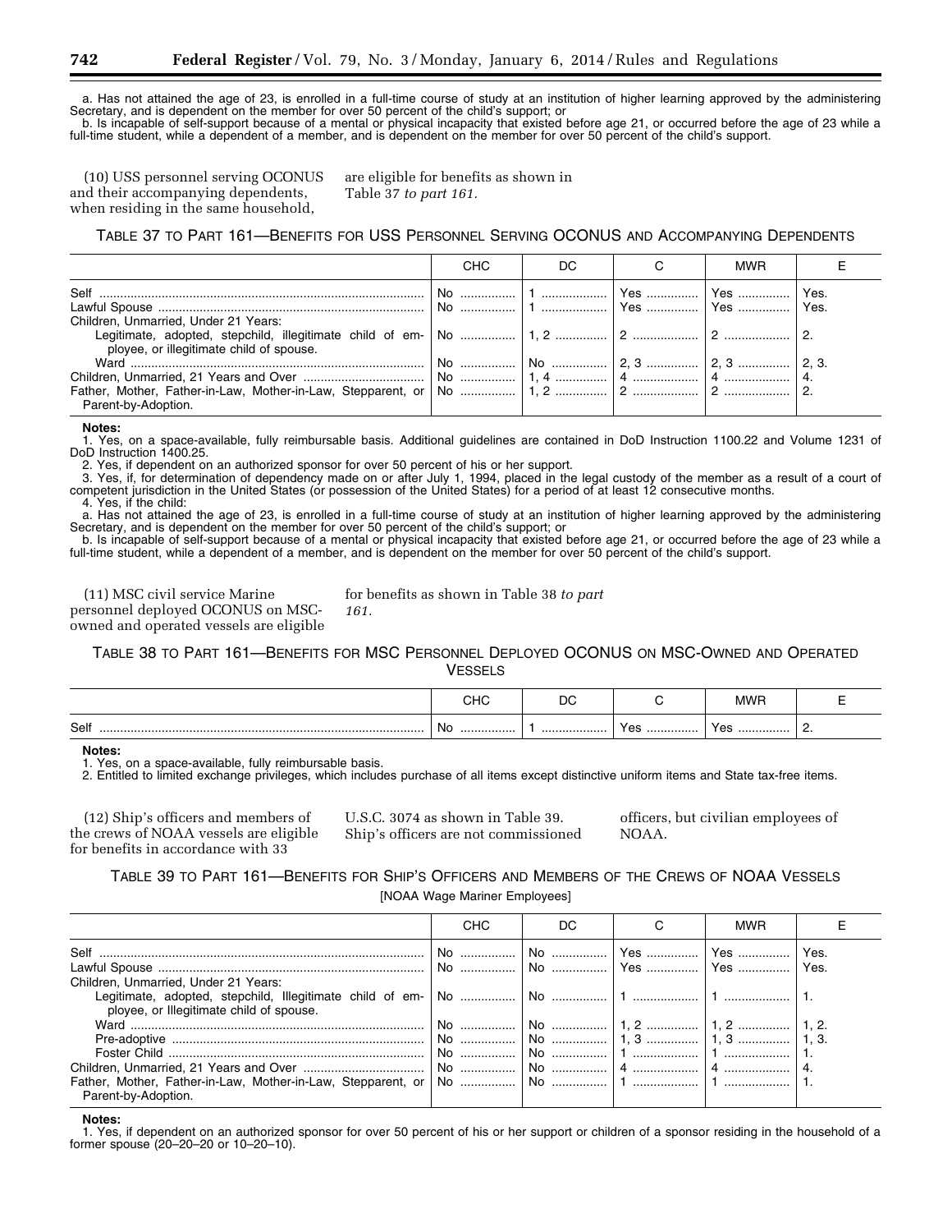a. Has not attained the age of 23, is enrolled in a full-time course of study at an institution of higher learning approved by the administering Secretary, and is dependent on the member for over 50 percent of the child's support; or

b. Is incapable of self-support because of a mental or physical incapacity that existed before age 21, or occurred before the age of 23 while a full-time student, while a dependent of a member, and is dependent on the member for over 50 percent of the child's support.

(10) USS personnel serving OCONUS and their accompanying dependents, when residing in the same household, are eligible for benefits as shown in Table 37 *to part 161.*

TABLE 37 TO PART 161—BENEFITS FOR USS PERSONNEL SERVING OCONUS AND ACCOMPANYING DEPENDENTS

| | CHC | DC | C | MWR | E |
|---|---|---|---|---|---|
| Self | No | 1 | Yes | Yes | Yes. |
| Lawful Spouse | No | 1 | Yes | Yes | Yes. |
| Children, Unmarried, Under 21 Years: | | | | | |
| Legitimate, adopted, stepchild, illegitimate child of employee, or illegitimate child of spouse. | No | 1, 2 | 2 | 2 | 2. |
| Ward | No | No | 2, 3 | 2, 3 | 2, 3. |
| Children, Unmarried, 21 Years and Over | No | 1, 4 | 4 | 4 | 4. |
| Father, Mother, Father-in-Law, Mother-in-Law, Stepparent, or Parent-by-Adoption. | No | 1, 2 | 2 | 2 | 2. |

**Notes:**

1. Yes, on a space-available, fully reimbursable basis. Additional guidelines are contained in DoD Instruction 1100.22 and Volume 1231 of DoD Instruction 1400.25.
2. Yes, if dependent on an authorized sponsor for over 50 percent of his or her support.
3. Yes, if, for determination of dependency made on or after July 1, 1994, placed in the legal custody of the member as a result of a court of competent jurisdiction in the United States (or possession of the United States) for a period of at least 12 consecutive months.
4. Yes, if the child:

a. Has not attained the age of 23, is enrolled in a full-time course of study at an institution of higher learning approved by the administering Secretary, and is dependent on the member for over 50 percent of the child's support; or

b. Is incapable of self-support because of a mental or physical incapacity that existed before age 21, or occurred before the age of 23 while a full-time student, while a dependent of a member, and is dependent on the member for over 50 percent of the child's support.

(11) MSC civil service Marine personnel deployed OCONUS on MSC-owned and operated vessels are eligible for benefits as shown in Table 38 *to part 161.*

TABLE 38 TO PART 161—BENEFITS FOR MSC PERSONNEL DEPLOYED OCONUS ON MSC-OWNED AND OPERATED VESSELS

| | CHC | DC | C | MWR | E |
|---|---|---|---|---|---|
| Self | No | 1 | Yes | Yes | 2. |

**Notes:**

1. Yes, on a space-available, fully reimbursable basis.
2. Entitled to limited exchange privileges, which includes purchase of all items except distinctive uniform items and State tax-free items.

(12) Ship's officers and members of the crews of NOAA vessels are eligible for benefits in accordance with 33 U.S.C. 3074 as shown in Table 39. Ship's officers are not commissioned officers, but civilian employees of NOAA.

TABLE 39 TO PART 161—BENEFITS FOR SHIP'S OFFICERS AND MEMBERS OF THE CREWS OF NOAA VESSELS

[NOAA Wage Mariner Employees]

| | CHC | DC | C | MWR | E |
|---|---|---|---|---|---|
| Self | No | No | Yes | Yes | Yes. |
| Lawful Spouse | No | No | Yes | Yes | Yes. |
| Children, Unmarried, Under 21 Years: | | | | | |
| Legitimate, adopted, stepchild, Illegitimate child of employee, or Illegitimate child of spouse. | No | No | 1 | 1 | 1. |
| Ward | No | No | 1, 2 | 1, 2 | 1, 2. |
| Pre-adoptive | No | No | 1, 3 | 1, 3 | 1, 3. |
| Foster Child | No | No | 1 | 1 | 1. |
| Children, Unmarried, 21 Years and Over | No | No | 4 | 4 | 4. |
| Father, Mother, Father-in-Law, Mother-in-Law, Stepparent, or Parent-by-Adoption. | No | No | 1 | 1 | 1. |

**Notes:**

1. Yes, if dependent on an authorized sponsor for over 50 percent of his or her support or children of a sponsor residing in the household of a former spouse (20–20–20 or 10–20–10).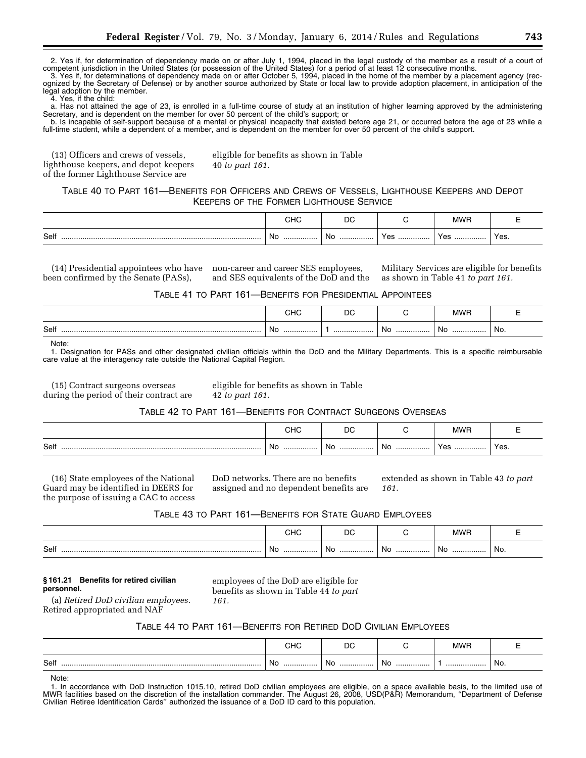2. Yes if, for determination of dependency made on or after July 1, 1994, placed in the legal custody of the member as a result of a court of competent jurisdiction in the United States (or possession of the United States) for a period of at least 12 consecutive months.

3. Yes if, for determinations of dependency made on or after October 5, 1994, placed in the home of the member by a placement agency (recognized by the Secretary of Defense) or by another source authorized by State or local law to provide adoption placement, in anticipation of the legal adoption by the member.

4. Yes, if the child:

a. Has not attained the age of 23, is enrolled in a full-time course of study at an institution of higher learning approved by the administering Secretary, and is dependent on the member for over 50 percent of the child's support; or

b. Is incapable of self-support because of a mental or physical incapacity that existed before age 21, or occurred before the age of 23 while a full-time student, while a dependent of a member, and is dependent on the member for over 50 percent of the child's support.

(13) Officers and crews of vessels, lighthouse keepers, and depot keepers of the former Lighthouse Service are eligible for benefits as shown in Table 40 *to part 161.*

TABLE 40 TO PART 161—BENEFITS FOR OFFICERS AND CREWS OF VESSELS, LIGHTHOUSE KEEPERS AND DEPOT KEEPERS OF THE FORMER LIGHTHOUSE SERVICE

| | CHC | DC | C | MWR | E |
|---|---|---|---|---|---|
| Self | No | No | Yes | Yes | Yes. |

(14) Presidential appointees who have been confirmed by the Senate (PASs), non-career and career SES employees, and SES equivalents of the DoD and the Military Services are eligible for benefits as shown in Table 41 *to part 161.*

TABLE 41 TO PART 161—BENEFITS FOR PRESIDENTIAL APPOINTEES

| | CHC | DC | C | MWR | E |
|---|---|---|---|---|---|
| Self | No | 1 | No | No | No. |

Note:

1. Designation for PASs and other designated civilian officials within the DoD and the Military Departments. This is a specific reimbursable care value at the interagency rate outside the National Capital Region.

(15) Contract surgeons overseas during the period of their contract are eligible for benefits as shown in Table 42 *to part 161.*

TABLE 42 TO PART 161—BENEFITS FOR CONTRACT SURGEONS OVERSEAS

| | CHC | DC | C | MWR | E |
|---|---|---|---|---|---|
| Self | No | No | No | Yes | Yes. |

(16) State employees of the National Guard may be identified in DEERS for the purpose of issuing a CAC to access DoD networks. There are no benefits assigned and no dependent benefits are extended as shown in Table 43 *to part 161.*

TABLE 43 TO PART 161—BENEFITS FOR STATE GUARD EMPLOYEES

| | CHC | DC | C | MWR | E |
|---|---|---|---|---|---|
| Self | No | No | No | No | No. |

**§ 161.21 Benefits for retired civilian personnel.**

(a) *Retired DoD civilian employees.* Retired appropriated and NAF employees of the DoD are eligible for benefits as shown in Table 44 *to part 161.*

TABLE 44 TO PART 161—BENEFITS FOR RETIRED DOD CIVILIAN EMPLOYEES

| | CHC | DC | C | MWR | E |
|---|---|---|---|---|---|
| Self | No | No | No | 1 | No. |

Note:

1. In accordance with DoD Instruction 1015.10, retired DoD civilian employees are eligible, on a space available basis, to the limited use of MWR facilities based on the discretion of the installation commander. The August 26, 2008, USD(P&R) Memorandum, "Department of Defense Civilian Retiree Identification Cards" authorized the issuance of a DoD ID card to this population.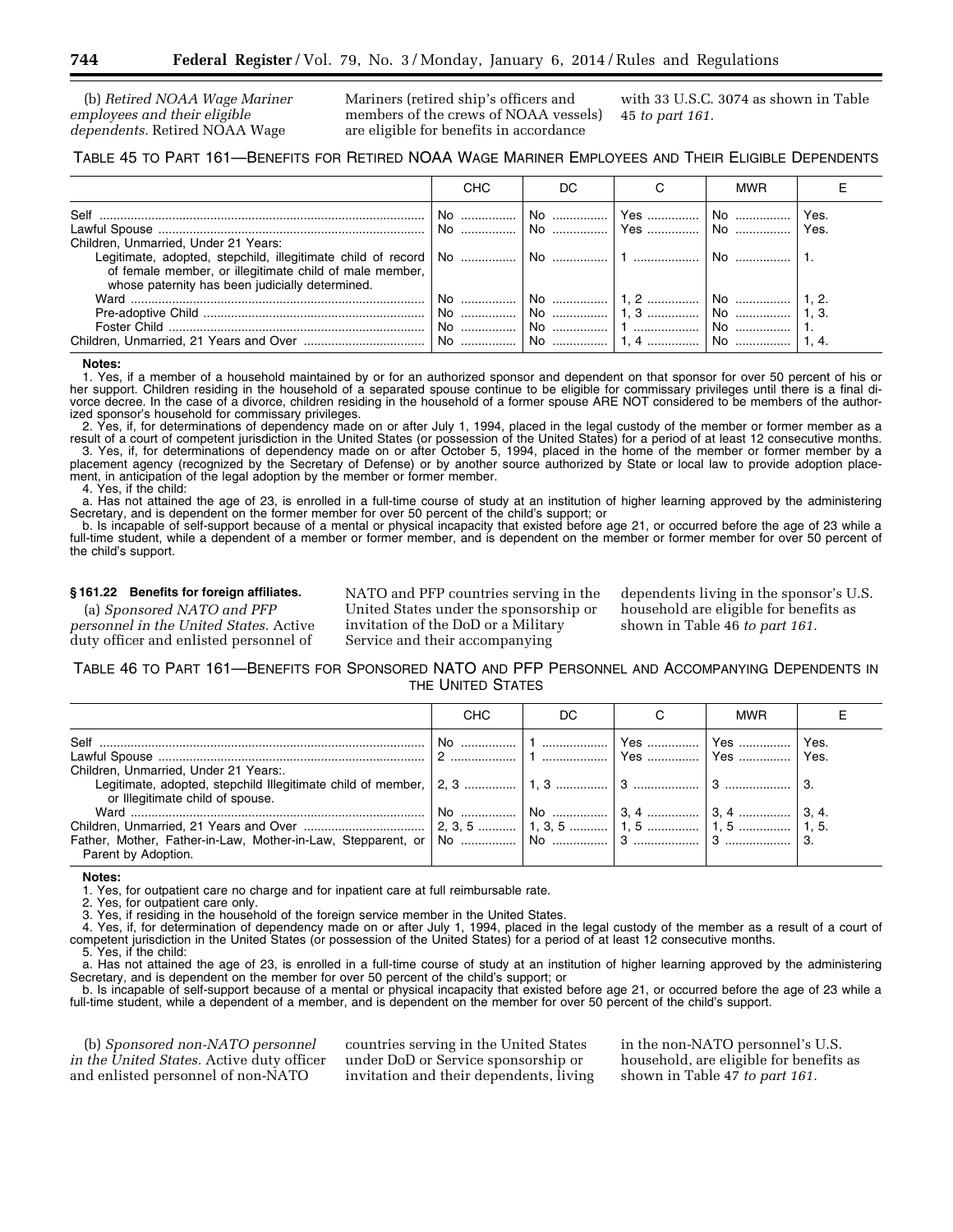(b) *Retired NOAA Wage Mariner employees and their eligible dependents.* Retired NOAA Wage Mariners (retired ship's officers and members of the crews of NOAA vessels) are eligible for benefits in accordance with 33 U.S.C. 3074 as shown in Table 45 *to part 161.*

TABLE 45 TO PART 161—BENEFITS FOR RETIRED NOAA WAGE MARINER EMPLOYEES AND THEIR ELIGIBLE DEPENDENTS

| | CHC | DC | C | MWR | E |
|---|---|---|---|---|---|
| Self | No | No | Yes | No | Yes. |
| Lawful Spouse | No | No | Yes | No | Yes. |
| Children, Unmarried, Under 21 Years: | | | | | |
| Legitimate, adopted, stepchild, illegitimate child of record of female member, or illegitimate child of male member, whose paternity has been judicially determined. | No | No | 1 | No | 1. |
| Ward | No | No | 1, 2 | No | 1, 2. |
| Pre-adoptive Child | No | No | 1, 3 | No | 1, 3. |
| Foster Child | No | No | 1 | No | 1. |
| Children, Unmarried, 21 Years and Over | No | No | 1, 4 | No | 1, 4. |

**Notes:**

1. Yes, if a member of a household maintained by or for an authorized sponsor and dependent on that sponsor for over 50 percent of his or her support. Children residing in the household of a separated spouse continue to be eligible for commissary privileges until there is a final divorce decree. In the case of a divorce, children residing in the household of a former spouse ARE NOT considered to be members of the authorized sponsor's household for commissary privileges.
2. Yes, if, for determinations of dependency made on or after July 1, 1994, placed in the legal custody of the member or former member as a result of a court of competent jurisdiction in the United States (or possession of the United States) for a period of at least 12 consecutive months.
3. Yes, if, for determinations of dependency made on or after October 5, 1994, placed in the home of the member or former member by a placement agency (recognized by the Secretary of Defense) or by another source authorized by State or local law to provide adoption placement, in anticipation of the legal adoption by the member or former member.
4. Yes, if the child:
 a. Has not attained the age of 23, is enrolled in a full-time course of study at an institution of higher learning approved by the administering Secretary, and is dependent on the former member for over 50 percent of the child's support; or
 b. Is incapable of self-support because of a mental or physical incapacity that existed before age 21, or occurred before the age of 23 while a full-time student, while a dependent of a member or former member, and is dependent on the member or former member for over 50 percent of the child's support.

### § 161.22 Benefits for foreign affiliates.

(a) *Sponsored NATO and PFP personnel in the United States.* Active duty officer and enlisted personnel of NATO and PFP countries serving in the United States under the sponsorship or invitation of the DoD or a Military Service and their accompanying dependents living in the sponsor's U.S. household are eligible for benefits as shown in Table 46 *to part 161.*

TABLE 46 TO PART 161—BENEFITS FOR SPONSORED NATO AND PFP PERSONNEL AND ACCOMPANYING DEPENDENTS IN THE UNITED STATES

| | CHC | DC | C | MWR | E |
|---|---|---|---|---|---|
| Self | No | 1 | Yes | Yes | Yes. |
| Lawful Spouse | 2 | 1 | Yes | Yes | Yes. |
| Children, Unmarried, Under 21 Years:. | | | | | |
| Legitimate, adopted, stepchild Illegitimate child of member, or Illegitimate child of spouse. | 2, 3 | 1, 3 | 3 | 3 | 3. |
| Ward | No | No | 3, 4 | 3, 4 | 3, 4. |
| Children, Unmarried, 21 Years and Over | 2, 3, 5 | 1, 3, 5 | 1, 5 | 1, 5 | 1, 5. |
| Father, Mother, Father-in-Law, Mother-in-Law, Stepparent, or Parent by Adoption. | No | No | 3 | 3 | 3. |

**Notes:**

1. Yes, for outpatient care no charge and for inpatient care at full reimbursable rate.
2. Yes, for outpatient care only.
3. Yes, if residing in the household of the foreign service member in the United States.
4. Yes, if, for determination of dependency made on or after July 1, 1994, placed in the legal custody of the member as a result of a court of competent jurisdiction in the United States (or possession of the United States) for a period of at least 12 consecutive months.
5. Yes, if the child:
 a. Has not attained the age of 23, is enrolled in a full-time course of study at an institution of higher learning approved by the administering Secretary, and is dependent on the member for over 50 percent of the child's support; or
 b. Is incapable of self-support because of a mental or physical incapacity that existed before age 21, or occurred before the age of 23 while a full-time student, while a dependent of a member, and is dependent on the member for over 50 percent of the child's support.

(b) *Sponsored non-NATO personnel in the United States.* Active duty officer and enlisted personnel of non-NATO countries serving in the United States under DoD or Service sponsorship or invitation and their dependents, living in the non-NATO personnel's U.S. household, are eligible for benefits as shown in Table 47 *to part 161.*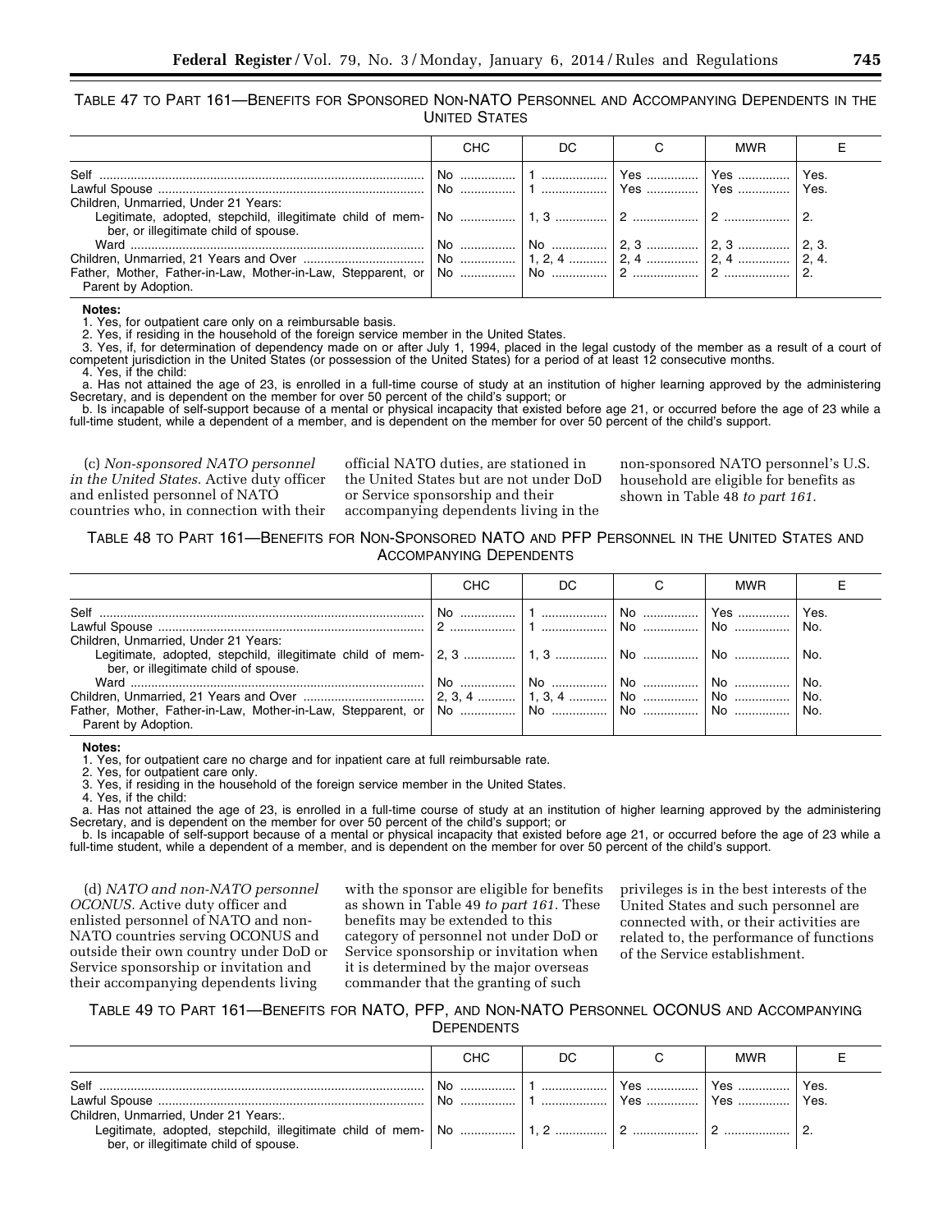TABLE 47 TO PART 161—BENEFITS FOR SPONSORED NON-NATO PERSONNEL AND ACCOMPANYING DEPENDENTS IN THE UNITED STATES

| | CHC | DC | C | MWR | E |
|---|---|---|---|---|---|
| Self | No | 1 | Yes | Yes | Yes. |
| Lawful Spouse | No | 1 | Yes | Yes | Yes. |
| Children, Unmarried, Under 21 Years: | | | | | |
| Legitimate, adopted, stepchild, illegitimate child of member, or illegitimate child of spouse. | No | 1, 3 | 2 | 2 | 2. |
| Ward | No | No | 2, 3 | 2, 3 | 2, 3. |
| Children, Unmarried, 21 Years and Over | No | 1, 2, 4 | 2, 4 | 2, 4 | 2, 4. |
| Father, Mother, Father-in-Law, Mother-in-Law, Stepparent, or Parent by Adoption. | No | No | 2 | 2 | 2. |

**Notes:**
1. Yes, for outpatient care only on a reimbursable basis.
2. Yes, if residing in the household of the foreign service member in the United States.
3. Yes, if, for determination of dependency made on or after July 1, 1994, placed in the legal custody of the member as a result of a court of competent jurisdiction in the United States (or possession of the United States) for a period of at least 12 consecutive months.
4. Yes, if the child:
a. Has not attained the age of 23, is enrolled in a full-time course of study at an institution of higher learning approved by the administering Secretary, and is dependent on the member for over 50 percent of the child's support; or
b. Is incapable of self-support because of a mental or physical incapacity that existed before age 21, or occurred before the age of 23 while a full-time student, while a dependent of a member, and is dependent on the member for over 50 percent of the child's support.

(c) *Non-sponsored NATO personnel in the United States.* Active duty officer and enlisted personnel of NATO countries who, in connection with their official NATO duties, are stationed in the United States but are not under DoD or Service sponsorship and their accompanying dependents living in the non-sponsored NATO personnel's U.S. household are eligible for benefits as shown in Table 48 *to part 161*.

TABLE 48 TO PART 161—BENEFITS FOR NON-SPONSORED NATO AND PFP PERSONNEL IN THE UNITED STATES AND ACCOMPANYING DEPENDENTS

| | CHC | DC | C | MWR | E |
|---|---|---|---|---|---|
| Self | No | 1 | No | Yes | Yes. |
| Lawful Spouse | 2 | 1 | No | No | No. |
| Children, Unmarried, Under 21 Years: | | | | | |
| Legitimate, adopted, stepchild, illegitimate child of member, or illegitimate child of spouse. | 2, 3 | 1, 3 | No | No | No. |
| Ward | No | No | No | No | No. |
| Children, Unmarried, 21 Years and Over | 2, 3, 4 | 1, 3, 4 | No | No | No. |
| Father, Mother, Father-in-Law, Mother-in-Law, Stepparent, or Parent by Adoption. | No | No | No | No | No. |

**Notes:**
1. Yes, for outpatient care no charge and for inpatient care at full reimbursable rate.
2. Yes, for outpatient care only.
3. Yes, if residing in the household of the foreign service member in the United States.
4. Yes, if the child:
a. Has not attained the age of 23, is enrolled in a full-time course of study at an institution of higher learning approved by the administering Secretary, and is dependent on the member for over 50 percent of the child's support; or
b. Is incapable of self-support because of a mental or physical incapacity that existed before age 21, or occurred before the age of 23 while a full-time student, while a dependent of a member, and is dependent on the member for over 50 percent of the child's support.

(d) *NATO and non-NATO personnel OCONUS.* Active duty officer and enlisted personnel of NATO and non-NATO countries serving OCONUS and outside their own country under DoD or Service sponsorship or invitation and their accompanying dependents living with the sponsor are eligible for benefits as shown in Table 49 *to part 161*. These benefits may be extended to this category of personnel not under DoD or Service sponsorship or invitation when it is determined by the major overseas commander that the granting of such privileges is in the best interests of the United States and such personnel are connected with, or their activities are related to, the performance of functions of the Service establishment.

TABLE 49 TO PART 161—BENEFITS FOR NATO, PFP, AND NON-NATO PERSONNEL OCONUS AND ACCOMPANYING DEPENDENTS

| | CHC | DC | C | MWR | E |
|---|---|---|---|---|---|
| Self | No | 1 | Yes | Yes | Yes. |
| Lawful Spouse | No | 1 | Yes | Yes | Yes. |
| Children, Unmarried, Under 21 Years:. | | | | | |
| Legitimate, adopted, stepchild, illegitimate child of member, or illegitimate child of spouse. | No | 1, 2 | 2 | 2 | 2. |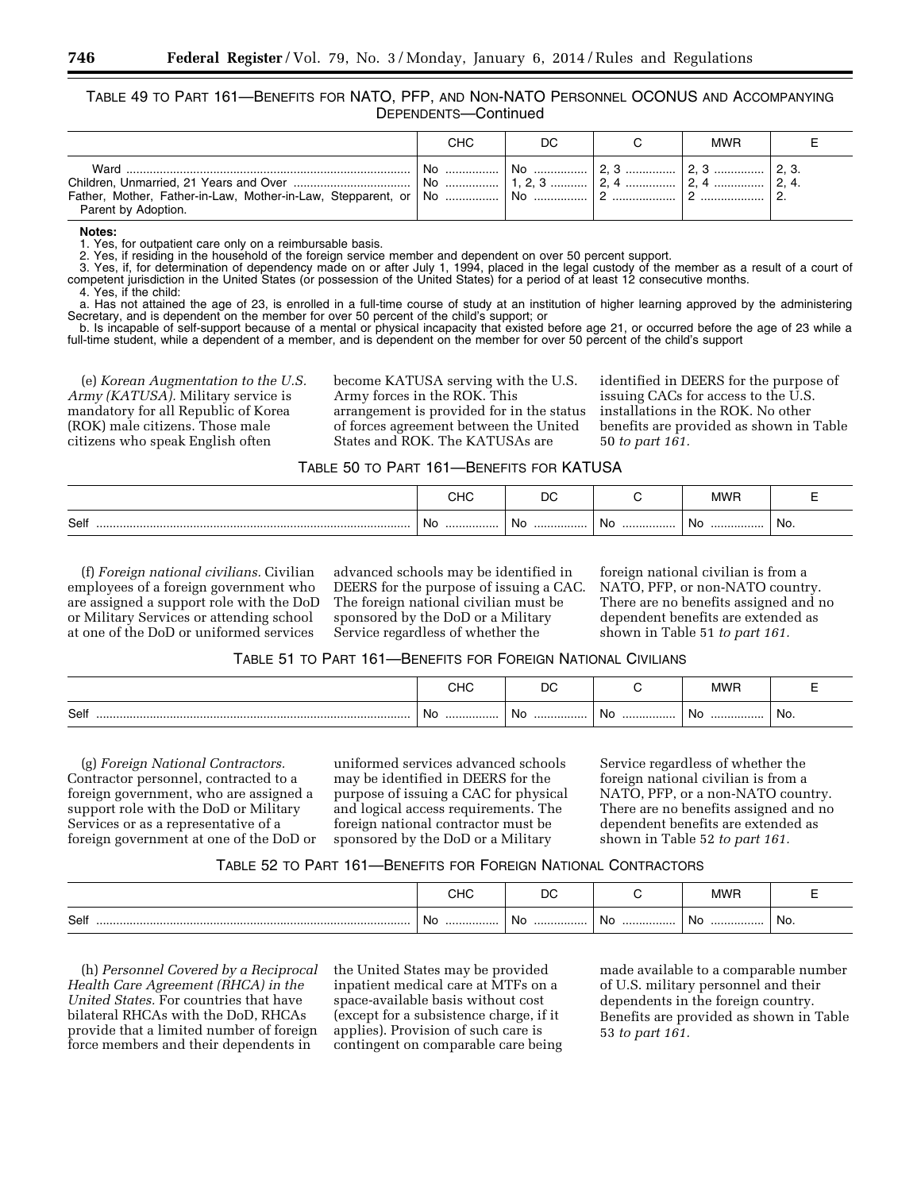TABLE 49 TO PART 161—BENEFITS FOR NATO, PFP, AND NON-NATO PERSONNEL OCONUS AND ACCOMPANYING DEPENDENTS—Continued

| | CHC | DC | C | MWR | E |
|---|---|---|---|---|---|
| Ward | No | No | 2, 3 | 2, 3 | 2, 3. |
| Children, Unmarried, 21 Years and Over | No | 1, 2, 3 | 2, 4 | 2, 4 | 2, 4. |
| Father, Mother, Father-in-Law, Mother-in-Law, Stepparent, or Parent by Adoption. | No | No | 2 | 2 | 2. |

**Notes:**
1. Yes, for outpatient care only on a reimbursable basis.
2. Yes, if residing in the household of the foreign service member and dependent on over 50 percent support.
3. Yes, if, for determination of dependency made on or after July 1, 1994, placed in the legal custody of the member as a result of a court of competent jurisdiction in the United States (or possession of the United States) for a period of at least 12 consecutive months.
4. Yes, if the child:
a. Has not attained the age of 23, is enrolled in a full-time course of study at an institution of higher learning approved by the administering Secretary, and is dependent on the member for over 50 percent of the child's support; or
b. Is incapable of self-support because of a mental or physical incapacity that existed before age 21, or occurred before the age of 23 while a full-time student, while a dependent of a member, and is dependent on the member for over 50 percent of the child's support

(e) *Korean Augmentation to the U.S. Army (KATUSA).* Military service is mandatory for all Republic of Korea (ROK) male citizens. Those male citizens who speak English often become KATUSA serving with the U.S. Army forces in the ROK. This arrangement is provided for in the status of forces agreement between the United States and ROK. The KATUSAs are identified in DEERS for the purpose of issuing CACs for access to the U.S. installations in the ROK. No other benefits are provided as shown in Table 50 *to part 161.*

TABLE 50 TO PART 161—BENEFITS FOR KATUSA

| | CHC | DC | C | MWR | E |
|---|---|---|---|---|---|
| Self | No | No | No | No | No. |

(f) *Foreign national civilians.* Civilian employees of a foreign government who are assigned a support role with the DoD or Military Services or attending school at one of the DoD or uniformed services advanced schools may be identified in DEERS for the purpose of issuing a CAC. The foreign national civilian must be sponsored by the DoD or a Military Service regardless of whether the foreign national civilian is from a NATO, PFP, or non-NATO country. There are no benefits assigned and no dependent benefits are extended as shown in Table 51 *to part 161.*

TABLE 51 TO PART 161—BENEFITS FOR FOREIGN NATIONAL CIVILIANS

| | CHC | DC | C | MWR | E |
|---|---|---|---|---|---|
| Self | No | No | No | No | No. |

(g) *Foreign National Contractors.* Contractor personnel, contracted to a foreign government, who are assigned a support role with the DoD or Military Services or as a representative of a foreign government at one of the DoD or uniformed services advanced schools may be identified in DEERS for the purpose of issuing a CAC for physical and logical access requirements. The foreign national contractor must be sponsored by the DoD or a Military Service regardless of whether the foreign national civilian is from a NATO, PFP, or a non-NATO country. There are no benefits assigned and no dependent benefits are extended as shown in Table 52 *to part 161.*

TABLE 52 TO PART 161—BENEFITS FOR FOREIGN NATIONAL CONTRACTORS

| | CHC | DC | C | MWR | E |
|---|---|---|---|---|---|
| Self | No | No | No | No | No. |

(h) *Personnel Covered by a Reciprocal Health Care Agreement (RHCA) in the United States.* For countries that have bilateral RHCAs with the DoD, RHCAs provide that a limited number of foreign force members and their dependents in the United States may be provided inpatient medical care at MTFs on a space-available basis without cost (except for a subsistence charge, if it applies). Provision of such care is contingent on comparable care being made available to a comparable number of U.S. military personnel and their dependents in the foreign country. Benefits are provided as shown in Table 53 *to part 161.*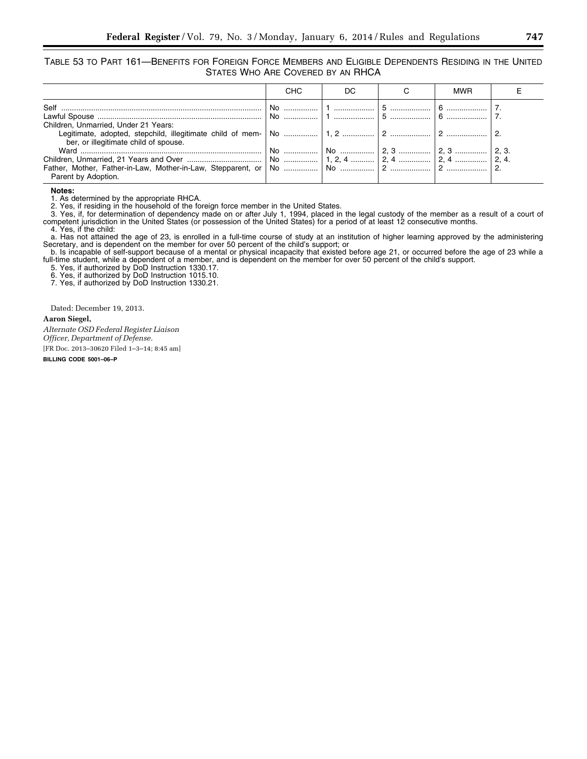TABLE 53 TO PART 161—BENEFITS FOR FOREIGN FORCE MEMBERS AND ELIGIBLE DEPENDENTS RESIDING IN THE UNITED STATES WHO ARE COVERED BY AN RHCA

| | CHC | DC | C | MWR | E |
|---|---|---|---|---|---|
| Self | No | 1 | 5 | 6 | 7. |
| Lawful Spouse | No | 1 | 5 | 6 | 7. |
| Children, Unmarried, Under 21 Years: | | | | | |
| Legitimate, adopted, stepchild, illegitimate child of member, or illegitimate child of spouse. | No | 1, 2 | 2 | 2 | 2. |
| Ward | No | No | 2, 3 | 2, 3 | 2, 3. |
| Children, Unmarried, 21 Years and Over | No | 1, 2, 4 | 2, 4 | 2, 4 | 2, 4. |
| Father, Mother, Father-in-Law, Mother-in-Law, Stepparent, or Parent by Adoption. | No | No | 2 | 2 | 2. |

**Notes:**

1. As determined by the appropriate RHCA.
2. Yes, if residing in the household of the foreign force member in the United States.
3. Yes, if, for determination of dependency made on or after July 1, 1994, placed in the legal custody of the member as a result of a court of competent jurisdiction in the United States (or possession of the United States) for a period of at least 12 consecutive months.
4. Yes, if the child:

a. Has not attained the age of 23, is enrolled in a full-time course of study at an institution of higher learning approved by the administering Secretary, and is dependent on the member for over 50 percent of the child's support; or

b. Is incapable of self-support because of a mental or physical incapacity that existed before age 21, or occurred before the age of 23 while a full-time student, while a dependent of a member, and is dependent on the member for over 50 percent of the child's support.

5. Yes, if authorized by DoD Instruction 1330.17.
6. Yes, if authorized by DoD Instruction 1015.10.
7. Yes, if authorized by DoD Instruction 1330.21.

Dated: December 19, 2013.

**Aaron Siegel,**

*Alternate OSD Federal Register Liaison Officer, Department of Defense.*

[FR Doc. 2013–30620 Filed 1–3–14; 8:45 am]

**BILLING CODE 5001–06–P**